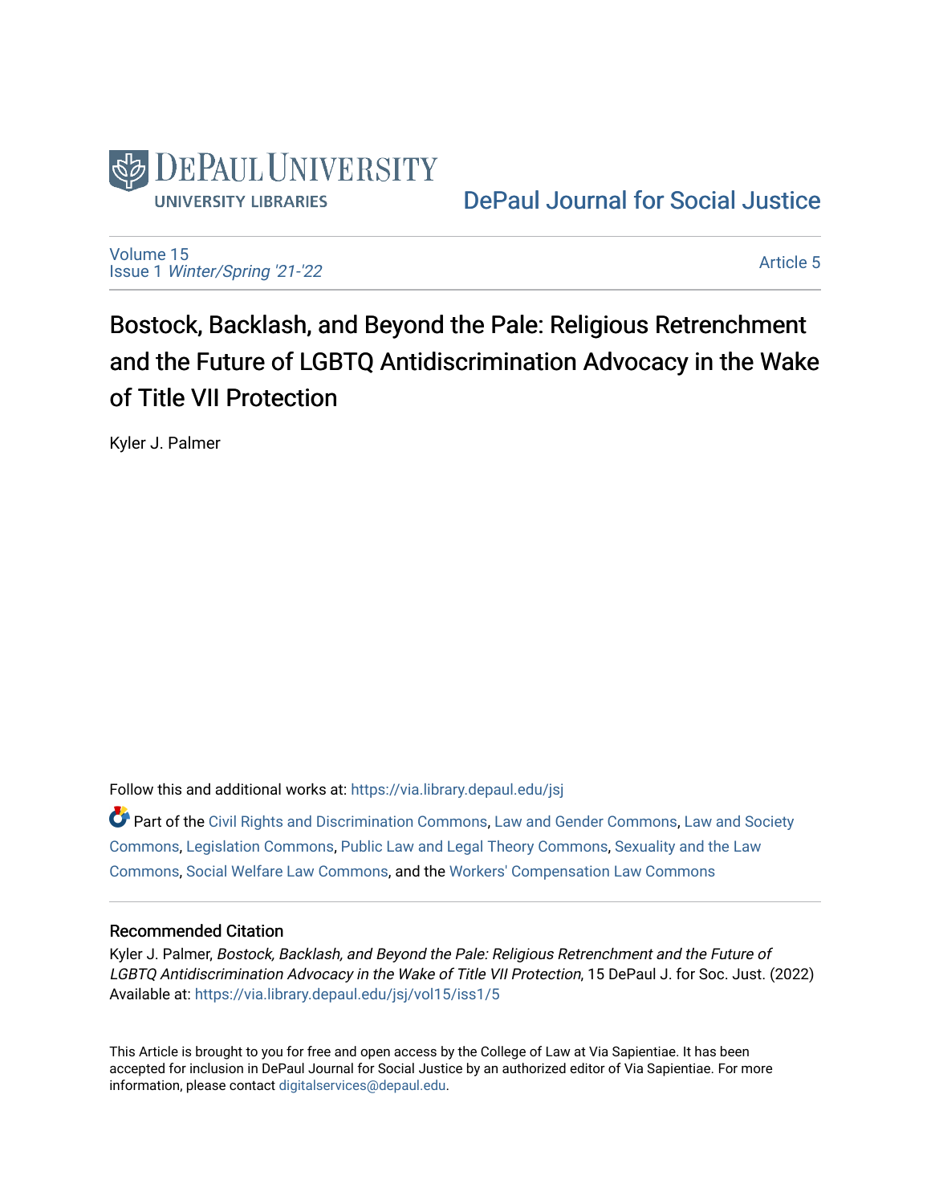DePaul University

University Libraries

DePaul Journal for Social Justice

Volume 15
Issue 1 *Winter/Spring '21-'22*

Article 5

# Bostock, Backlash, and Beyond the Pale: Religious Retrenchment and the Future of LGBTQ Antidiscrimination Advocacy in the Wake of Title VII Protection

Kyler J. Palmer

Follow this and additional works at: https://via.library.depaul.edu/jsj

Part of the Civil Rights and Discrimination Commons, Law and Gender Commons, Law and Society Commons, Legislation Commons, Public Law and Legal Theory Commons, Sexuality and the Law Commons, Social Welfare Law Commons, and the Workers' Compensation Law Commons

## Recommended Citation

Kyler J. Palmer, *Bostock, Backlash, and Beyond the Pale: Religious Retrenchment and the Future of LGBTQ Antidiscrimination Advocacy in the Wake of Title VII Protection*, 15 DePaul J. for Soc. Just. (2022)
Available at: https://via.library.depaul.edu/jsj/vol15/iss1/5

This Article is brought to you for free and open access by the College of Law at Via Sapientiae. It has been accepted for inclusion in DePaul Journal for Social Justice by an authorized editor of Via Sapientiae. For more information, please contact digitalservices@depaul.edu.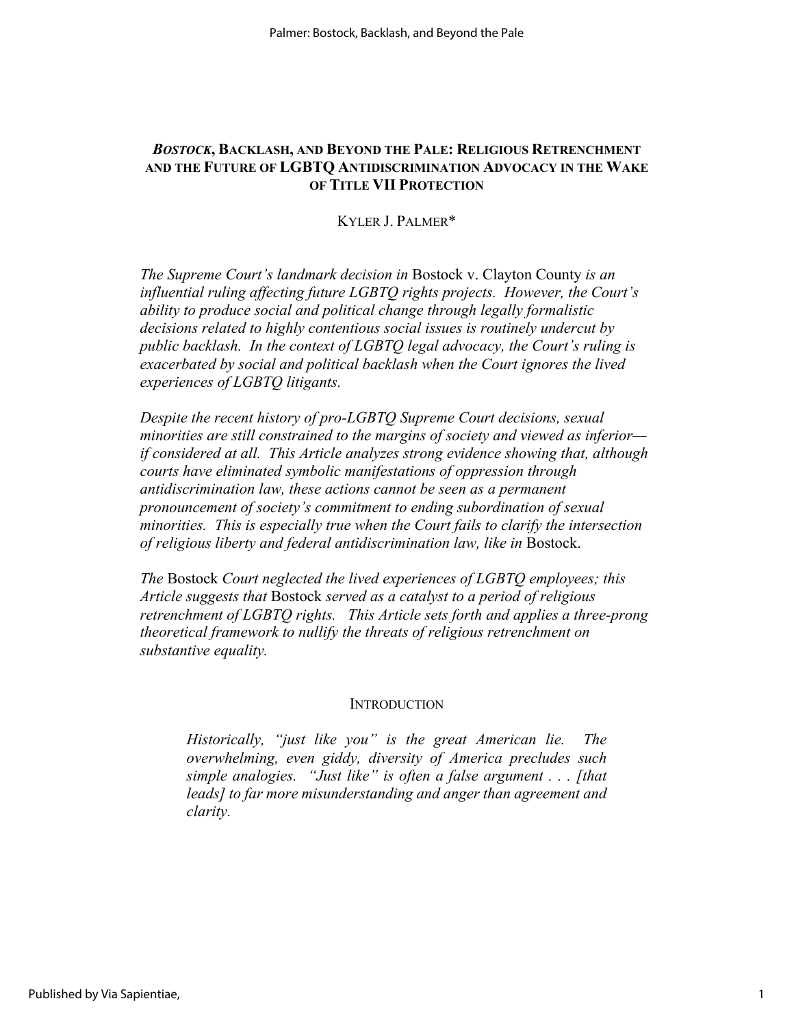# *BOSTOCK*, BACKLASH, AND BEYOND THE PALE: RELIGIOUS RETRENCHMENT AND THE FUTURE OF LGBTQ ANTIDISCRIMINATION ADVOCACY IN THE WAKE OF TITLE VII PROTECTION

KYLER J. PALMER*

*The Supreme Court's landmark decision in* Bostock v. Clayton County *is an influential ruling affecting future LGBTQ rights projects. However, the Court's ability to produce social and political change through legally formalistic decisions related to highly contentious social issues is routinely undercut by public backlash. In the context of LGBTQ legal advocacy, the Court's ruling is exacerbated by social and political backlash when the Court ignores the lived experiences of LGBTQ litigants.*

*Despite the recent history of pro-LGBTQ Supreme Court decisions, sexual minorities are still constrained to the margins of society and viewed as inferior—if considered at all. This Article analyzes strong evidence showing that, although courts have eliminated symbolic manifestations of oppression through antidiscrimination law, these actions cannot be seen as a permanent pronouncement of society's commitment to ending subordination of sexual minorities. This is especially true when the Court fails to clarify the intersection of religious liberty and federal antidiscrimination law, like in* Bostock.

*The* Bostock *Court neglected the lived experiences of LGBTQ employees; this Article suggests that* Bostock *served as a catalyst to a period of religious retrenchment of LGBTQ rights. This Article sets forth and applies a three-prong theoretical framework to nullify the threats of religious retrenchment on substantive equality.*

## INTRODUCTION

> *Historically, "just like you" is the great American lie. The overwhelming, even giddy, diversity of America precludes such simple analogies. "Just like" is often a false argument . . . [that leads] to far more misunderstanding and anger than agreement and clarity.*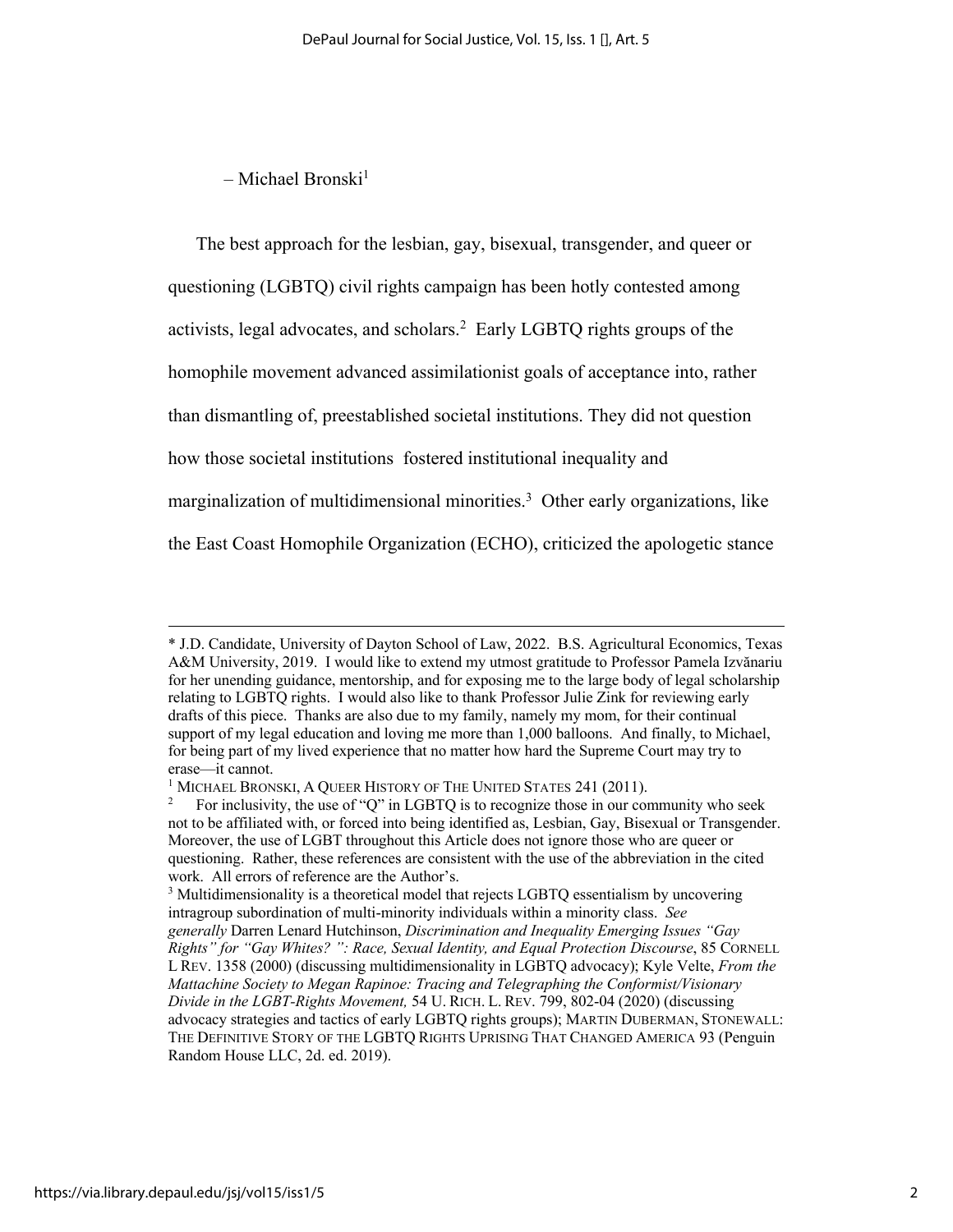– Michael Bronski[1]

The best approach for the lesbian, gay, bisexual, transgender, and queer or questioning (LGBTQ) civil rights campaign has been hotly contested among activists, legal advocates, and scholars.[2] Early LGBTQ rights groups of the homophile movement advanced assimilationist goals of acceptance into, rather than dismantling of, preestablished societal institutions. They did not question how those societal institutions fostered institutional inequality and marginalization of multidimensional minorities.[3] Other early organizations, like the East Coast Homophile Organization (ECHO), criticized the apologetic stance

---

\* J.D. Candidate, University of Dayton School of Law, 2022. B.S. Agricultural Economics, Texas A&M University, 2019. I would like to extend my utmost gratitude to Professor Pamela Izvănariu for her unending guidance, mentorship, and for exposing me to the large body of legal scholarship relating to LGBTQ rights. I would also like to thank Professor Julie Zink for reviewing early drafts of this piece. Thanks are also due to my family, namely my mom, for their continual support of my legal education and loving me more than 1,000 balloons. And finally, to Michael, for being part of my lived experience that no matter how hard the Supreme Court may try to erase—it cannot.

[1] MICHAEL BRONSKI, A QUEER HISTORY OF THE UNITED STATES 241 (2011).

[2] For inclusivity, the use of "Q" in LGBTQ is to recognize those in our community who seek not to be affiliated with, or forced into being identified as, Lesbian, Gay, Bisexual or Transgender. Moreover, the use of LGBT throughout this Article does not ignore those who are queer or questioning. Rather, these references are consistent with the use of the abbreviation in the cited work. All errors of reference are the Author's.

[3] Multidimensionality is a theoretical model that rejects LGBTQ essentialism by uncovering intragroup subordination of multi-minority individuals within a minority class. *See generally* Darren Lenard Hutchinson, *Discrimination and Inequality Emerging Issues "Gay Rights" for "Gay Whites?" ": Race, Sexual Identity, and Equal Protection Discourse*, 85 CORNELL L REV. 1358 (2000) (discussing multidimensionality in LGBTQ advocacy); Kyle Velte, *From the Mattachine Society to Megan Rapinoe: Tracing and Telegraphing the Conformist/Visionary Divide in the LGBT-Rights Movement,* 54 U. RICH. L. REV. 799, 802-04 (2020) (discussing advocacy strategies and tactics of early LGBTQ rights groups); MARTIN DUBERMAN, STONEWALL: THE DEFINITIVE STORY OF THE LGBTQ RIGHTS UPRISING THAT CHANGED AMERICA 93 (Penguin Random House LLC, 2d. ed. 2019).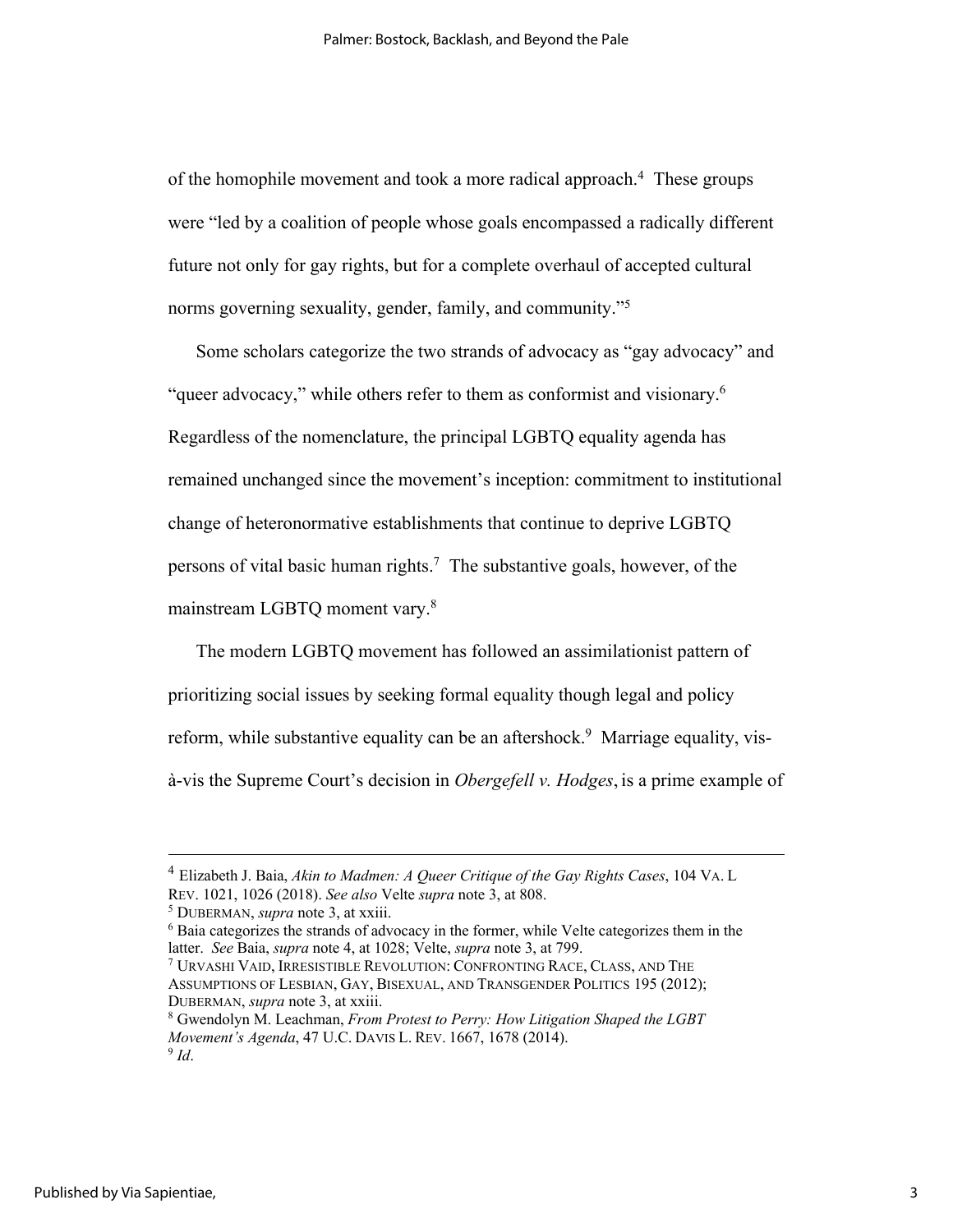of the homophile movement and took a more radical approach.[4] These groups were "led by a coalition of people whose goals encompassed a radically different future not only for gay rights, but for a complete overhaul of accepted cultural norms governing sexuality, gender, family, and community."[5]

Some scholars categorize the two strands of advocacy as "gay advocacy" and "queer advocacy," while others refer to them as conformist and visionary.[6] Regardless of the nomenclature, the principal LGBTQ equality agenda has remained unchanged since the movement's inception: commitment to institutional change of heteronormative establishments that continue to deprive LGBTQ persons of vital basic human rights.[7] The substantive goals, however, of the mainstream LGBTQ moment vary.[8]

The modern LGBTQ movement has followed an assimilationist pattern of prioritizing social issues by seeking formal equality though legal and policy reform, while substantive equality can be an aftershock.[9] Marriage equality, vis-à-vis the Supreme Court's decision in *Obergefell v. Hodges*, is a prime example of

---

[4] Elizabeth J. Baia, *Akin to Madmen: A Queer Critique of the Gay Rights Cases*, 104 VA. L REV. 1021, 1026 (2018). *See also* Velte *supra* note 3, at 808.

[5] DUBERMAN, *supra* note 3, at xxiii.

[6] Baia categorizes the strands of advocacy in the former, while Velte categorizes them in the latter. *See* Baia, *supra* note 4, at 1028; Velte, *supra* note 3, at 799.

[7] URVASHI VAID, IRRESISTIBLE REVOLUTION: CONFRONTING RACE, CLASS, AND THE ASSUMPTIONS OF LESBIAN, GAY, BISEXUAL, AND TRANSGENDER POLITICS 195 (2012); DUBERMAN, *supra* note 3, at xxiii.

[8] Gwendolyn M. Leachman, *From Protest to Perry: How Litigation Shaped the LGBT Movement's Agenda*, 47 U.C. DAVIS L. REV. 1667, 1678 (2014).

[9] *Id*.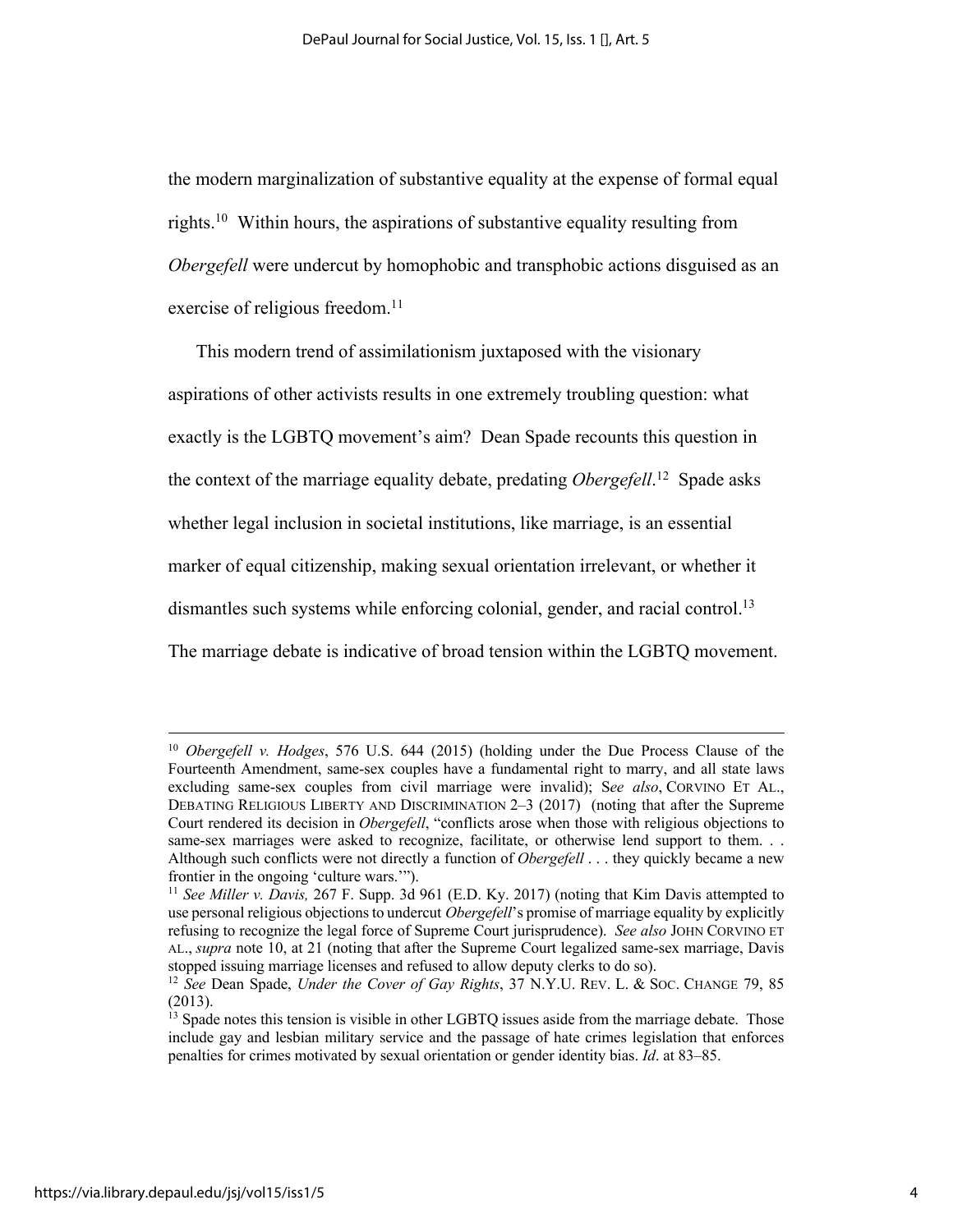the modern marginalization of substantive equality at the expense of formal equal rights.[10] Within hours, the aspirations of substantive equality resulting from *Obergefell* were undercut by homophobic and transphobic actions disguised as an exercise of religious freedom.[11]

This modern trend of assimilationism juxtaposed with the visionary aspirations of other activists results in one extremely troubling question: what exactly is the LGBTQ movement's aim? Dean Spade recounts this question in the context of the marriage equality debate, predating *Obergefell*.[12] Spade asks whether legal inclusion in societal institutions, like marriage, is an essential marker of equal citizenship, making sexual orientation irrelevant, or whether it dismantles such systems while enforcing colonial, gender, and racial control.[13] The marriage debate is indicative of broad tension within the LGBTQ movement.

---

[10] *Obergefell v. Hodges*, 576 U.S. 644 (2015) (holding under the Due Process Clause of the Fourteenth Amendment, same-sex couples have a fundamental right to marry, and all state laws excluding same-sex couples from civil marriage were invalid); S*ee also*, CORVINO ET AL., DEBATING RELIGIOUS LIBERTY AND DISCRIMINATION 2–3 (2017) (noting that after the Supreme Court rendered its decision in *Obergefell*, "conflicts arose when those with religious objections to same-sex marriages were asked to recognize, facilitate, or otherwise lend support to them. . . Although such conflicts were not directly a function of *Obergefell* . . . they quickly became a new frontier in the ongoing 'culture wars.'").

[11] *See Miller v. Davis,* 267 F. Supp. 3d 961 (E.D. Ky. 2017) (noting that Kim Davis attempted to use personal religious objections to undercut *Obergefell*'s promise of marriage equality by explicitly refusing to recognize the legal force of Supreme Court jurisprudence). *See also* JOHN CORVINO ET AL., *supra* note 10, at 21 (noting that after the Supreme Court legalized same-sex marriage, Davis stopped issuing marriage licenses and refused to allow deputy clerks to do so).

[12] *See* Dean Spade, *Under the Cover of Gay Rights*, 37 N.Y.U. REV. L. & SOC. CHANGE 79, 85 (2013).

[13] Spade notes this tension is visible in other LGBTQ issues aside from the marriage debate. Those include gay and lesbian military service and the passage of hate crimes legislation that enforces penalties for crimes motivated by sexual orientation or gender identity bias. *Id*. at 83–85.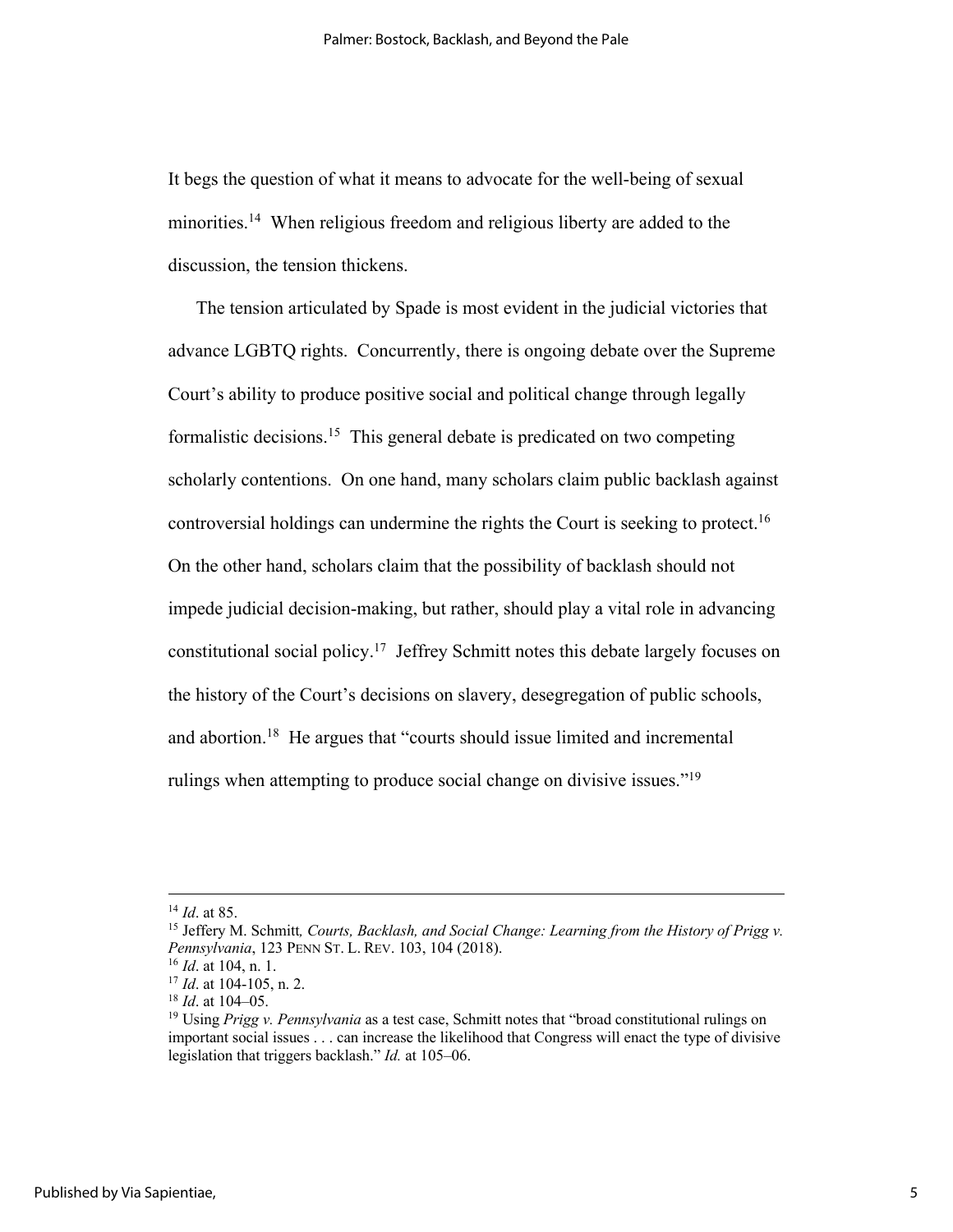It begs the question of what it means to advocate for the well-being of sexual minorities.[14] When religious freedom and religious liberty are added to the discussion, the tension thickens.

The tension articulated by Spade is most evident in the judicial victories that advance LGBTQ rights. Concurrently, there is ongoing debate over the Supreme Court's ability to produce positive social and political change through legally formalistic decisions.[15] This general debate is predicated on two competing scholarly contentions. On one hand, many scholars claim public backlash against controversial holdings can undermine the rights the Court is seeking to protect.[16] On the other hand, scholars claim that the possibility of backlash should not impede judicial decision-making, but rather, should play a vital role in advancing constitutional social policy.[17] Jeffrey Schmitt notes this debate largely focuses on the history of the Court's decisions on slavery, desegregation of public schools, and abortion.[18] He argues that "courts should issue limited and incremental rulings when attempting to produce social change on divisive issues."[19]

---

[14] *Id*. at 85.

[15] Jeffery M. Schmitt*, Courts, Backlash, and Social Change: Learning from the History of Prigg v. Pennsylvania*, 123 PENN ST. L. REV. 103, 104 (2018).

[16] *Id*. at 104, n. 1.

[17] *Id*. at 104-105, n. 2.

[18] *Id*. at 104–05.

[19] Using *Prigg v. Pennsylvania* as a test case, Schmitt notes that "broad constitutional rulings on important social issues . . . can increase the likelihood that Congress will enact the type of divisive legislation that triggers backlash." *Id.* at 105–06.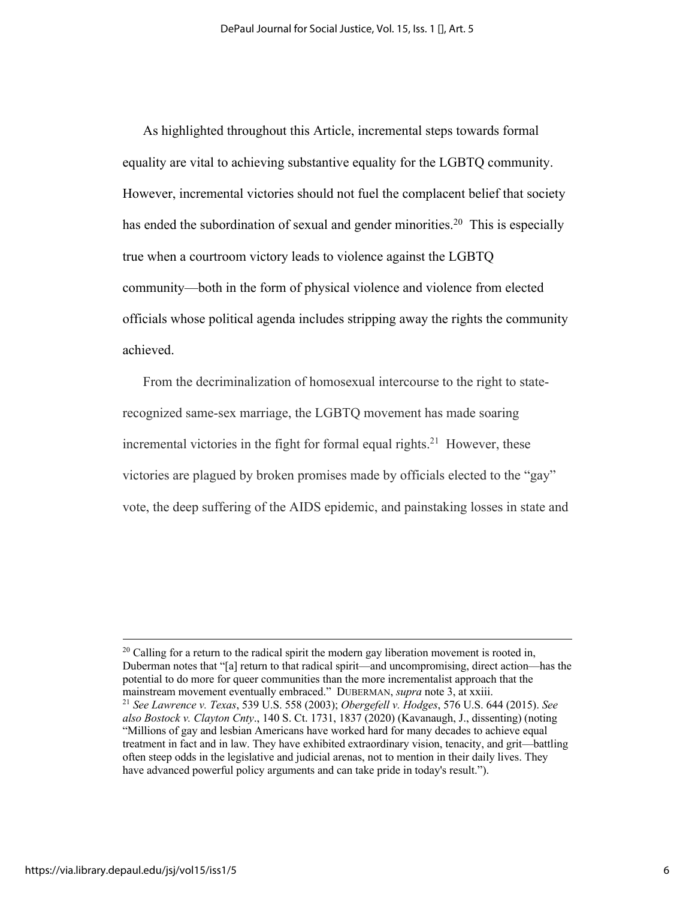As highlighted throughout this Article, incremental steps towards formal equality are vital to achieving substantive equality for the LGBTQ community. However, incremental victories should not fuel the complacent belief that society has ended the subordination of sexual and gender minorities.[20] This is especially true when a courtroom victory leads to violence against the LGBTQ community—both in the form of physical violence and violence from elected officials whose political agenda includes stripping away the rights the community achieved.

From the decriminalization of homosexual intercourse to the right to state-recognized same-sex marriage, the LGBTQ movement has made soaring incremental victories in the fight for formal equal rights.[21] However, these victories are plagued by broken promises made by officials elected to the "gay" vote, the deep suffering of the AIDS epidemic, and painstaking losses in state and

---

[20] Calling for a return to the radical spirit the modern gay liberation movement is rooted in, Duberman notes that "[a] return to that radical spirit—and uncompromising, direct action—has the potential to do more for queer communities than the more incrementalist approach that the mainstream movement eventually embraced." DUBERMAN, *supra* note 3, at xxiii.

[21] *See Lawrence v. Texas*, 539 U.S. 558 (2003); *Obergefell v. Hodges*, 576 U.S. 644 (2015). *See also Bostock v. Clayton Cnty*., 140 S. Ct. 1731, 1837 (2020) (Kavanaugh, J., dissenting) (noting "Millions of gay and lesbian Americans have worked hard for many decades to achieve equal treatment in fact and in law. They have exhibited extraordinary vision, tenacity, and grit—battling often steep odds in the legislative and judicial arenas, not to mention in their daily lives. They have advanced powerful policy arguments and can take pride in today's result.").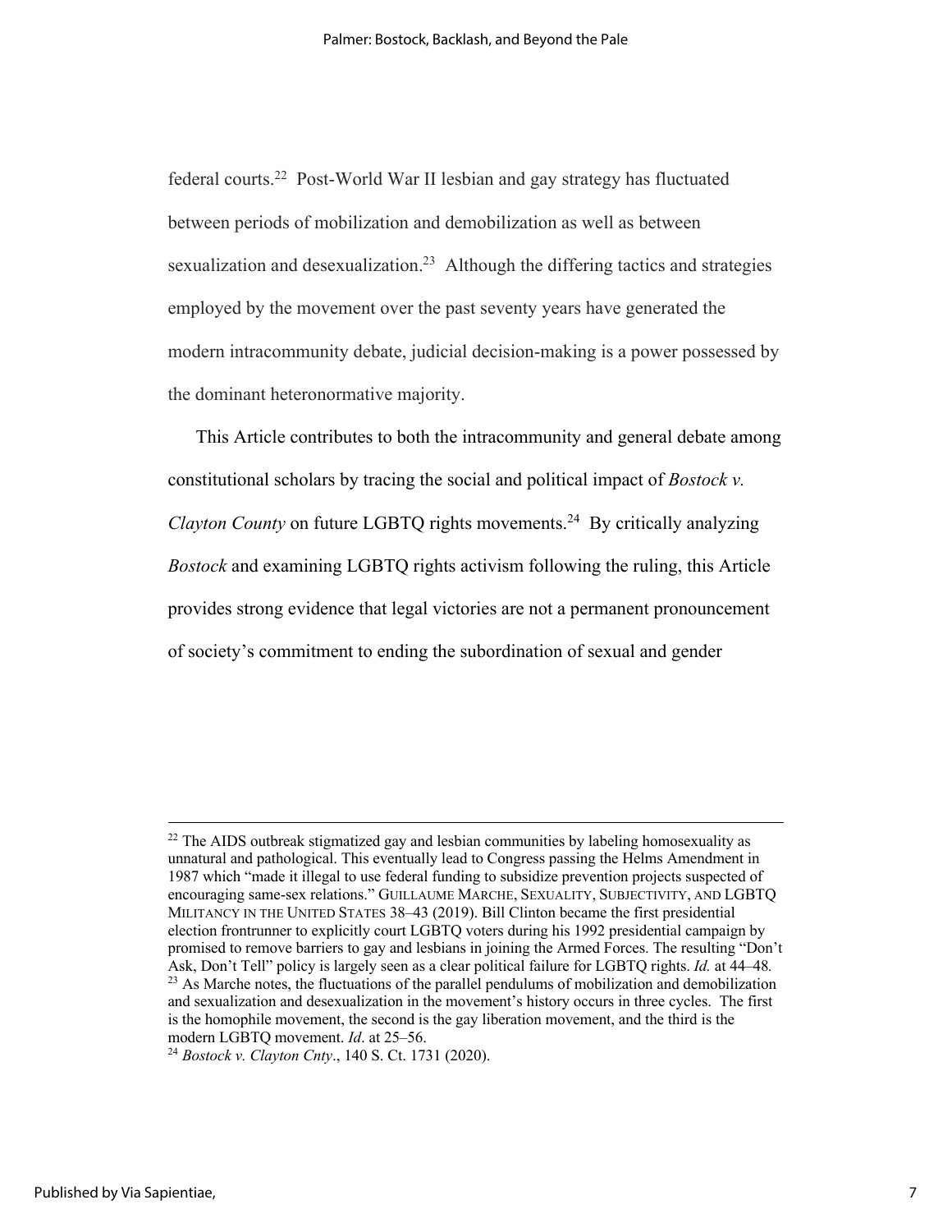federal courts.[22] Post-World War II lesbian and gay strategy has fluctuated between periods of mobilization and demobilization as well as between sexualization and desexualization.[23] Although the differing tactics and strategies employed by the movement over the past seventy years have generated the modern intracommunity debate, judicial decision-making is a power possessed by the dominant heteronormative majority.

This Article contributes to both the intracommunity and general debate among constitutional scholars by tracing the social and political impact of *Bostock v. Clayton County* on future LGBTQ rights movements.[24] By critically analyzing *Bostock* and examining LGBTQ rights activism following the ruling, this Article provides strong evidence that legal victories are not a permanent pronouncement of society's commitment to ending the subordination of sexual and gender

---

[22] The AIDS outbreak stigmatized gay and lesbian communities by labeling homosexuality as unnatural and pathological. This eventually lead to Congress passing the Helms Amendment in 1987 which "made it illegal to use federal funding to subsidize prevention projects suspected of encouraging same-sex relations." GUILLAUME MARCHE, SEXUALITY, SUBJECTIVITY, AND LGBTQ MILITANCY IN THE UNITED STATES 38–43 (2019). Bill Clinton became the first presidential election frontrunner to explicitly court LGBTQ voters during his 1992 presidential campaign by promised to remove barriers to gay and lesbians in joining the Armed Forces. The resulting "Don't Ask, Don't Tell" policy is largely seen as a clear political failure for LGBTQ rights. *Id.* at 44–48.

[23] As Marche notes, the fluctuations of the parallel pendulums of mobilization and demobilization and sexualization and desexualization in the movement's history occurs in three cycles. The first is the homophile movement, the second is the gay liberation movement, and the third is the modern LGBTQ movement. *Id*. at 25–56.

[24] *Bostock v. Clayton Cnty*., 140 S. Ct. 1731 (2020).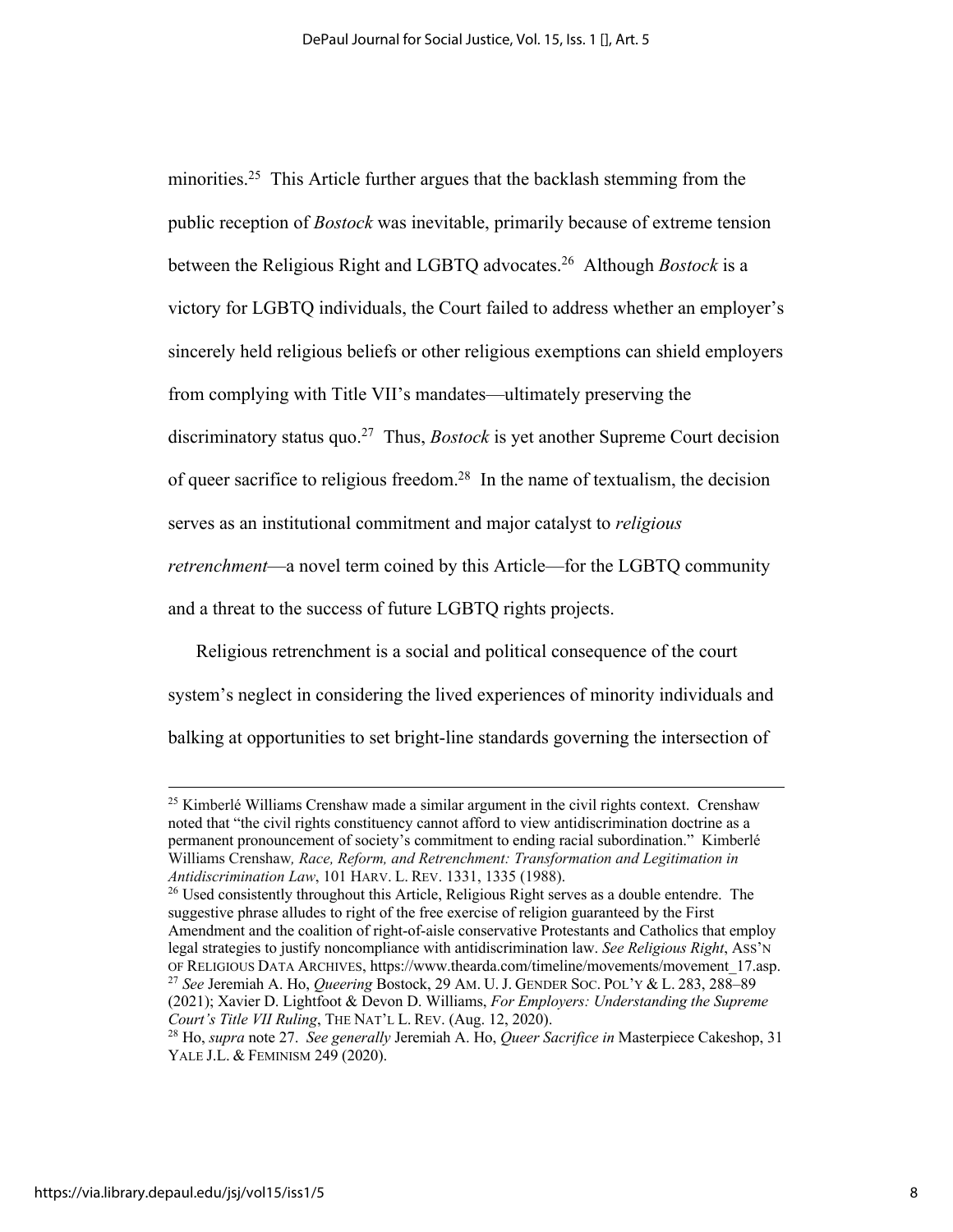minorities.[25] This Article further argues that the backlash stemming from the public reception of *Bostock* was inevitable, primarily because of extreme tension between the Religious Right and LGBTQ advocates.[26] Although *Bostock* is a victory for LGBTQ individuals, the Court failed to address whether an employer's sincerely held religious beliefs or other religious exemptions can shield employers from complying with Title VII's mandates—ultimately preserving the discriminatory status quo.[27] Thus, *Bostock* is yet another Supreme Court decision of queer sacrifice to religious freedom.[28] In the name of textualism, the decision serves as an institutional commitment and major catalyst to *religious retrenchment*—a novel term coined by this Article—for the LGBTQ community and a threat to the success of future LGBTQ rights projects.

Religious retrenchment is a social and political consequence of the court system's neglect in considering the lived experiences of minority individuals and balking at opportunities to set bright-line standards governing the intersection of

---

[25] Kimberlé Williams Crenshaw made a similar argument in the civil rights context. Crenshaw noted that "the civil rights constituency cannot afford to view antidiscrimination doctrine as a permanent pronouncement of society's commitment to ending racial subordination." Kimberlé Williams Crenshaw, *Race, Reform, and Retrenchment: Transformation and Legitimation in Antidiscrimination Law*, 101 HARV. L. REV. 1331, 1335 (1988).

[26] Used consistently throughout this Article, Religious Right serves as a double entendre. The suggestive phrase alludes to right of the free exercise of religion guaranteed by the First Amendment and the coalition of right-of-aisle conservative Protestants and Catholics that employ legal strategies to justify noncompliance with antidiscrimination law. *See Religious Right*, ASS'N OF RELIGIOUS DATA ARCHIVES, https://www.thearda.com/timeline/movements/movement_17.asp.

[27] *See* Jeremiah A. Ho, *Queering* Bostock, 29 AM. U. J. GENDER SOC. POL'Y & L. 283, 288–89 (2021); Xavier D. Lightfoot & Devon D. Williams, *For Employers: Understanding the Supreme Court's Title VII Ruling*, THE NAT'L L. REV. (Aug. 12, 2020).

[28] Ho, *supra* note 27. *See generally* Jeremiah A. Ho, *Queer Sacrifice in* Masterpiece Cakeshop, 31 YALE J.L. & FEMINISM 249 (2020).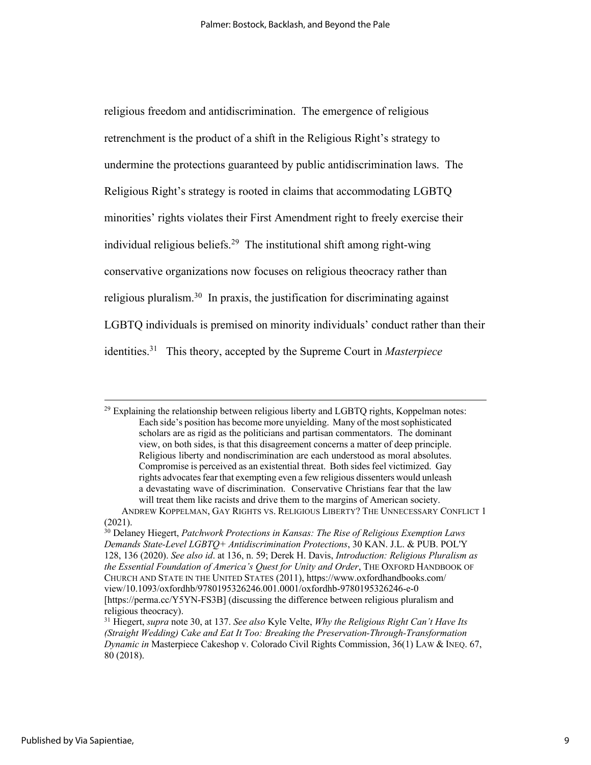religious freedom and antidiscrimination. The emergence of religious retrenchment is the product of a shift in the Religious Right's strategy to undermine the protections guaranteed by public antidiscrimination laws. The Religious Right's strategy is rooted in claims that accommodating LGBTQ minorities' rights violates their First Amendment right to freely exercise their individual religious beliefs.[29] The institutional shift among right-wing conservative organizations now focuses on religious theocracy rather than religious pluralism.[30] In praxis, the justification for discriminating against LGBTQ individuals is premised on minority individuals' conduct rather than their identities.[31] This theory, accepted by the Supreme Court in *Masterpiece*

---

[29] Explaining the relationship between religious liberty and LGBTQ rights, Koppelman notes:

> Each side's position has become more unyielding. Many of the most sophisticated scholars are as rigid as the politicians and partisan commentators. The dominant view, on both sides, is that this disagreement concerns a matter of deep principle. Religious liberty and nondiscrimination are each understood as moral absolutes. Compromise is perceived as an existential threat. Both sides feel victimized. Gay rights advocates fear that exempting even a few religious dissenters would unleash a devastating wave of discrimination. Conservative Christians fear that the law will treat them like racists and drive them to the margins of American society.

ANDREW KOPPELMAN, GAY RIGHTS VS. RELIGIOUS LIBERTY? THE UNNECESSARY CONFLICT 1 (2021).

[30] Delaney Hiegert, *Patchwork Protections in Kansas: The Rise of Religious Exemption Laws Demands State-Level LGBTQ+ Antidiscrimination Protections*, 30 KAN. J.L. & PUB. POL'Y 128, 136 (2020). *See also id*. at 136, n. 59; Derek H. Davis, *Introduction: Religious Pluralism as the Essential Foundation of America's Quest for Unity and Order*, THE OXFORD HANDBOOK OF CHURCH AND STATE IN THE UNITED STATES (2011), https://www.oxfordhandbooks.com/view/10.1093/oxfordhb/9780195326246.001.0001/oxfordhb-9780195326246-e-0 [https://perma.cc/Y5YN-FS3B] (discussing the difference between religious pluralism and religious theocracy).

[31] Hiegert, *supra* note 30, at 137. *See also* Kyle Velte, *Why the Religious Right Can't Have Its (Straight Wedding) Cake and Eat It Too: Breaking the Preservation-Through-Transformation Dynamic in* Masterpiece Cakeshop v. Colorado Civil Rights Commission, 36(1) LAW & INEQ. 67, 80 (2018).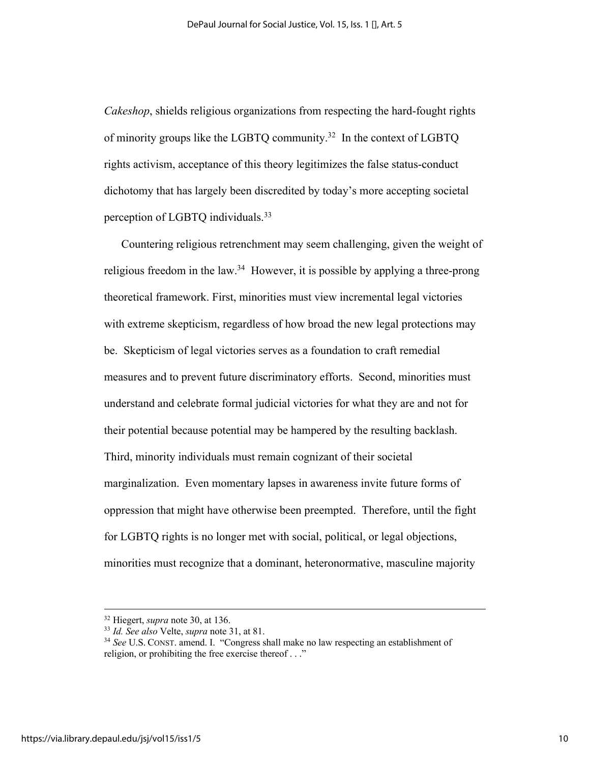*Cakeshop*, shields religious organizations from respecting the hard-fought rights of minority groups like the LGBTQ community.[32] In the context of LGBTQ rights activism, acceptance of this theory legitimizes the false status-conduct dichotomy that has largely been discredited by today's more accepting societal perception of LGBTQ individuals.[33]

Countering religious retrenchment may seem challenging, given the weight of religious freedom in the law.[34] However, it is possible by applying a three-prong theoretical framework. First, minorities must view incremental legal victories with extreme skepticism, regardless of how broad the new legal protections may be. Skepticism of legal victories serves as a foundation to craft remedial measures and to prevent future discriminatory efforts. Second, minorities must understand and celebrate formal judicial victories for what they are and not for their potential because potential may be hampered by the resulting backlash. Third, minority individuals must remain cognizant of their societal marginalization. Even momentary lapses in awareness invite future forms of oppression that might have otherwise been preempted. Therefore, until the fight for LGBTQ rights is no longer met with social, political, or legal objections, minorities must recognize that a dominant, heteronormative, masculine majority

---

[32] Hiegert, *supra* note 30, at 136.

[33] *Id. See also* Velte, *supra* note 31, at 81.

[34] *See* U.S. CONST. amend. I. "Congress shall make no law respecting an establishment of religion, or prohibiting the free exercise thereof . . ."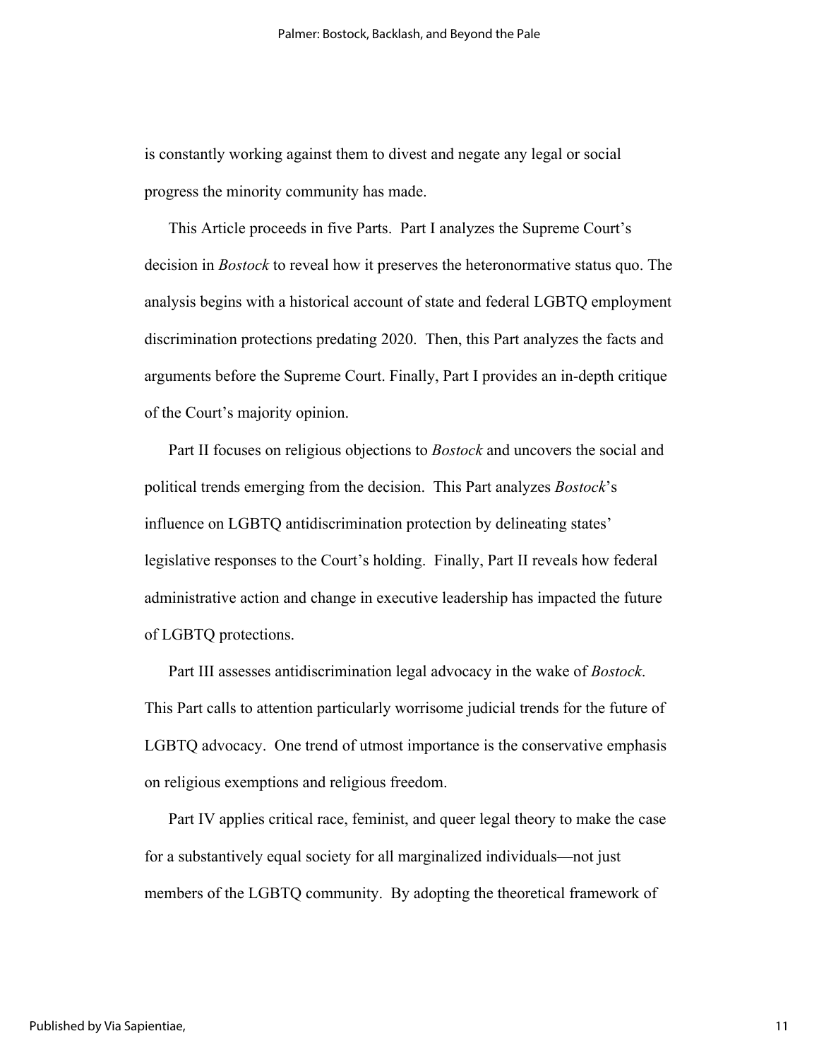is constantly working against them to divest and negate any legal or social progress the minority community has made.

This Article proceeds in five Parts. Part I analyzes the Supreme Court's decision in *Bostock* to reveal how it preserves the heteronormative status quo. The analysis begins with a historical account of state and federal LGBTQ employment discrimination protections predating 2020. Then, this Part analyzes the facts and arguments before the Supreme Court. Finally, Part I provides an in-depth critique of the Court's majority opinion.

Part II focuses on religious objections to *Bostock* and uncovers the social and political trends emerging from the decision. This Part analyzes *Bostock*'s influence on LGBTQ antidiscrimination protection by delineating states' legislative responses to the Court's holding. Finally, Part II reveals how federal administrative action and change in executive leadership has impacted the future of LGBTQ protections.

Part III assesses antidiscrimination legal advocacy in the wake of *Bostock*. This Part calls to attention particularly worrisome judicial trends for the future of LGBTQ advocacy. One trend of utmost importance is the conservative emphasis on religious exemptions and religious freedom.

Part IV applies critical race, feminist, and queer legal theory to make the case for a substantively equal society for all marginalized individuals—not just members of the LGBTQ community. By adopting the theoretical framework of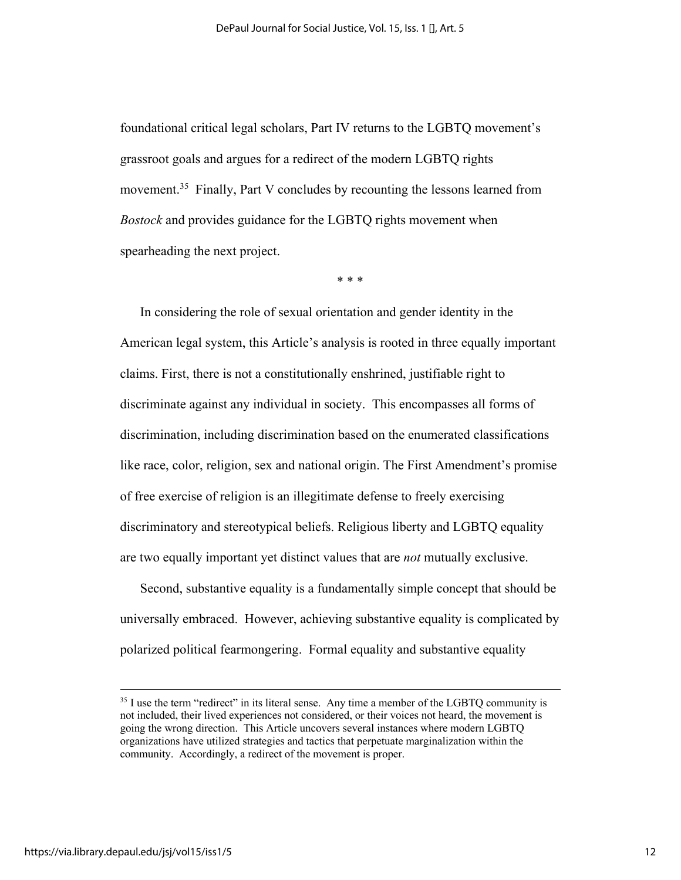foundational critical legal scholars, Part IV returns to the LGBTQ movement's grassroot goals and argues for a redirect of the modern LGBTQ rights movement.[35] Finally, Part V concludes by recounting the lessons learned from *Bostock* and provides guidance for the LGBTQ rights movement when spearheading the next project.

\* \* \*

In considering the role of sexual orientation and gender identity in the American legal system, this Article's analysis is rooted in three equally important claims. First, there is not a constitutionally enshrined, justifiable right to discriminate against any individual in society. This encompasses all forms of discrimination, including discrimination based on the enumerated classifications like race, color, religion, sex and national origin. The First Amendment's promise of free exercise of religion is an illegitimate defense to freely exercising discriminatory and stereotypical beliefs. Religious liberty and LGBTQ equality are two equally important yet distinct values that are *not* mutually exclusive.

Second, substantive equality is a fundamentally simple concept that should be universally embraced. However, achieving substantive equality is complicated by polarized political fearmongering. Formal equality and substantive equality

---

[35] I use the term "redirect" in its literal sense. Any time a member of the LGBTQ community is not included, their lived experiences not considered, or their voices not heard, the movement is going the wrong direction. This Article uncovers several instances where modern LGBTQ organizations have utilized strategies and tactics that perpetuate marginalization within the community. Accordingly, a redirect of the movement is proper.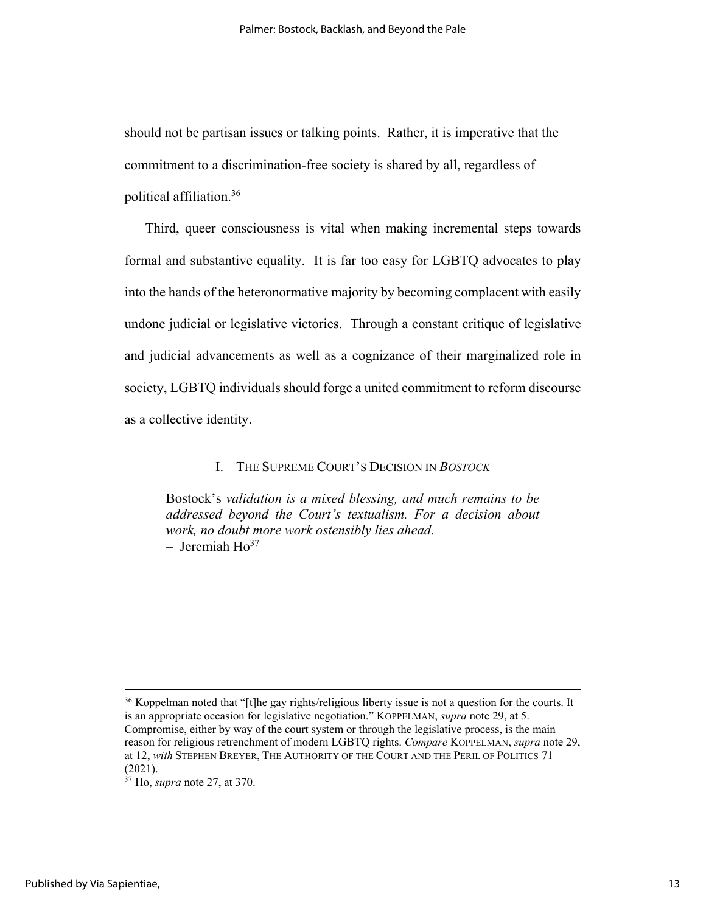should not be partisan issues or talking points. Rather, it is imperative that the commitment to a discrimination-free society is shared by all, regardless of political affiliation.[36]

Third, queer consciousness is vital when making incremental steps towards formal and substantive equality. It is far too easy for LGBTQ advocates to play into the hands of the heteronormative majority by becoming complacent with easily undone judicial or legislative victories. Through a constant critique of legislative and judicial advancements as well as a cognizance of their marginalized role in society, LGBTQ individuals should forge a united commitment to reform discourse as a collective identity.

## I. THE SUPREME COURT'S DECISION IN *BOSTOCK*

> Bostock's *validation is a mixed blessing, and much remains to be addressed beyond the Court's textualism. For a decision about work, no doubt more work ostensibly lies ahead.*
> – Jeremiah Ho[37]

---

[36] Koppelman noted that "[t]he gay rights/religious liberty issue is not a question for the courts. It is an appropriate occasion for legislative negotiation." KOPPELMAN, *supra* note 29, at 5. Compromise, either by way of the court system or through the legislative process, is the main reason for religious retrenchment of modern LGBTQ rights. *Compare* KOPPELMAN, *supra* note 29, at 12, *with* STEPHEN BREYER, THE AUTHORITY OF THE COURT AND THE PERIL OF POLITICS 71 (2021).

[37] Ho, *supra* note 27, at 370.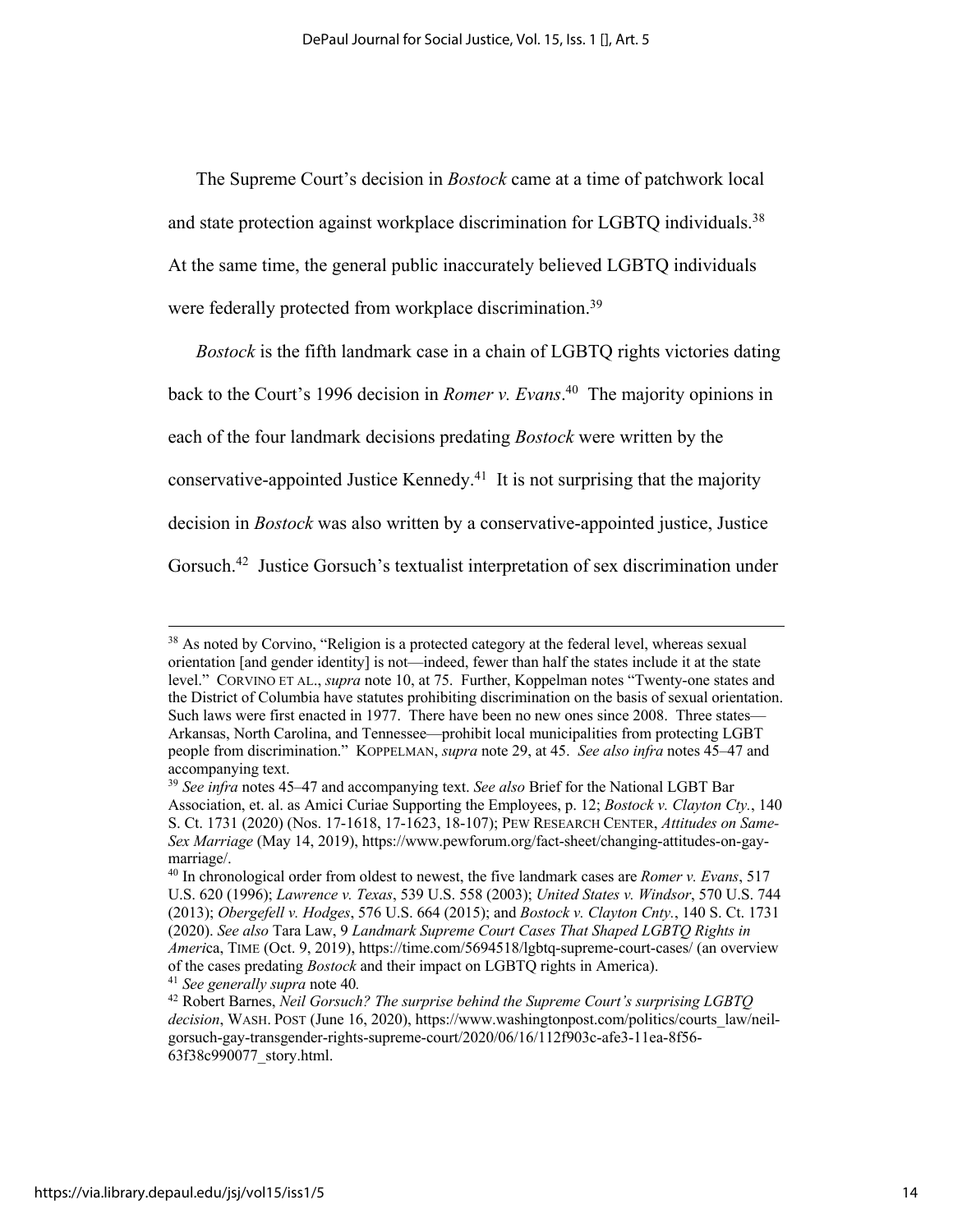The Supreme Court's decision in *Bostock* came at a time of patchwork local and state protection against workplace discrimination for LGBTQ individuals.[38] At the same time, the general public inaccurately believed LGBTQ individuals were federally protected from workplace discrimination.[39]

*Bostock* is the fifth landmark case in a chain of LGBTQ rights victories dating back to the Court's 1996 decision in *Romer v. Evans*.[40] The majority opinions in each of the four landmark decisions predating *Bostock* were written by the conservative-appointed Justice Kennedy.[41] It is not surprising that the majority decision in *Bostock* was also written by a conservative-appointed justice, Justice Gorsuch.[42] Justice Gorsuch's textualist interpretation of sex discrimination under

---

[38] As noted by Corvino, "Religion is a protected category at the federal level, whereas sexual orientation [and gender identity] is not—indeed, fewer than half the states include it at the state level." CORVINO ET AL., *supra* note 10, at 75. Further, Koppelman notes "Twenty-one states and the District of Columbia have statutes prohibiting discrimination on the basis of sexual orientation. Such laws were first enacted in 1977. There have been no new ones since 2008. Three states—Arkansas, North Carolina, and Tennessee—prohibit local municipalities from protecting LGBT people from discrimination." KOPPELMAN, *supra* note 29, at 45. *See also infra* notes 45–47 and accompanying text.

[39] *See infra* notes 45–47 and accompanying text. *See also* Brief for the National LGBT Bar Association, et. al. as Amici Curiae Supporting the Employees, p. 12; *Bostock v. Clayton Cty.*, 140 S. Ct. 1731 (2020) (Nos. 17-1618, 17-1623, 18-107); PEW RESEARCH CENTER, *Attitudes on Same-Sex Marriage* (May 14, 2019), https://www.pewforum.org/fact-sheet/changing-attitudes-on-gay-marriage/.

[40] In chronological order from oldest to newest, the five landmark cases are *Romer v. Evans*, 517 U.S. 620 (1996); *Lawrence v. Texas*, 539 U.S. 558 (2003); *United States v. Windsor*, 570 U.S. 744 (2013); *Obergefell v. Hodges*, 576 U.S. 664 (2015); and *Bostock v. Clayton Cnty.*, 140 S. Ct. 1731 (2020). *See also* Tara Law, 9 *Landmark Supreme Court Cases That Shaped LGBTQ Rights in America*, TIME (Oct. 9, 2019), https://time.com/5694518/lgbtq-supreme-court-cases/ (an overview of the cases predating *Bostock* and their impact on LGBTQ rights in America).

[41] *See generally supra* note 40*.*

[42] Robert Barnes, *Neil Gorsuch? The surprise behind the Supreme Court's surprising LGBTQ decision*, WASH. POST (June 16, 2020), https://www.washingtonpost.com/politics/courts_law/neil-gorsuch-gay-transgender-rights-supreme-court/2020/06/16/112f903c-afe3-11ea-8f56-63f38c990077_story.html.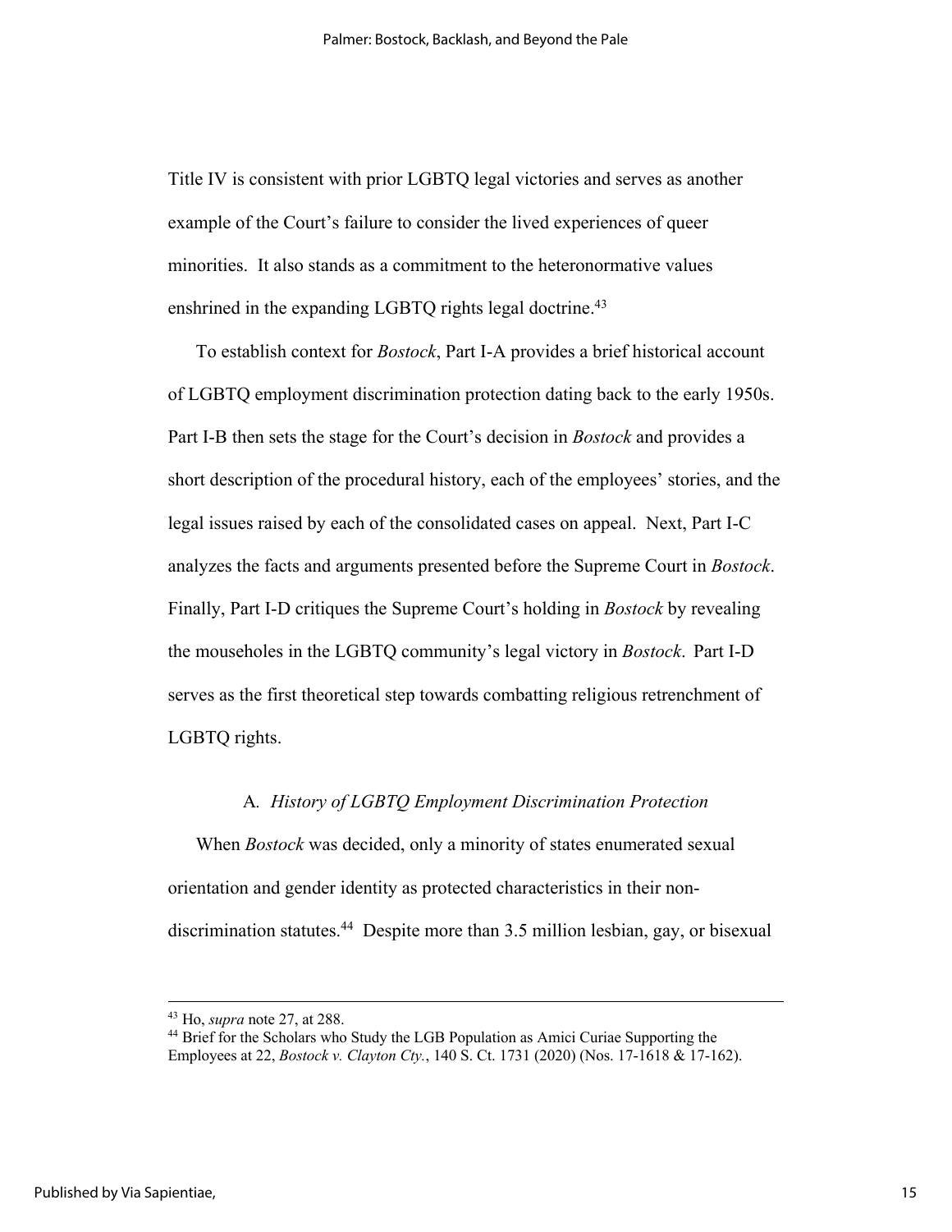Title IV is consistent with prior LGBTQ legal victories and serves as another example of the Court's failure to consider the lived experiences of queer minorities. It also stands as a commitment to the heteronormative values enshrined in the expanding LGBTQ rights legal doctrine.[43]

To establish context for *Bostock*, Part I-A provides a brief historical account of LGBTQ employment discrimination protection dating back to the early 1950s. Part I-B then sets the stage for the Court's decision in *Bostock* and provides a short description of the procedural history, each of the employees' stories, and the legal issues raised by each of the consolidated cases on appeal. Next, Part I-C analyzes the facts and arguments presented before the Supreme Court in *Bostock*. Finally, Part I-D critiques the Supreme Court's holding in *Bostock* by revealing the mouseholes in the LGBTQ community's legal victory in *Bostock*. Part I-D serves as the first theoretical step towards combatting religious retrenchment of LGBTQ rights.

### A. *History of LGBTQ Employment Discrimination Protection*

When *Bostock* was decided, only a minority of states enumerated sexual orientation and gender identity as protected characteristics in their non-discrimination statutes.[44] Despite more than 3.5 million lesbian, gay, or bisexual

---

[43] Ho, *supra* note 27, at 288.

[44] Brief for the Scholars who Study the LGB Population as Amici Curiae Supporting the Employees at 22, *Bostock v. Clayton Cty.*, 140 S. Ct. 1731 (2020) (Nos. 17-1618 & 17-162).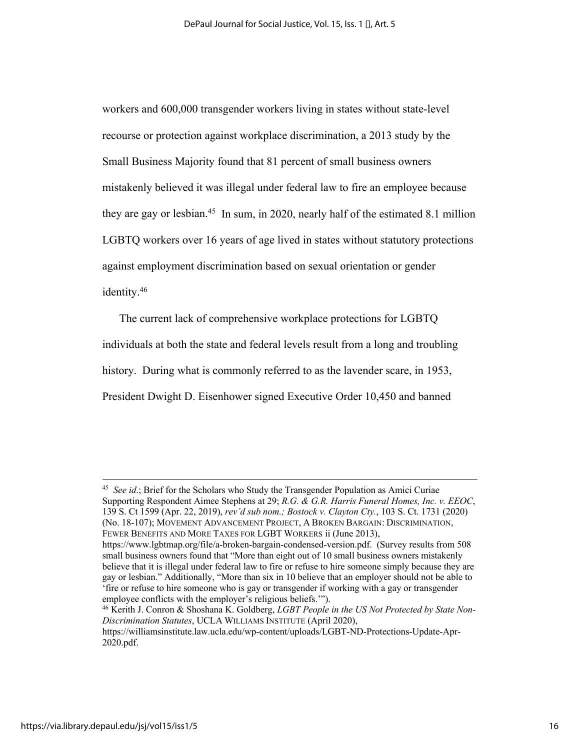workers and 600,000 transgender workers living in states without state-level recourse or protection against workplace discrimination, a 2013 study by the Small Business Majority found that 81 percent of small business owners mistakenly believed it was illegal under federal law to fire an employee because they are gay or lesbian.[45] In sum, in 2020, nearly half of the estimated 8.1 million LGBTQ workers over 16 years of age lived in states without statutory protections against employment discrimination based on sexual orientation or gender identity.[46]

The current lack of comprehensive workplace protections for LGBTQ individuals at both the state and federal levels result from a long and troubling history. During what is commonly referred to as the lavender scare, in 1953, President Dwight D. Eisenhower signed Executive Order 10,450 and banned

---

[45] *See id*.; Brief for the Scholars who Study the Transgender Population as Amici Curiae Supporting Respondent Aimee Stephens at 29; *R.G. & G.R. Harris Funeral Homes, Inc. v. EEOC*, 139 S. Ct 1599 (Apr. 22, 2019), *rev'd sub nom.; Bostock v. Clayton Cty.*, 103 S. Ct. 1731 (2020) (No. 18-107); MOVEMENT ADVANCEMENT PROJECT, A BROKEN BARGAIN: DISCRIMINATION, FEWER BENEFITS AND MORE TAXES FOR LGBT WORKERS ii (June 2013), https://www.lgbtmap.org/file/a-broken-bargain-condensed-version.pdf. (Survey results from 508 small business owners found that "More than eight out of 10 small business owners mistakenly believe that it is illegal under federal law to fire or refuse to hire someone simply because they are gay or lesbian." Additionally, "More than six in 10 believe that an employer should not be able to 'fire or refuse to hire someone who is gay or transgender if working with a gay or transgender employee conflicts with the employer's religious beliefs.'").

[46] Kerith J. Conron & Shoshana K. Goldberg, *LGBT People in the US Not Protected by State Non-Discrimination Statutes*, UCLA WILLIAMS INSTITUTE (April 2020), https://williamsinstitute.law.ucla.edu/wp-content/uploads/LGBT-ND-Protections-Update-Apr-2020.pdf.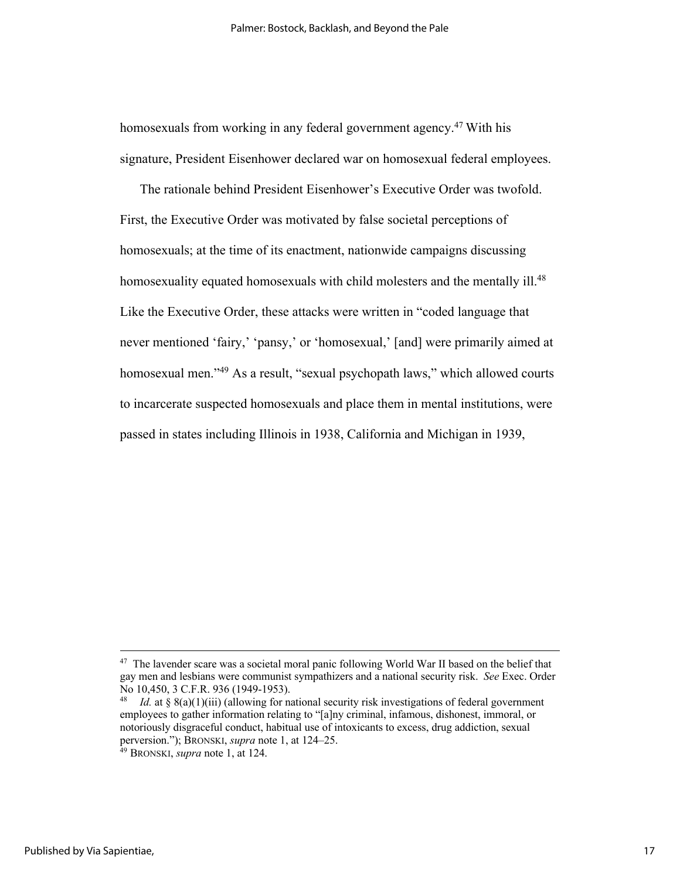homosexuals from working in any federal government agency.[47] With his signature, President Eisenhower declared war on homosexual federal employees.

The rationale behind President Eisenhower's Executive Order was twofold. First, the Executive Order was motivated by false societal perceptions of homosexuals; at the time of its enactment, nationwide campaigns discussing homosexuality equated homosexuals with child molesters and the mentally ill.[48] Like the Executive Order, these attacks were written in "coded language that never mentioned 'fairy,' 'pansy,' or 'homosexual,' [and] were primarily aimed at homosexual men."[49] As a result, "sexual psychopath laws," which allowed courts to incarcerate suspected homosexuals and place them in mental institutions, were passed in states including Illinois in 1938, California and Michigan in 1939,

---

[47] The lavender scare was a societal moral panic following World War II based on the belief that gay men and lesbians were communist sympathizers and a national security risk. *See* Exec. Order No 10,450, 3 C.F.R. 936 (1949-1953).

[48] *Id.* at § 8(a)(1)(iii) (allowing for national security risk investigations of federal government employees to gather information relating to "[a]ny criminal, infamous, dishonest, immoral, or notoriously disgraceful conduct, habitual use of intoxicants to excess, drug addiction, sexual perversion."); BRONSKI, *supra* note 1, at 124–25.

[49] BRONSKI, *supra* note 1, at 124.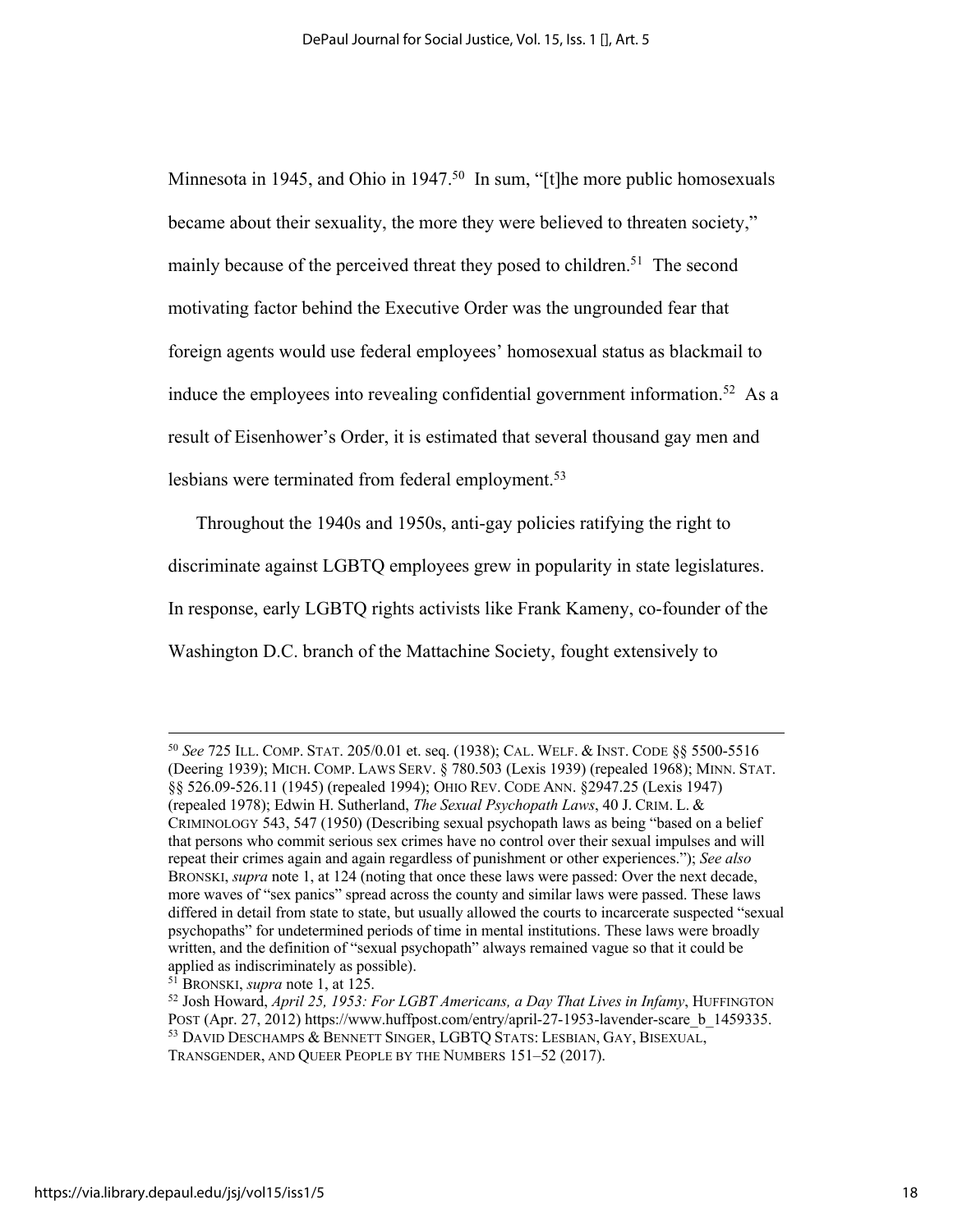Minnesota in 1945, and Ohio in 1947.[50] In sum, "[t]he more public homosexuals became about their sexuality, the more they were believed to threaten society," mainly because of the perceived threat they posed to children.[51] The second motivating factor behind the Executive Order was the ungrounded fear that foreign agents would use federal employees' homosexual status as blackmail to induce the employees into revealing confidential government information.[52] As a result of Eisenhower's Order, it is estimated that several thousand gay men and lesbians were terminated from federal employment.[53]

Throughout the 1940s and 1950s, anti-gay policies ratifying the right to discriminate against LGBTQ employees grew in popularity in state legislatures. In response, early LGBTQ rights activists like Frank Kameny, co-founder of the Washington D.C. branch of the Mattachine Society, fought extensively to

---

[50] *See* 725 ILL. COMP. STAT. 205/0.01 et. seq. (1938); CAL. WELF. & INST. CODE §§ 5500-5516 (Deering 1939); MICH. COMP. LAWS SERV. § 780.503 (Lexis 1939) (repealed 1968); MINN. STAT. §§ 526.09-526.11 (1945) (repealed 1994); OHIO REV. CODE ANN. §2947.25 (Lexis 1947) (repealed 1978); Edwin H. Sutherland, *The Sexual Psychopath Laws*, 40 J. CRIM. L. & CRIMINOLOGY 543, 547 (1950) (Describing sexual psychopath laws as being "based on a belief that persons who commit serious sex crimes have no control over their sexual impulses and will repeat their crimes again and again regardless of punishment or other experiences."); *See also* BRONSKI, *supra* note 1, at 124 (noting that once these laws were passed: Over the next decade, more waves of "sex panics" spread across the county and similar laws were passed. These laws differed in detail from state to state, but usually allowed the courts to incarcerate suspected "sexual psychopaths" for undetermined periods of time in mental institutions. These laws were broadly written, and the definition of "sexual psychopath" always remained vague so that it could be applied as indiscriminately as possible).

[51] BRONSKI, *supra* note 1, at 125.

[52] Josh Howard, *April 25, 1953: For LGBT Americans, a Day That Lives in Infamy*, HUFFINGTON POST (Apr. 27, 2012) https://www.huffpost.com/entry/april-27-1953-lavender-scare_b_1459335.

[53] DAVID DESCHAMPS & BENNETT SINGER, LGBTQ STATS: LESBIAN, GAY, BISEXUAL, TRANSGENDER, AND QUEER PEOPLE BY THE NUMBERS 151–52 (2017).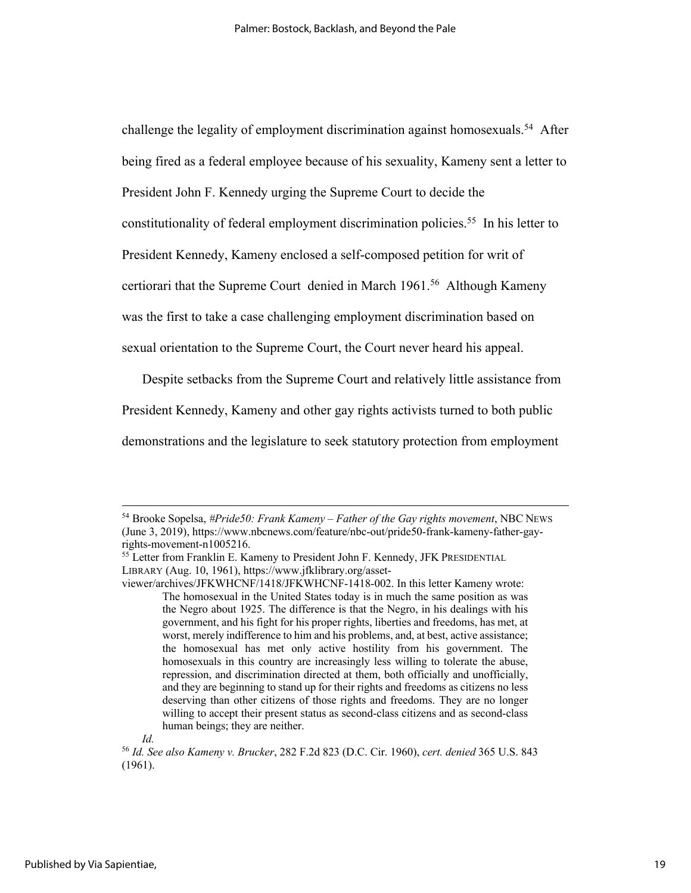challenge the legality of employment discrimination against homosexuals.[54] After being fired as a federal employee because of his sexuality, Kameny sent a letter to President John F. Kennedy urging the Supreme Court to decide the constitutionality of federal employment discrimination policies.[55] In his letter to President Kennedy, Kameny enclosed a self-composed petition for writ of certiorari that the Supreme Court denied in March 1961.[56] Although Kameny was the first to take a case challenging employment discrimination based on sexual orientation to the Supreme Court, the Court never heard his appeal.

Despite setbacks from the Supreme Court and relatively little assistance from President Kennedy, Kameny and other gay rights activists turned to both public demonstrations and the legislature to seek statutory protection from employment

---

[54] Brooke Sopelsa, *#Pride50: Frank Kameny – Father of the Gay rights movement*, NBC NEWS (June 3, 2019), https://www.nbcnews.com/feature/nbc-out/pride50-frank-kameny-father-gay-rights-movement-n1005216.

[55] Letter from Franklin E. Kameny to President John F. Kennedy, JFK PRESIDENTIAL LIBRARY (Aug. 10, 1961), https://www.jfklibrary.org/asset-viewer/archives/JFKWHCNF/1418/JFKWHCNF-1418-002. In this letter Kameny wrote:

> The homosexual in the United States today is in much the same position as was the Negro about 1925. The difference is that the Negro, in his dealings with his government, and his fight for his proper rights, liberties and freedoms, has met, at worst, merely indifference to him and his problems, and, at best, active assistance; the homosexual has met only active hostility from his government. The homosexuals in this country are increasingly less willing to tolerate the abuse, repression, and discrimination directed at them, both officially and unofficially, and they are beginning to stand up for their rights and freedoms as citizens no less deserving than other citizens of those rights and freedoms. They are no longer willing to accept their present status as second-class citizens and as second-class human beings; they are neither.

*Id.*

[56] *Id. See also Kameny v. Brucker*, 282 F.2d 823 (D.C. Cir. 1960), *cert. denied* 365 U.S. 843 (1961).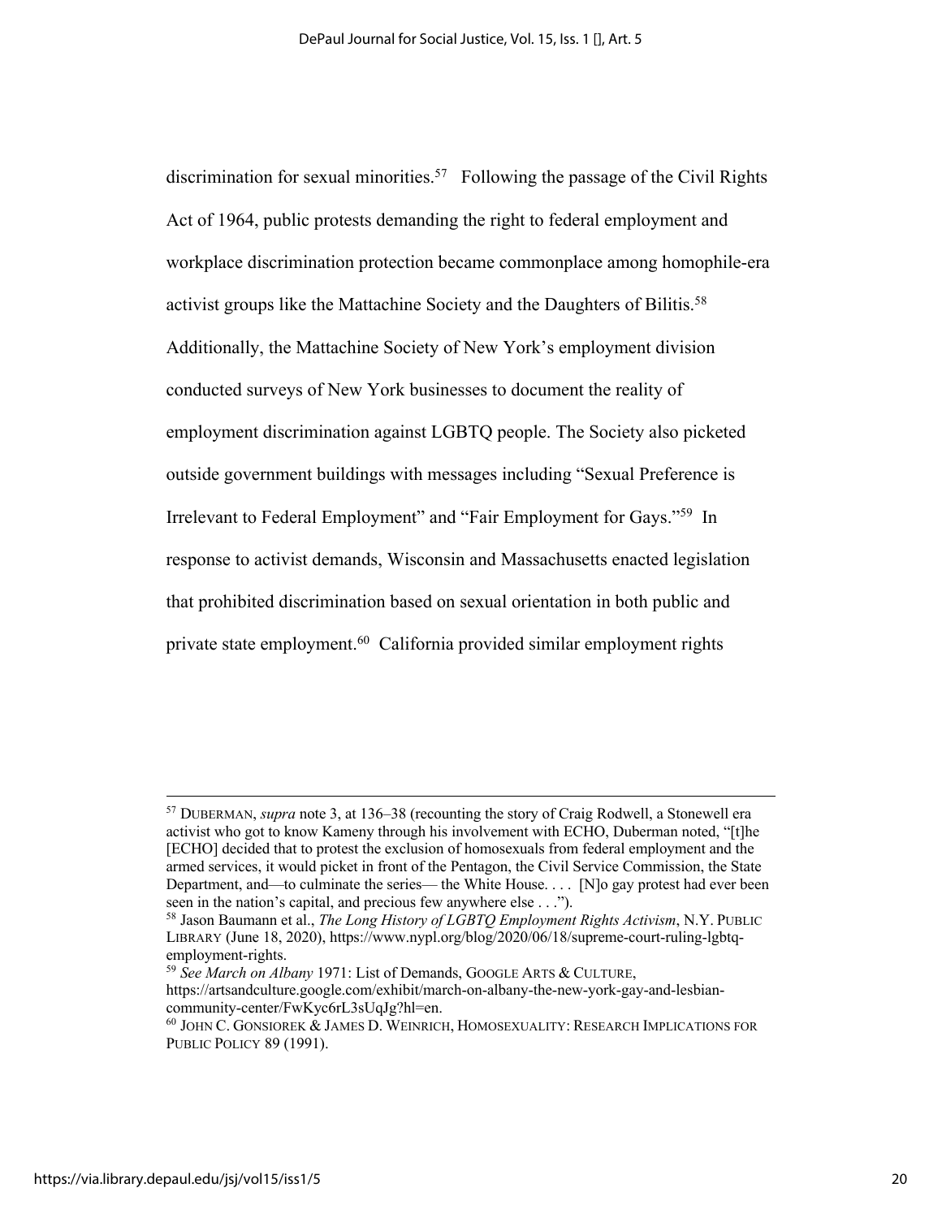discrimination for sexual minorities.[57] Following the passage of the Civil Rights Act of 1964, public protests demanding the right to federal employment and workplace discrimination protection became commonplace among homophile-era activist groups like the Mattachine Society and the Daughters of Bilitis.[58] Additionally, the Mattachine Society of New York's employment division conducted surveys of New York businesses to document the reality of employment discrimination against LGBTQ people. The Society also picketed outside government buildings with messages including "Sexual Preference is Irrelevant to Federal Employment" and "Fair Employment for Gays."[59] In response to activist demands, Wisconsin and Massachusetts enacted legislation that prohibited discrimination based on sexual orientation in both public and private state employment.[60] California provided similar employment rights

---

[57] DUBERMAN, *supra* note 3, at 136–38 (recounting the story of Craig Rodwell, a Stonewell era activist who got to know Kameny through his involvement with ECHO, Duberman noted, "[t]he [ECHO] decided that to protest the exclusion of homosexuals from federal employment and the armed services, it would picket in front of the Pentagon, the Civil Service Commission, the State Department, and—to culminate the series— the White House. . . . [N]o gay protest had ever been seen in the nation's capital, and precious few anywhere else . . .").

[58] Jason Baumann et al., *The Long History of LGBTQ Employment Rights Activism*, N.Y. PUBLIC LIBRARY (June 18, 2020), https://www.nypl.org/blog/2020/06/18/supreme-court-ruling-lgbtq-employment-rights.

[59] *See March on Albany* 1971: List of Demands, GOOGLE ARTS & CULTURE, https://artsandculture.google.com/exhibit/march-on-albany-the-new-york-gay-and-lesbian-community-center/FwKyc6rL3sUqJg?hl=en.

[60] JOHN C. GONSIOREK & JAMES D. WEINRICH, HOMOSEXUALITY: RESEARCH IMPLICATIONS FOR PUBLIC POLICY 89 (1991).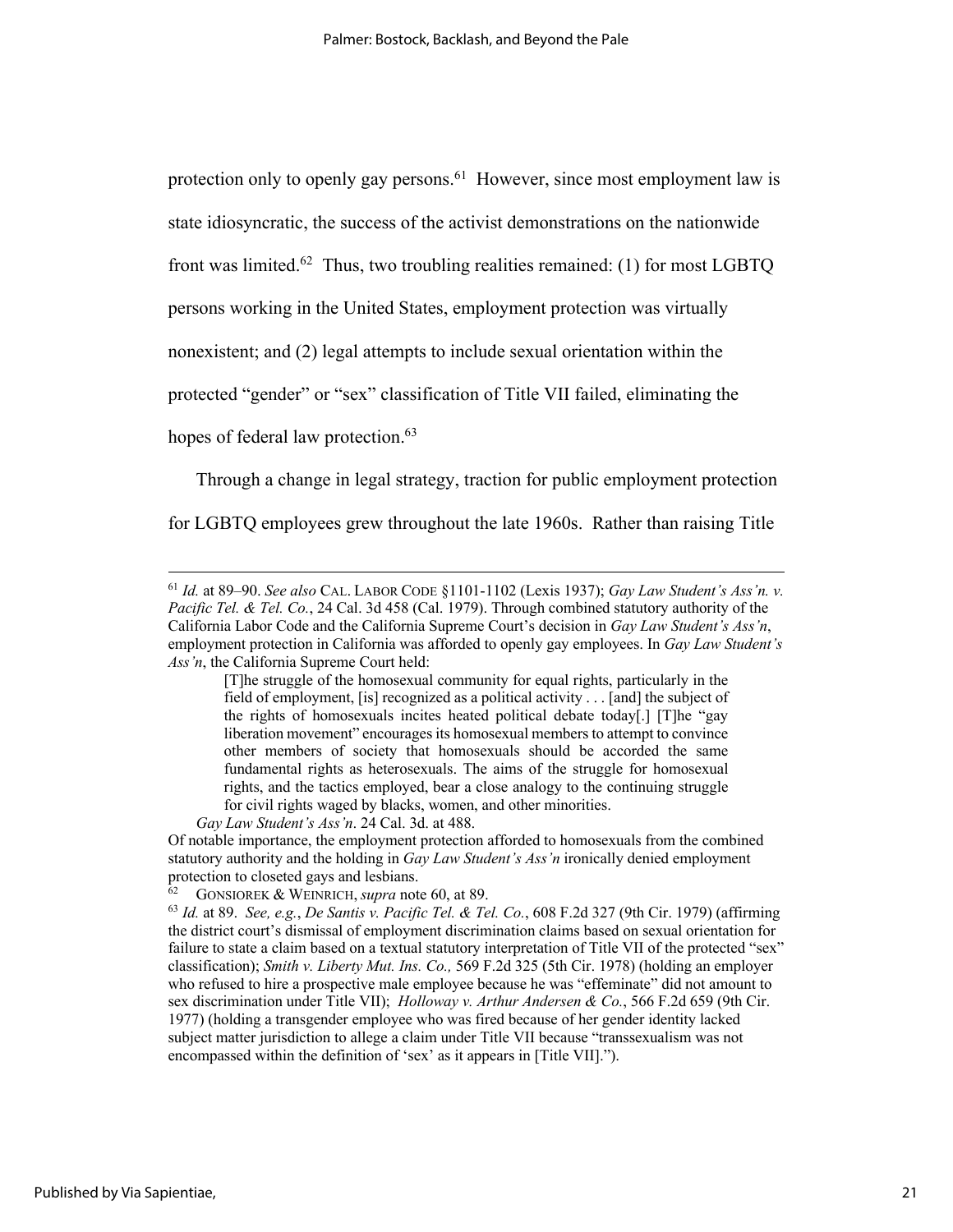protection only to openly gay persons.[61] However, since most employment law is state idiosyncratic, the success of the activist demonstrations on the nationwide front was limited.[62] Thus, two troubling realities remained: (1) for most LGBTQ persons working in the United States, employment protection was virtually nonexistent; and (2) legal attempts to include sexual orientation within the protected "gender" or "sex" classification of Title VII failed, eliminating the hopes of federal law protection.[63]

Through a change in legal strategy, traction for public employment protection for LGBTQ employees grew throughout the late 1960s. Rather than raising Title

---

[61] *Id.* at 89–90. *See also* CAL. LABOR CODE §1101-1102 (Lexis 1937); *Gay Law Student's Ass'n. v. Pacific Tel. & Tel. Co.*, 24 Cal. 3d 458 (Cal. 1979). Through combined statutory authority of the California Labor Code and the California Supreme Court's decision in *Gay Law Student's Ass'n*, employment protection in California was afforded to openly gay employees. In *Gay Law Student's Ass'n*, the California Supreme Court held:

> [T]he struggle of the homosexual community for equal rights, particularly in the field of employment, [is] recognized as a political activity . . . [and] the subject of the rights of homosexuals incites heated political debate today[.] [T]he "gay liberation movement" encourages its homosexual members to attempt to convince other members of society that homosexuals should be accorded the same fundamental rights as heterosexuals. The aims of the struggle for homosexual rights, and the tactics employed, bear a close analogy to the continuing struggle for civil rights waged by blacks, women, and other minorities.

*Gay Law Student's Ass'n*. 24 Cal. 3d. at 488.

Of notable importance, the employment protection afforded to homosexuals from the combined statutory authority and the holding in *Gay Law Student's Ass'n* ironically denied employment protection to closeted gays and lesbians.

[62] GONSIOREK & WEINRICH, *supra* note 60, at 89.

[63] *Id.* at 89. *See, e.g.*, *De Santis v. Pacific Tel. & Tel. Co.*, 608 F.2d 327 (9th Cir. 1979) (affirming the district court's dismissal of employment discrimination claims based on sexual orientation for failure to state a claim based on a textual statutory interpretation of Title VII of the protected "sex" classification); *Smith v. Liberty Mut. Ins. Co.,* 569 F.2d 325 (5th Cir. 1978) (holding an employer who refused to hire a prospective male employee because he was "effeminate" did not amount to sex discrimination under Title VII); *Holloway v. Arthur Andersen & Co.*, 566 F.2d 659 (9th Cir. 1977) (holding a transgender employee who was fired because of her gender identity lacked subject matter jurisdiction to allege a claim under Title VII because "transsexualism was not encompassed within the definition of 'sex' as it appears in [Title VII].").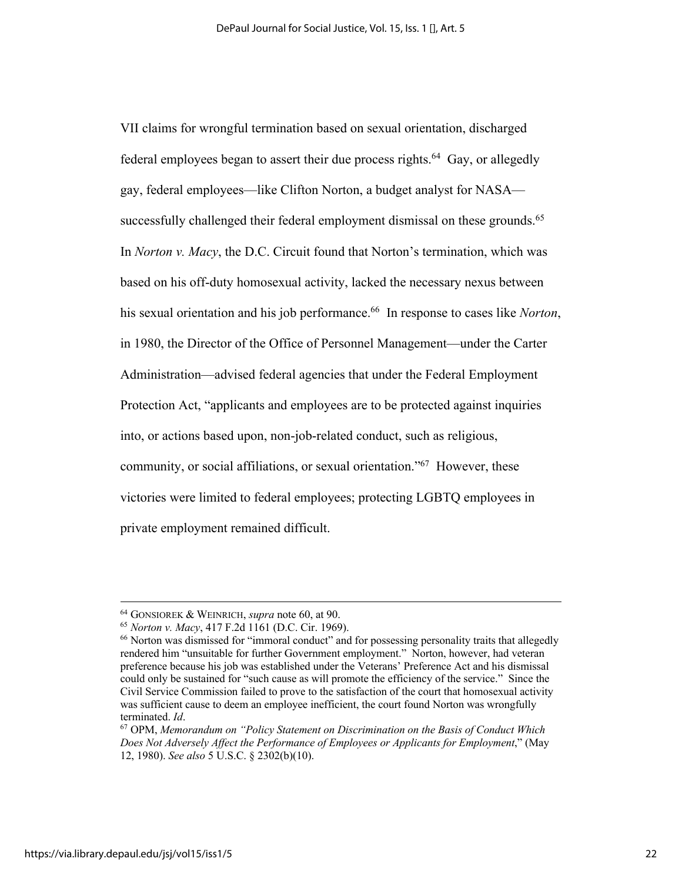VII claims for wrongful termination based on sexual orientation, discharged federal employees began to assert their due process rights.[64] Gay, or allegedly gay, federal employees—like Clifton Norton, a budget analyst for NASA—successfully challenged their federal employment dismissal on these grounds.[65] In *Norton v. Macy*, the D.C. Circuit found that Norton's termination, which was based on his off-duty homosexual activity, lacked the necessary nexus between his sexual orientation and his job performance.[66] In response to cases like *Norton*, in 1980, the Director of the Office of Personnel Management—under the Carter Administration—advised federal agencies that under the Federal Employment Protection Act, "applicants and employees are to be protected against inquiries into, or actions based upon, non-job-related conduct, such as religious, community, or social affiliations, or sexual orientation."[67] However, these victories were limited to federal employees; protecting LGBTQ employees in private employment remained difficult.

---

[64] GONSIOREK & WEINRICH, *supra* note 60, at 90.

[65] *Norton v. Macy*, 417 F.2d 1161 (D.C. Cir. 1969).

[66] Norton was dismissed for "immoral conduct" and for possessing personality traits that allegedly rendered him "unsuitable for further Government employment." Norton, however, had veteran preference because his job was established under the Veterans' Preference Act and his dismissal could only be sustained for "such cause as will promote the efficiency of the service." Since the Civil Service Commission failed to prove to the satisfaction of the court that homosexual activity was sufficient cause to deem an employee inefficient, the court found Norton was wrongfully terminated. *Id*.

[67] OPM, *Memorandum on "Policy Statement on Discrimination on the Basis of Conduct Which Does Not Adversely Affect the Performance of Employees or Applicants for Employment*," (May 12, 1980). *See also* 5 U.S.C. § 2302(b)(10).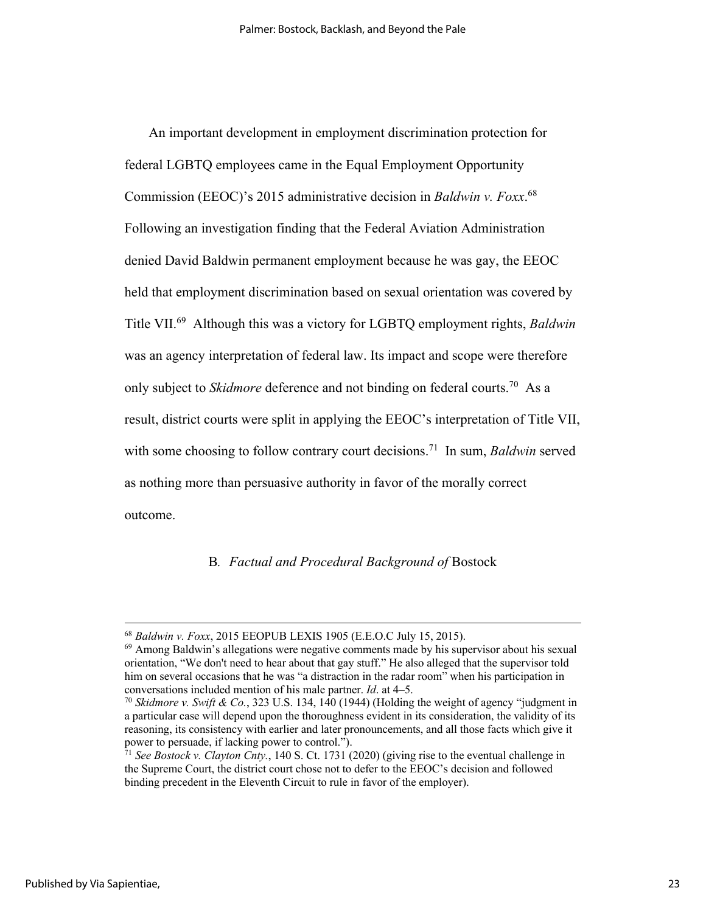An important development in employment discrimination protection for federal LGBTQ employees came in the Equal Employment Opportunity Commission (EEOC)'s 2015 administrative decision in *Baldwin v. Foxx*.[68] Following an investigation finding that the Federal Aviation Administration denied David Baldwin permanent employment because he was gay, the EEOC held that employment discrimination based on sexual orientation was covered by Title VII.[69] Although this was a victory for LGBTQ employment rights, *Baldwin* was an agency interpretation of federal law. Its impact and scope were therefore only subject to *Skidmore* deference and not binding on federal courts.[70] As a result, district courts were split in applying the EEOC's interpretation of Title VII, with some choosing to follow contrary court decisions.[71] In sum, *Baldwin* served as nothing more than persuasive authority in favor of the morally correct outcome.

### B. *Factual and Procedural Background of* Bostock

---

[68] *Baldwin v. Foxx*, 2015 EEOPUB LEXIS 1905 (E.E.O.C July 15, 2015).

[69] Among Baldwin's allegations were negative comments made by his supervisor about his sexual orientation, "We don't need to hear about that gay stuff." He also alleged that the supervisor told him on several occasions that he was "a distraction in the radar room" when his participation in conversations included mention of his male partner. *Id*. at 4–5.

[70] *Skidmore v. Swift & Co.*, 323 U.S. 134, 140 (1944) (Holding the weight of agency "judgment in a particular case will depend upon the thoroughness evident in its consideration, the validity of its reasoning, its consistency with earlier and later pronouncements, and all those facts which give it power to persuade, if lacking power to control.").

[71] *See Bostock v. Clayton Cnty.*, 140 S. Ct. 1731 (2020) (giving rise to the eventual challenge in the Supreme Court, the district court chose not to defer to the EEOC's decision and followed binding precedent in the Eleventh Circuit to rule in favor of the employer).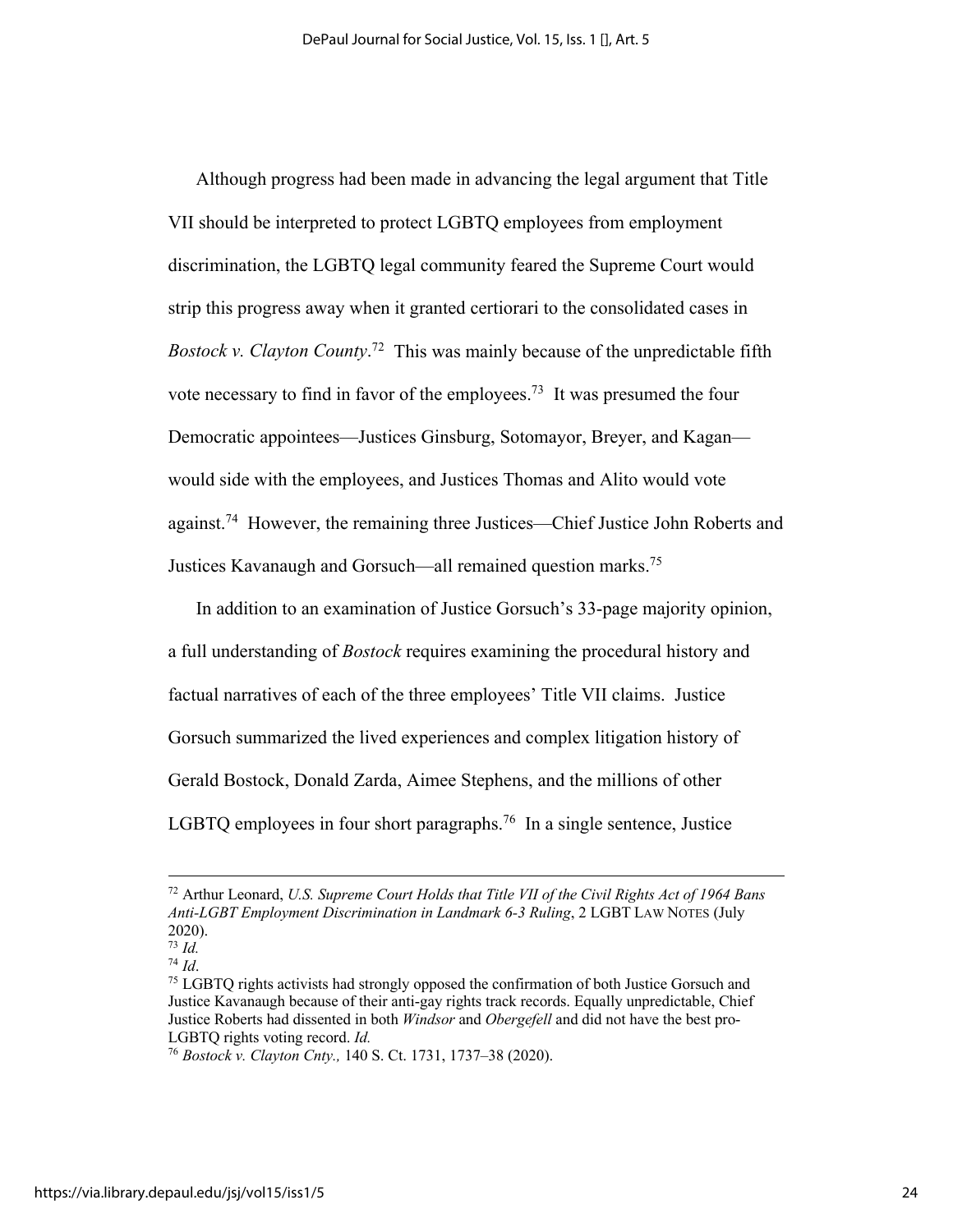Although progress had been made in advancing the legal argument that Title VII should be interpreted to protect LGBTQ employees from employment discrimination, the LGBTQ legal community feared the Supreme Court would strip this progress away when it granted certiorari to the consolidated cases in *Bostock v. Clayton County*.[72] This was mainly because of the unpredictable fifth vote necessary to find in favor of the employees.[73] It was presumed the four Democratic appointees—Justices Ginsburg, Sotomayor, Breyer, and Kagan—would side with the employees, and Justices Thomas and Alito would vote against.[74] However, the remaining three Justices—Chief Justice John Roberts and Justices Kavanaugh and Gorsuch—all remained question marks.[75]

In addition to an examination of Justice Gorsuch's 33-page majority opinion, a full understanding of *Bostock* requires examining the procedural history and factual narratives of each of the three employees' Title VII claims. Justice Gorsuch summarized the lived experiences and complex litigation history of Gerald Bostock, Donald Zarda, Aimee Stephens, and the millions of other LGBTQ employees in four short paragraphs.[76] In a single sentence, Justice

---

[72] Arthur Leonard, *U.S. Supreme Court Holds that Title VII of the Civil Rights Act of 1964 Bans Anti-LGBT Employment Discrimination in Landmark 6-3 Ruling*, 2 LGBT LAW NOTES (July 2020).

[73] *Id.*

[74] *Id*.

[75] LGBTQ rights activists had strongly opposed the confirmation of both Justice Gorsuch and Justice Kavanaugh because of their anti-gay rights track records. Equally unpredictable, Chief Justice Roberts had dissented in both *Windsor* and *Obergefell* and did not have the best pro-LGBTQ rights voting record. *Id.*

[76] *Bostock v. Clayton Cnty.,* 140 S. Ct. 1731, 1737–38 (2020).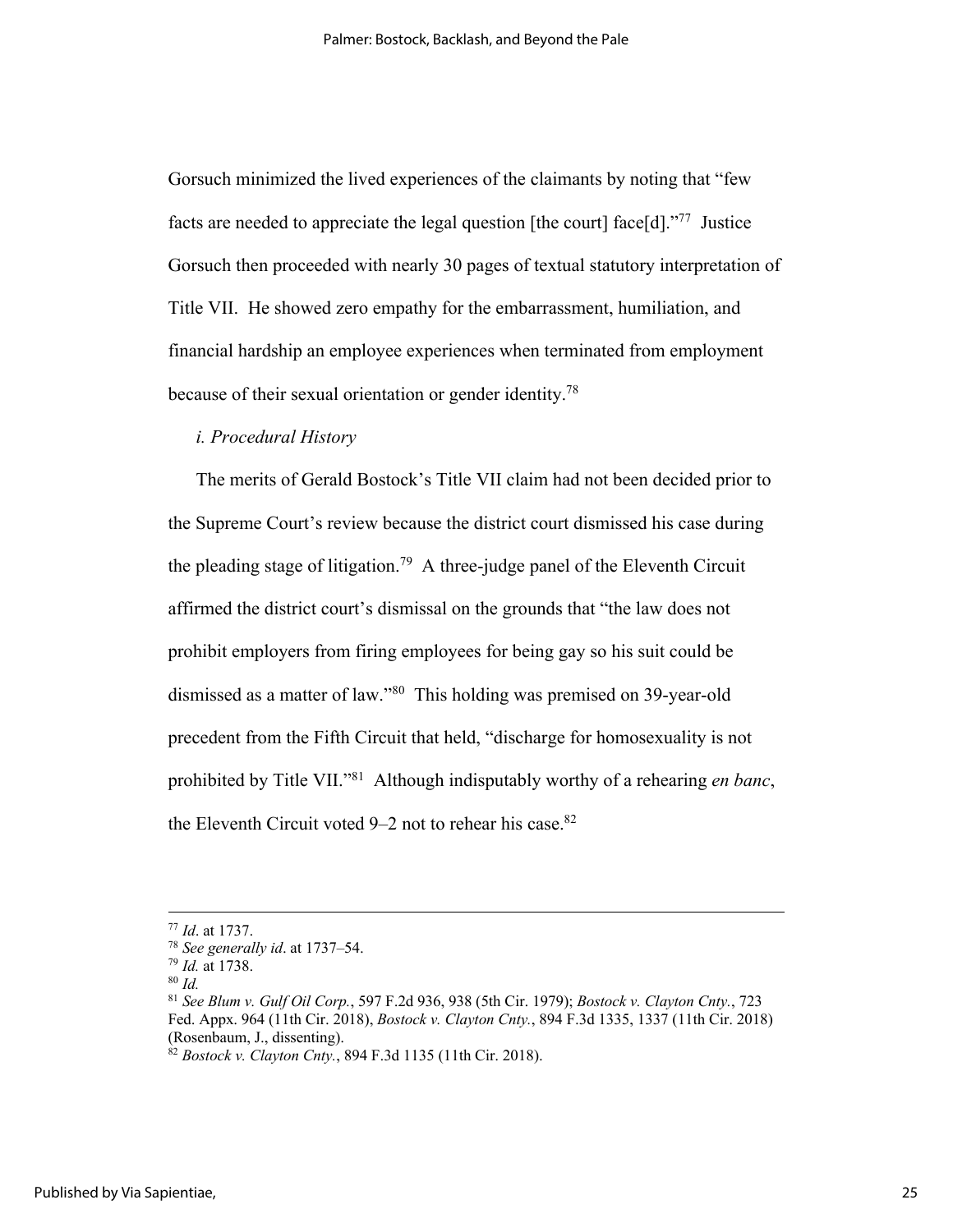Gorsuch minimized the lived experiences of the claimants by noting that "few facts are needed to appreciate the legal question [the court] face[d]."[77] Justice Gorsuch then proceeded with nearly 30 pages of textual statutory interpretation of Title VII. He showed zero empathy for the embarrassment, humiliation, and financial hardship an employee experiences when terminated from employment because of their sexual orientation or gender identity.[78]

*i. Procedural History*

The merits of Gerald Bostock's Title VII claim had not been decided prior to the Supreme Court's review because the district court dismissed his case during the pleading stage of litigation.[79] A three-judge panel of the Eleventh Circuit affirmed the district court's dismissal on the grounds that "the law does not prohibit employers from firing employees for being gay so his suit could be dismissed as a matter of law."[80] This holding was premised on 39-year-old precedent from the Fifth Circuit that held, "discharge for homosexuality is not prohibited by Title VII."[81] Although indisputably worthy of a rehearing *en banc*, the Eleventh Circuit voted 9–2 not to rehear his case.[82]

---

[77] *Id*. at 1737.

[78] *See generally id*. at 1737–54.

[79] *Id.* at 1738.

[80] *Id.*

[81] *See Blum v. Gulf Oil Corp.*, 597 F.2d 936, 938 (5th Cir. 1979); *Bostock v. Clayton Cnty.*, 723 Fed. Appx. 964 (11th Cir. 2018), *Bostock v. Clayton Cnty.*, 894 F.3d 1335, 1337 (11th Cir. 2018) (Rosenbaum, J., dissenting).

[82] *Bostock v. Clayton Cnty.*, 894 F.3d 1135 (11th Cir. 2018).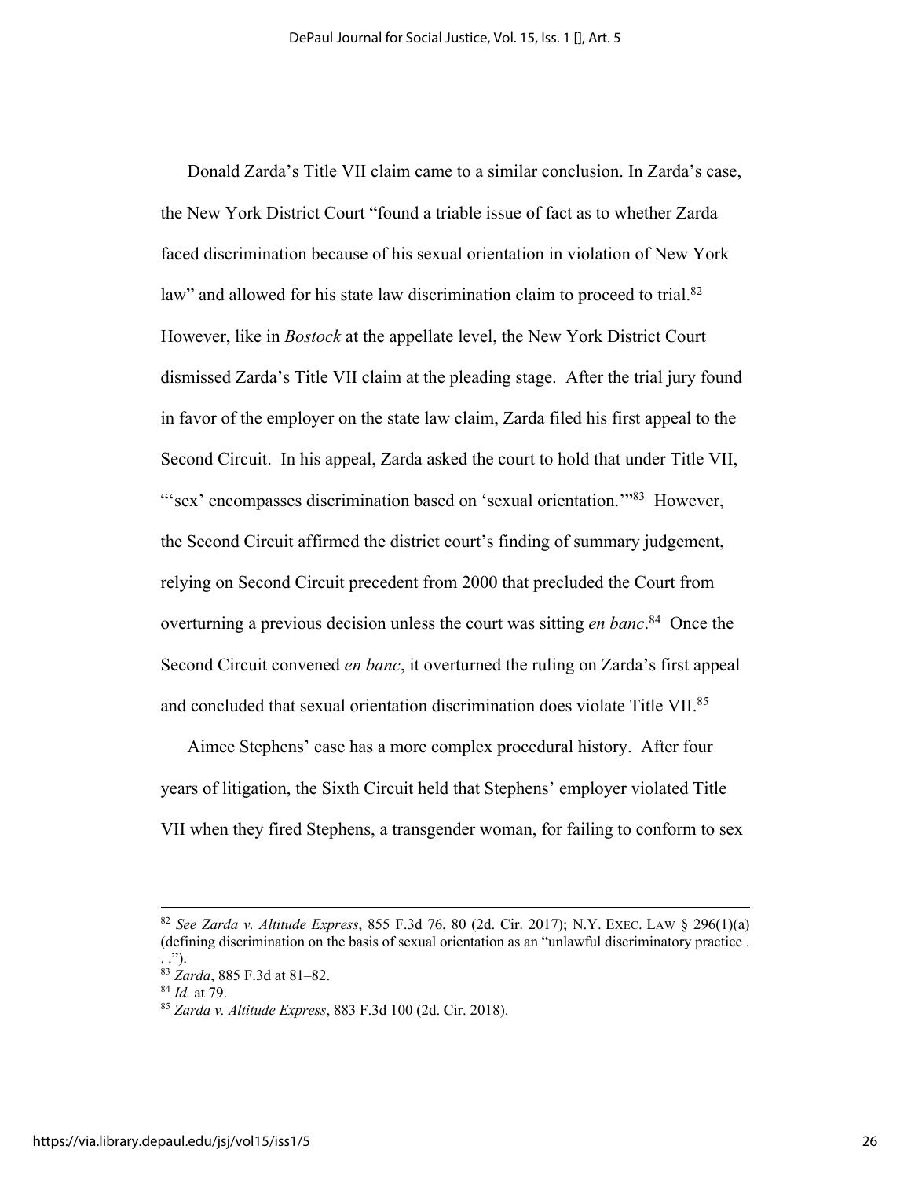Donald Zarda's Title VII claim came to a similar conclusion. In Zarda's case, the New York District Court "found a triable issue of fact as to whether Zarda faced discrimination because of his sexual orientation in violation of New York law" and allowed for his state law discrimination claim to proceed to trial.[82] However, like in *Bostock* at the appellate level, the New York District Court dismissed Zarda's Title VII claim at the pleading stage. After the trial jury found in favor of the employer on the state law claim, Zarda filed his first appeal to the Second Circuit. In his appeal, Zarda asked the court to hold that under Title VII, "'sex' encompasses discrimination based on 'sexual orientation.'"[83] However, the Second Circuit affirmed the district court's finding of summary judgement, relying on Second Circuit precedent from 2000 that precluded the Court from overturning a previous decision unless the court was sitting *en banc*.[84] Once the Second Circuit convened *en banc*, it overturned the ruling on Zarda's first appeal and concluded that sexual orientation discrimination does violate Title VII.[85]

Aimee Stephens' case has a more complex procedural history. After four years of litigation, the Sixth Circuit held that Stephens' employer violated Title VII when they fired Stephens, a transgender woman, for failing to conform to sex

---

[82] *See Zarda v. Altitude Express*, 855 F.3d 76, 80 (2d. Cir. 2017); N.Y. EXEC. LAW § 296(1)(a) (defining discrimination on the basis of sexual orientation as an "unlawful discriminatory practice . . .").

[83] *Zarda*, 885 F.3d at 81–82.

[84] *Id.* at 79.

[85] *Zarda v. Altitude Express*, 883 F.3d 100 (2d. Cir. 2018).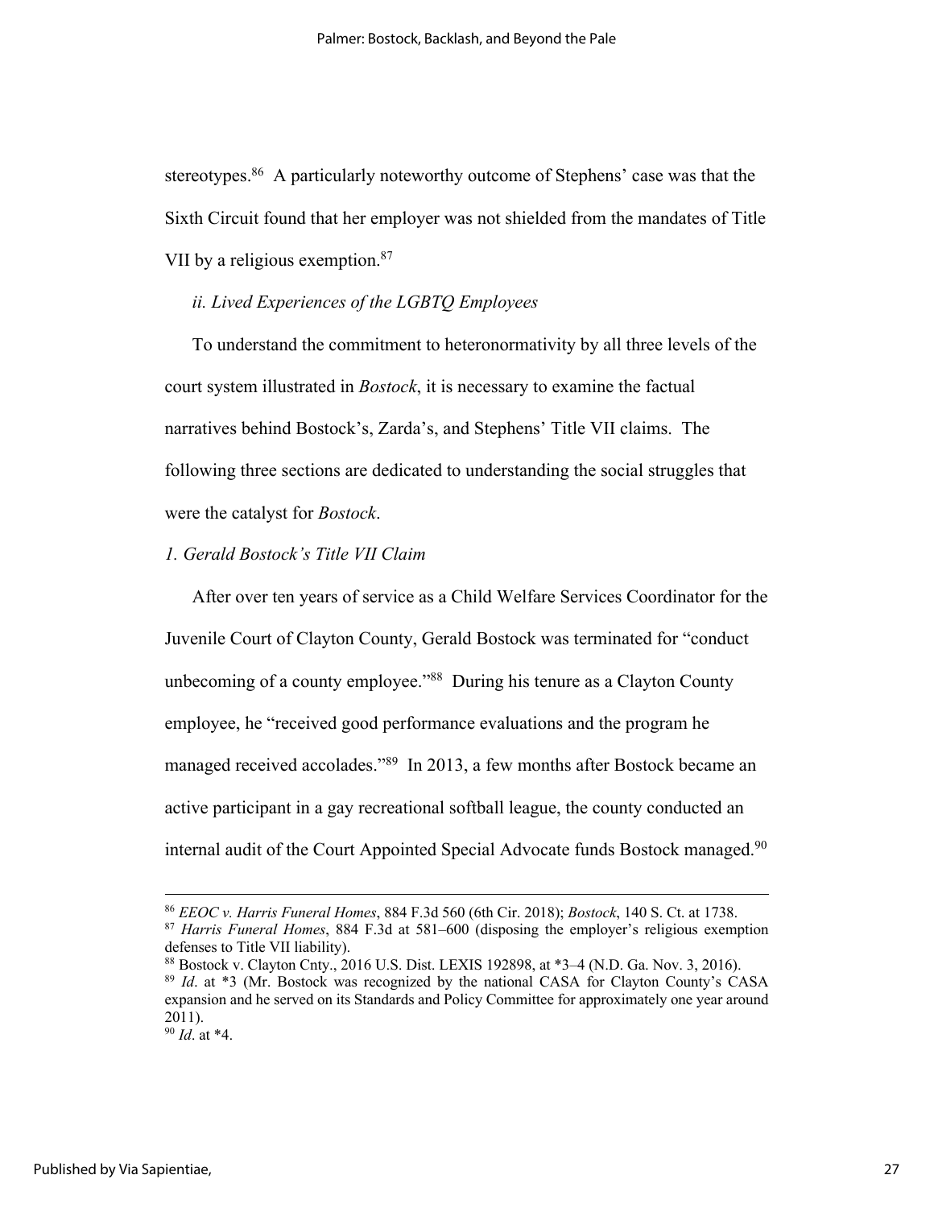stereotypes.[86] A particularly noteworthy outcome of Stephens' case was that the Sixth Circuit found that her employer was not shielded from the mandates of Title VII by a religious exemption.[87]

*ii. Lived Experiences of the LGBTQ Employees*

To understand the commitment to heteronormativity by all three levels of the court system illustrated in *Bostock*, it is necessary to examine the factual narratives behind Bostock's, Zarda's, and Stephens' Title VII claims. The following three sections are dedicated to understanding the social struggles that were the catalyst for *Bostock*.

*1. Gerald Bostock's Title VII Claim*

After over ten years of service as a Child Welfare Services Coordinator for the Juvenile Court of Clayton County, Gerald Bostock was terminated for "conduct unbecoming of a county employee."[88] During his tenure as a Clayton County employee, he "received good performance evaluations and the program he managed received accolades."[89] In 2013, a few months after Bostock became an active participant in a gay recreational softball league, the county conducted an internal audit of the Court Appointed Special Advocate funds Bostock managed.[90]

---

[86] *EEOC v. Harris Funeral Homes*, 884 F.3d 560 (6th Cir. 2018); *Bostock*, 140 S. Ct. at 1738.

[87] *Harris Funeral Homes*, 884 F.3d at 581–600 (disposing the employer's religious exemption defenses to Title VII liability).

[88] Bostock v. Clayton Cnty., 2016 U.S. Dist. LEXIS 192898, at *3–4 (N.D. Ga. Nov. 3, 2016).

[89] *Id*. at *3 (Mr. Bostock was recognized by the national CASA for Clayton County's CASA expansion and he served on its Standards and Policy Committee for approximately one year around 2011).

[90] *Id*. at *4.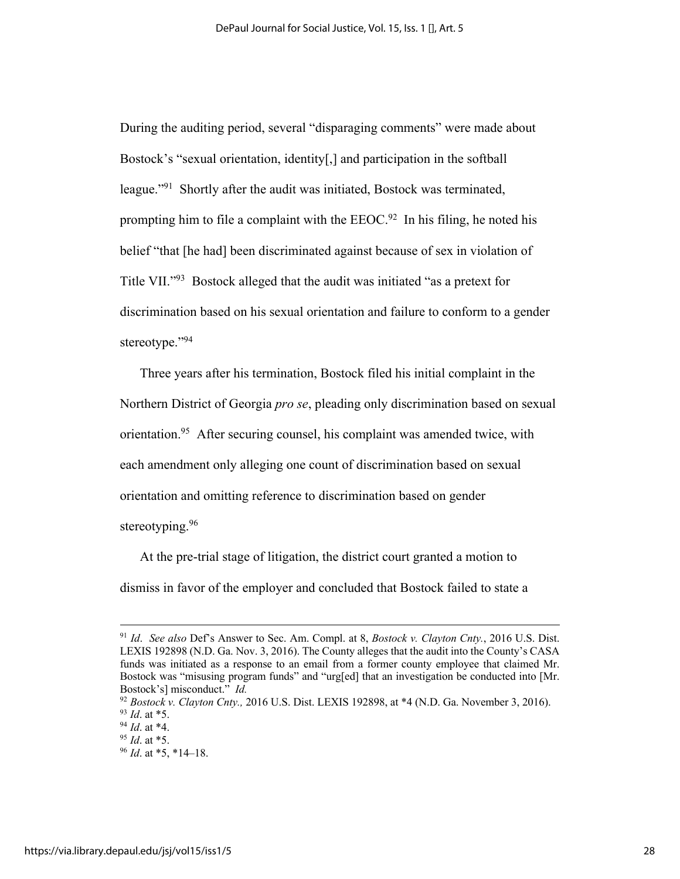During the auditing period, several "disparaging comments" were made about Bostock's "sexual orientation, identity[,] and participation in the softball league."[91] Shortly after the audit was initiated, Bostock was terminated, prompting him to file a complaint with the EEOC.[92] In his filing, he noted his belief "that [he had] been discriminated against because of sex in violation of Title VII."[93] Bostock alleged that the audit was initiated "as a pretext for discrimination based on his sexual orientation and failure to conform to a gender stereotype."[94]

Three years after his termination, Bostock filed his initial complaint in the Northern District of Georgia *pro se*, pleading only discrimination based on sexual orientation.[95] After securing counsel, his complaint was amended twice, with each amendment only alleging one count of discrimination based on sexual orientation and omitting reference to discrimination based on gender stereotyping.[96]

At the pre-trial stage of litigation, the district court granted a motion to dismiss in favor of the employer and concluded that Bostock failed to state a

---

[91] *Id*. *See also* Def's Answer to Sec. Am. Compl. at 8, *Bostock v. Clayton Cnty.*, 2016 U.S. Dist. LEXIS 192898 (N.D. Ga. Nov. 3, 2016). The County alleges that the audit into the County's CASA funds was initiated as a response to an email from a former county employee that claimed Mr. Bostock was "misusing program funds" and "urg[ed] that an investigation be conducted into [Mr. Bostock's] misconduct." *Id.*

[92] *Bostock v. Clayton Cnty.,* 2016 U.S. Dist. LEXIS 192898, at *4 (N.D. Ga. November 3, 2016).

[93] *Id*. at *5.

[94] *Id*. at *4.

[95] *Id*. at *5.

[96] *Id*. at *5, *14–18.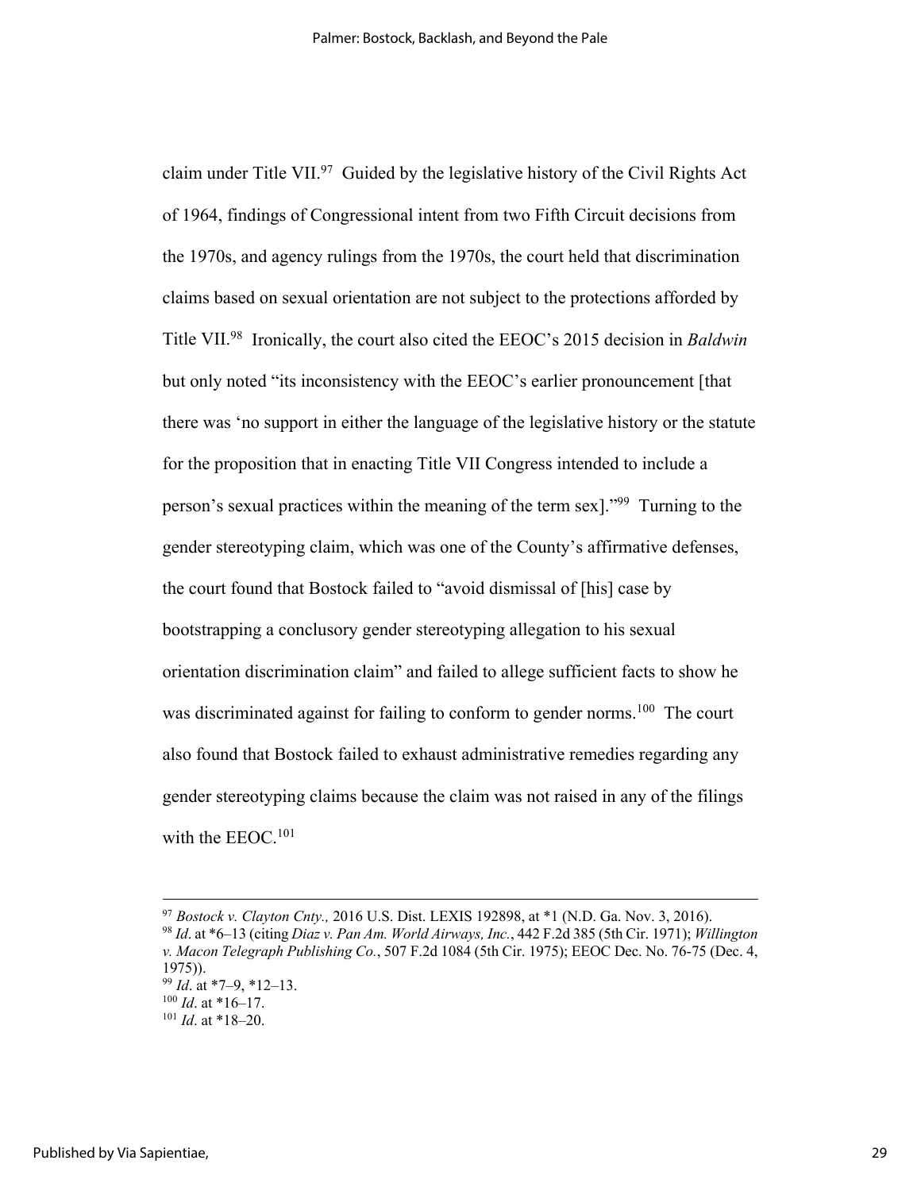claim under Title VII.[97] Guided by the legislative history of the Civil Rights Act of 1964, findings of Congressional intent from two Fifth Circuit decisions from the 1970s, and agency rulings from the 1970s, the court held that discrimination claims based on sexual orientation are not subject to the protections afforded by Title VII.[98] Ironically, the court also cited the EEOC's 2015 decision in *Baldwin* but only noted "its inconsistency with the EEOC's earlier pronouncement [that there was 'no support in either the language of the legislative history or the statute for the proposition that in enacting Title VII Congress intended to include a person's sexual practices within the meaning of the term sex]."[99] Turning to the gender stereotyping claim, which was one of the County's affirmative defenses, the court found that Bostock failed to "avoid dismissal of [his] case by bootstrapping a conclusory gender stereotyping allegation to his sexual orientation discrimination claim" and failed to allege sufficient facts to show he was discriminated against for failing to conform to gender norms.[100] The court also found that Bostock failed to exhaust administrative remedies regarding any gender stereotyping claims because the claim was not raised in any of the filings with the EEOC.[101]

---

[97] *Bostock v. Clayton Cnty.,* 2016 U.S. Dist. LEXIS 192898, at *1 (N.D. Ga. Nov. 3, 2016).

[98] *Id*. at *6–13 (citing *Diaz v. Pan Am. World Airways, Inc.*, 442 F.2d 385 (5th Cir. 1971); *Willington v. Macon Telegraph Publishing Co.*, 507 F.2d 1084 (5th Cir. 1975); EEOC Dec. No. 76-75 (Dec. 4, 1975)).

[99] *Id*. at *7–9, *12–13.

[100] *Id*. at *16–17.

[101] *Id*. at *18–20.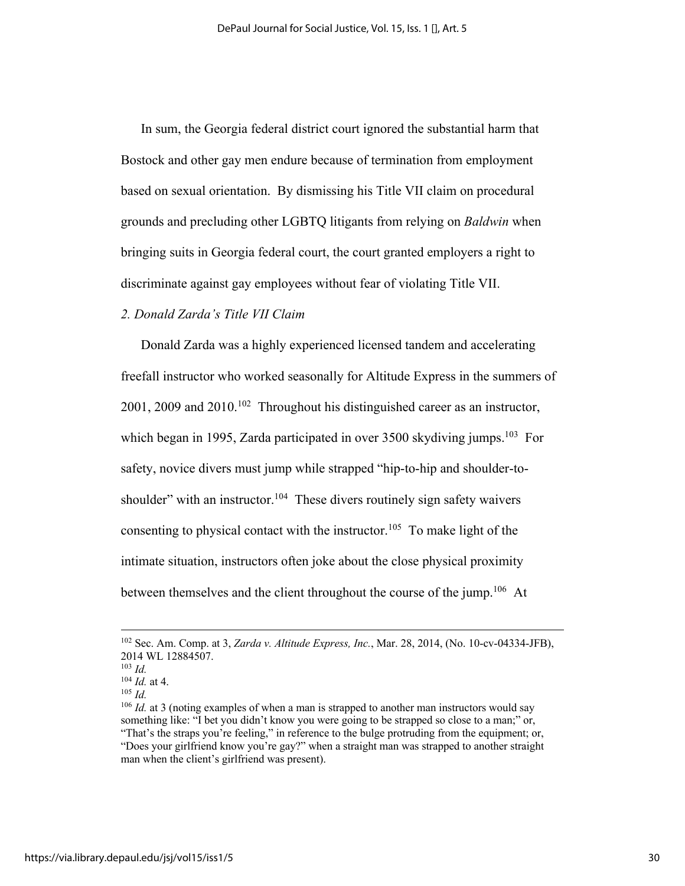In sum, the Georgia federal district court ignored the substantial harm that Bostock and other gay men endure because of termination from employment based on sexual orientation. By dismissing his Title VII claim on procedural grounds and precluding other LGBTQ litigants from relying on *Baldwin* when bringing suits in Georgia federal court, the court granted employers a right to discriminate against gay employees without fear of violating Title VII.

*2. Donald Zarda's Title VII Claim*

Donald Zarda was a highly experienced licensed tandem and accelerating freefall instructor who worked seasonally for Altitude Express in the summers of 2001, 2009 and 2010.[102] Throughout his distinguished career as an instructor, which began in 1995, Zarda participated in over 3500 skydiving jumps.[103] For safety, novice divers must jump while strapped "hip-to-hip and shoulder-to-shoulder" with an instructor.[104] These divers routinely sign safety waivers consenting to physical contact with the instructor.[105] To make light of the intimate situation, instructors often joke about the close physical proximity between themselves and the client throughout the course of the jump.[106] At

---

[102] Sec. Am. Comp. at 3, *Zarda v. Altitude Express, Inc.*, Mar. 28, 2014, (No. 10-cv-04334-JFB), 2014 WL 12884507.

[103] *Id.*

[104] *Id.* at 4.

[105] *Id.*

[106] *Id.* at 3 (noting examples of when a man is strapped to another man instructors would say something like: "I bet you didn't know you were going to be strapped so close to a man;" or, "That's the straps you're feeling," in reference to the bulge protruding from the equipment; or, "Does your girlfriend know you're gay?" when a straight man was strapped to another straight man when the client's girlfriend was present).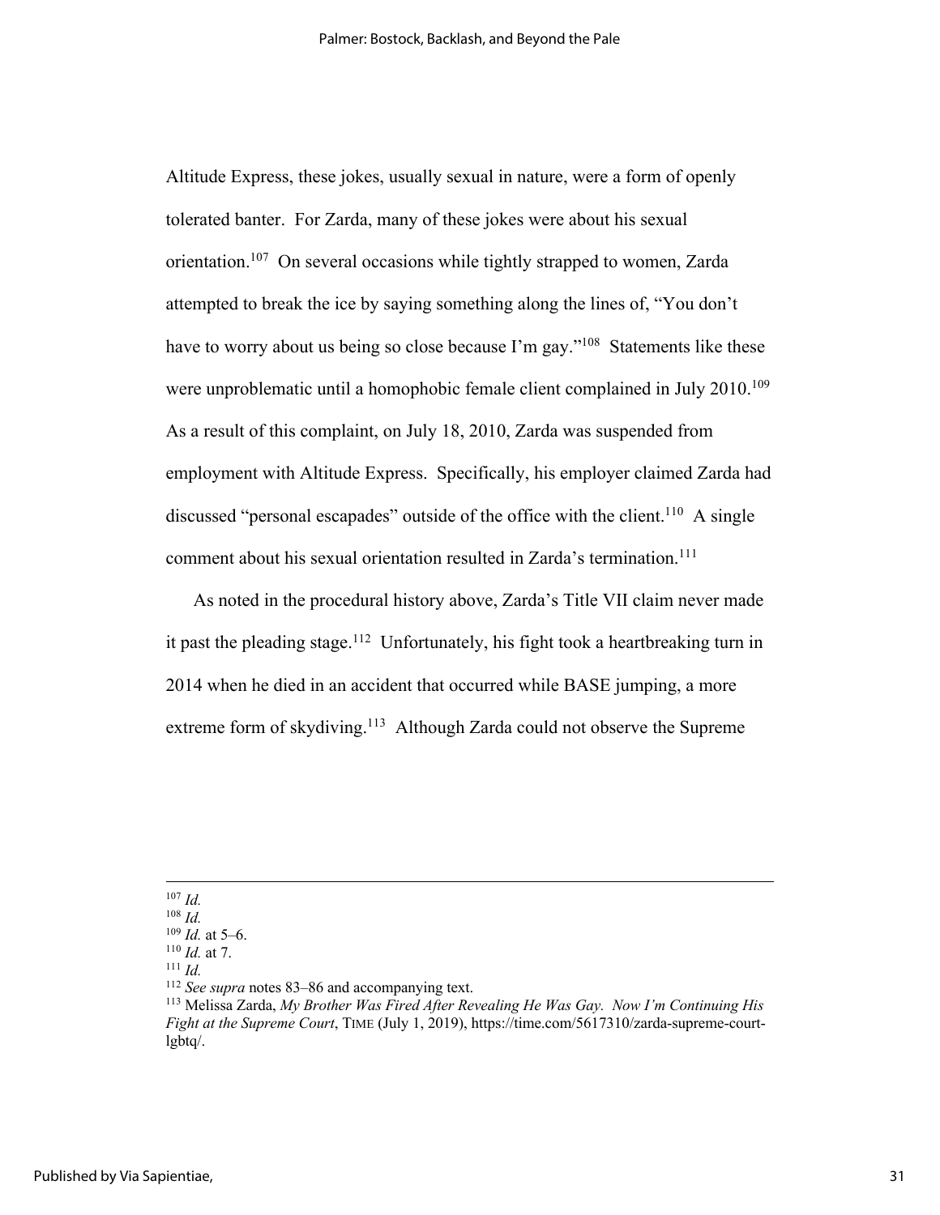Altitude Express, these jokes, usually sexual in nature, were a form of openly tolerated banter. For Zarda, many of these jokes were about his sexual orientation.[107] On several occasions while tightly strapped to women, Zarda attempted to break the ice by saying something along the lines of, "You don't have to worry about us being so close because I'm gay."[108] Statements like these were unproblematic until a homophobic female client complained in July 2010.[109] As a result of this complaint, on July 18, 2010, Zarda was suspended from employment with Altitude Express. Specifically, his employer claimed Zarda had discussed "personal escapades" outside of the office with the client.[110] A single comment about his sexual orientation resulted in Zarda's termination.[111]

As noted in the procedural history above, Zarda's Title VII claim never made it past the pleading stage.[112] Unfortunately, his fight took a heartbreaking turn in 2014 when he died in an accident that occurred while BASE jumping, a more extreme form of skydiving.[113] Although Zarda could not observe the Supreme

---

[107] *Id.*

[108] *Id.*

[109] *Id.* at 5–6.

[110] *Id.* at 7.

[111] *Id.*

[112] *See supra* notes 83–86 and accompanying text.

[113] Melissa Zarda, *My Brother Was Fired After Revealing He Was Gay. Now I'm Continuing His Fight at the Supreme Court*, TIME (July 1, 2019), https://time.com/5617310/zarda-supreme-court-lgbtq/.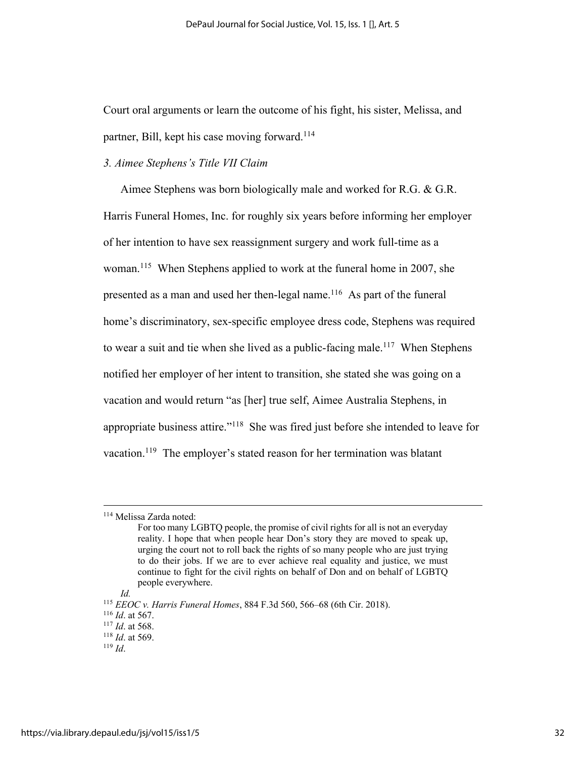Court oral arguments or learn the outcome of his fight, his sister, Melissa, and partner, Bill, kept his case moving forward.[114]

*3. Aimee Stephens's Title VII Claim*

Aimee Stephens was born biologically male and worked for R.G. & G.R. Harris Funeral Homes, Inc. for roughly six years before informing her employer of her intention to have sex reassignment surgery and work full-time as a woman.[115] When Stephens applied to work at the funeral home in 2007, she presented as a man and used her then-legal name.[116] As part of the funeral home's discriminatory, sex-specific employee dress code, Stephens was required to wear a suit and tie when she lived as a public-facing male.[117] When Stephens notified her employer of her intent to transition, she stated she was going on a vacation and would return "as [her] true self, Aimee Australia Stephens, in appropriate business attire."[118] She was fired just before she intended to leave for vacation.[119] The employer's stated reason for her termination was blatant

---

[114] Melissa Zarda noted:

> For too many LGBTQ people, the promise of civil rights for all is not an everyday reality. I hope that when people hear Don's story they are moved to speak up, urging the court not to roll back the rights of so many people who are just trying to do their jobs. If we are to ever achieve real equality and justice, we must continue to fight for the civil rights on behalf of Don and on behalf of LGBTQ people everywhere.

*Id.*

[115] *EEOC v. Harris Funeral Homes*, 884 F.3d 560, 566–68 (6th Cir. 2018).

[116] *Id*. at 567.

[117] *Id*. at 568.

[118] *Id*. at 569.

[119] *Id*.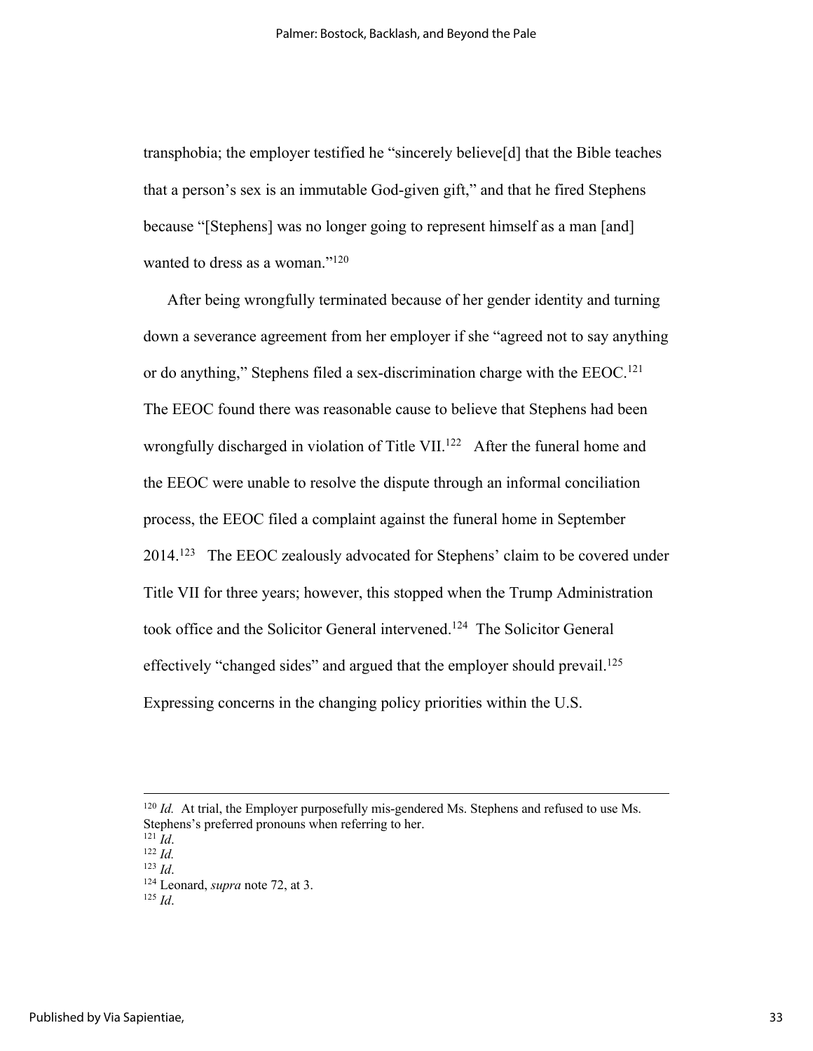transphobia; the employer testified he "sincerely believe[d] that the Bible teaches that a person's sex is an immutable God-given gift," and that he fired Stephens because "[Stephens] was no longer going to represent himself as a man [and] wanted to dress as a woman."[120]

After being wrongfully terminated because of her gender identity and turning down a severance agreement from her employer if she "agreed not to say anything or do anything," Stephens filed a sex-discrimination charge with the EEOC.[121] The EEOC found there was reasonable cause to believe that Stephens had been wrongfully discharged in violation of Title VII.[122] After the funeral home and the EEOC were unable to resolve the dispute through an informal conciliation process, the EEOC filed a complaint against the funeral home in September 2014.[123] The EEOC zealously advocated for Stephens' claim to be covered under Title VII for three years; however, this stopped when the Trump Administration took office and the Solicitor General intervened.[124] The Solicitor General effectively "changed sides" and argued that the employer should prevail.[125] Expressing concerns in the changing policy priorities within the U.S.

---

[120] *Id.* At trial, the Employer purposefully mis-gendered Ms. Stephens and refused to use Ms. Stephens's preferred pronouns when referring to her.

[121] *Id*.

[122] *Id.*

[123] *Id*.

[124] Leonard, *supra* note 72, at 3.

[125] *Id*.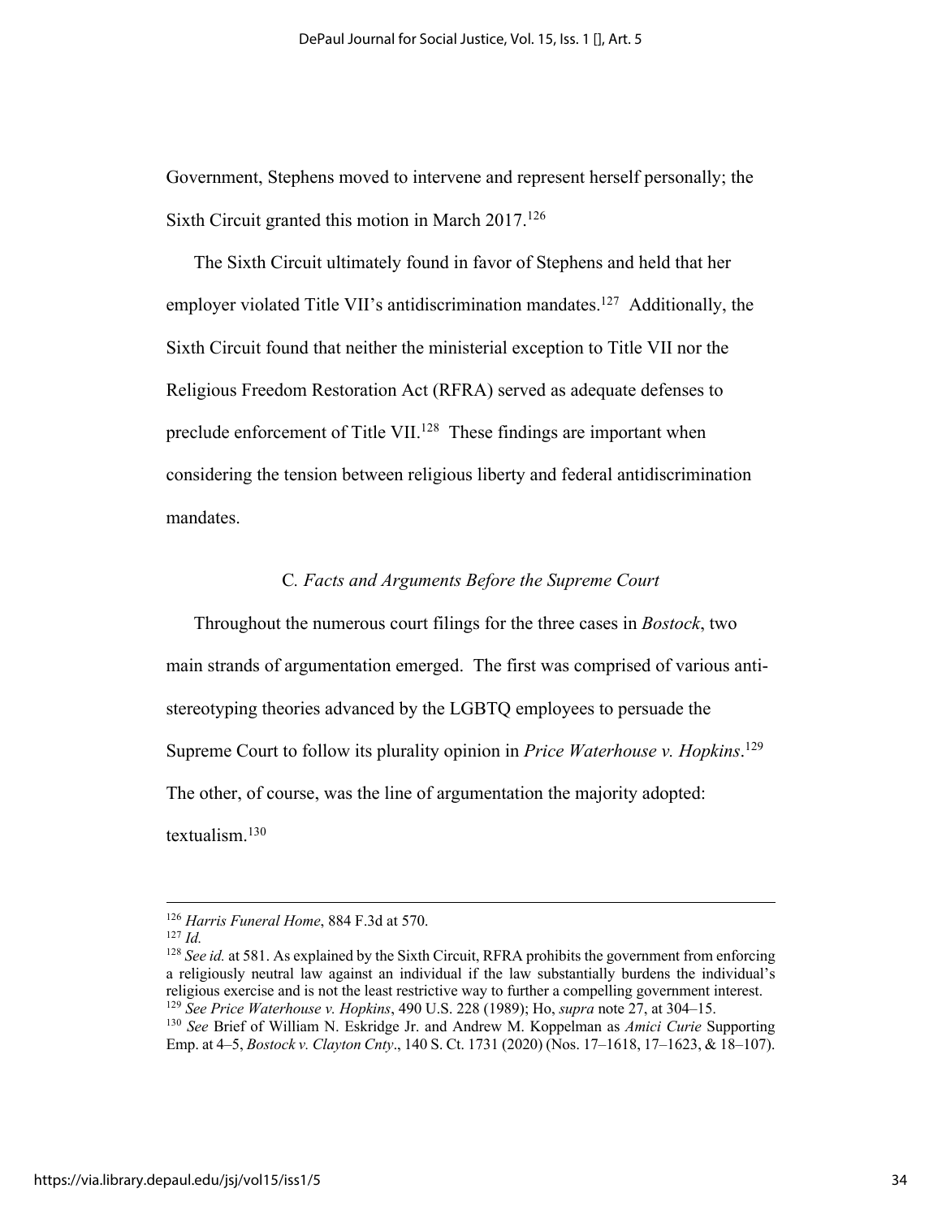Government, Stephens moved to intervene and represent herself personally; the Sixth Circuit granted this motion in March 2017.[126]

The Sixth Circuit ultimately found in favor of Stephens and held that her employer violated Title VII's antidiscrimination mandates.[127] Additionally, the Sixth Circuit found that neither the ministerial exception to Title VII nor the Religious Freedom Restoration Act (RFRA) served as adequate defenses to preclude enforcement of Title VII.[128] These findings are important when considering the tension between religious liberty and federal antidiscrimination mandates.

### C. *Facts and Arguments Before the Supreme Court*

Throughout the numerous court filings for the three cases in *Bostock*, two main strands of argumentation emerged. The first was comprised of various anti-stereotyping theories advanced by the LGBTQ employees to persuade the Supreme Court to follow its plurality opinion in *Price Waterhouse v. Hopkins*.[129] The other, of course, was the line of argumentation the majority adopted: textualism.[130]

---

[126] *Harris Funeral Home*, 884 F.3d at 570.

[127] *Id.*

[128] *See id.* at 581. As explained by the Sixth Circuit, RFRA prohibits the government from enforcing a religiously neutral law against an individual if the law substantially burdens the individual's religious exercise and is not the least restrictive way to further a compelling government interest.

[129] *See Price Waterhouse v. Hopkins*, 490 U.S. 228 (1989); Ho, *supra* note 27, at 304–15.

[130] *See* Brief of William N. Eskridge Jr. and Andrew M. Koppelman as *Amici Curie* Supporting Emp. at 4–5, *Bostock v. Clayton Cnty*., 140 S. Ct. 1731 (2020) (Nos. 17–1618, 17–1623, & 18–107).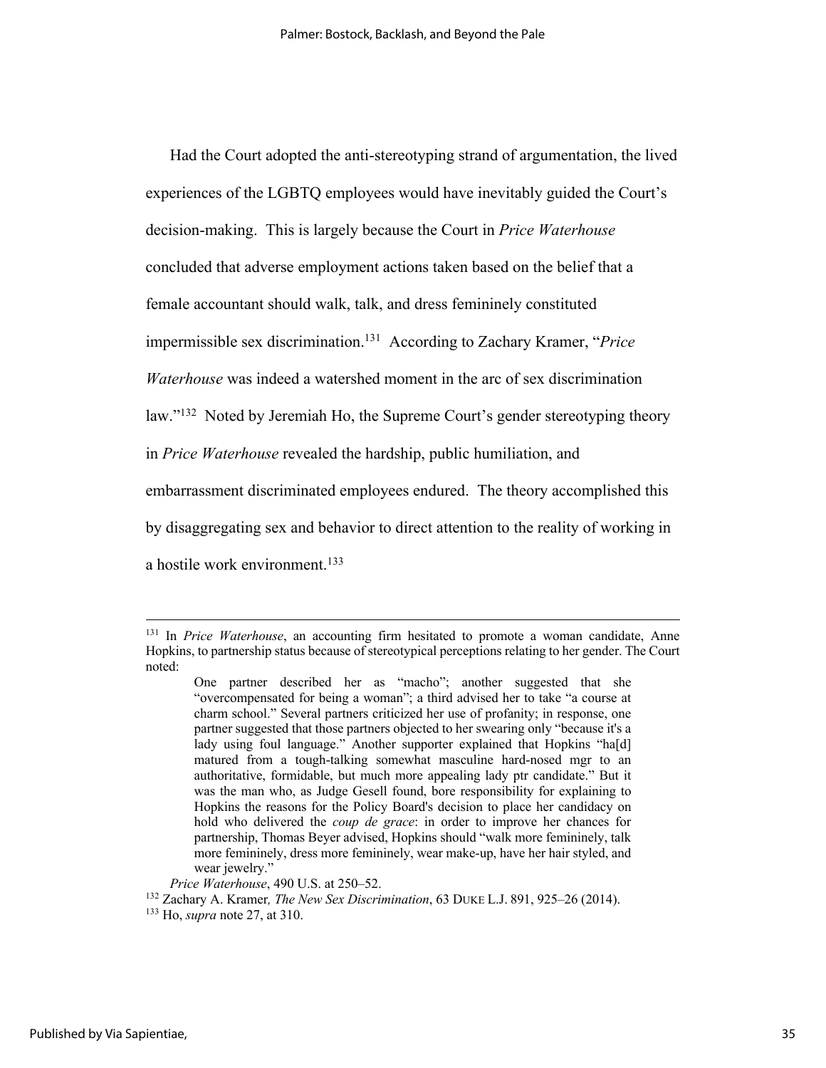Had the Court adopted the anti-stereotyping strand of argumentation, the lived experiences of the LGBTQ employees would have inevitably guided the Court's decision-making. This is largely because the Court in *Price Waterhouse* concluded that adverse employment actions taken based on the belief that a female accountant should walk, talk, and dress femininely constituted impermissible sex discrimination.[131] According to Zachary Kramer, "*Price Waterhouse* was indeed a watershed moment in the arc of sex discrimination law."[132] Noted by Jeremiah Ho, the Supreme Court's gender stereotyping theory in *Price Waterhouse* revealed the hardship, public humiliation, and embarrassment discriminated employees endured. The theory accomplished this by disaggregating sex and behavior to direct attention to the reality of working in a hostile work environment.[133]

---

[131] In *Price Waterhouse*, an accounting firm hesitated to promote a woman candidate, Anne Hopkins, to partnership status because of stereotypical perceptions relating to her gender. The Court noted:

> One partner described her as "macho"; another suggested that she "overcompensated for being a woman"; a third advised her to take "a course at charm school." Several partners criticized her use of profanity; in response, one partner suggested that those partners objected to her swearing only "because it's a lady using foul language." Another supporter explained that Hopkins "ha[d] matured from a tough-talking somewhat masculine hard-nosed mgr to an authoritative, formidable, but much more appealing lady ptr candidate." But it was the man who, as Judge Gesell found, bore responsibility for explaining to Hopkins the reasons for the Policy Board's decision to place her candidacy on hold who delivered the *coup de grace*: in order to improve her chances for partnership, Thomas Beyer advised, Hopkins should "walk more femininely, talk more femininely, dress more femininely, wear make-up, have her hair styled, and wear jewelry."

*Price Waterhouse*, 490 U.S. at 250–52.

[132] Zachary A. Kramer, *The New Sex Discrimination*, 63 DUKE L.J. 891, 925–26 (2014).

[133] Ho, *supra* note 27, at 310.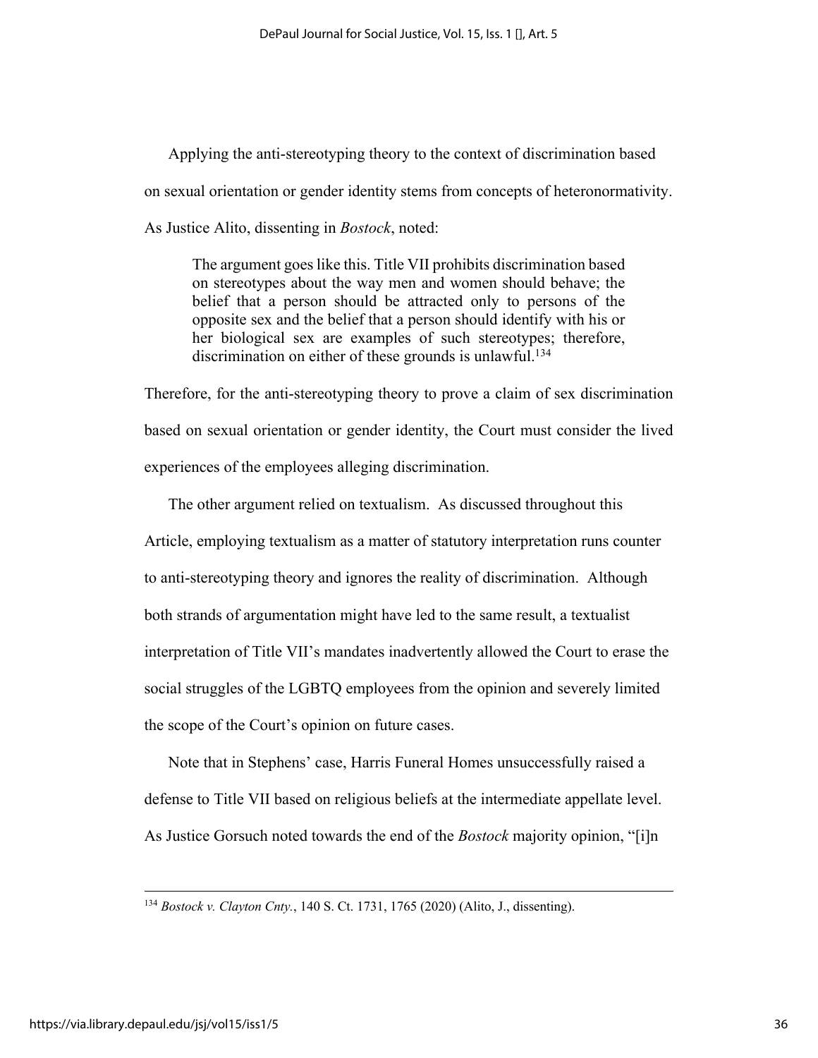Applying the anti-stereotyping theory to the context of discrimination based on sexual orientation or gender identity stems from concepts of heteronormativity. As Justice Alito, dissenting in *Bostock*, noted:

> The argument goes like this. Title VII prohibits discrimination based on stereotypes about the way men and women should behave; the belief that a person should be attracted only to persons of the opposite sex and the belief that a person should identify with his or her biological sex are examples of such stereotypes; therefore, discrimination on either of these grounds is unlawful.[134]

Therefore, for the anti-stereotyping theory to prove a claim of sex discrimination based on sexual orientation or gender identity, the Court must consider the lived experiences of the employees alleging discrimination.

The other argument relied on textualism. As discussed throughout this Article, employing textualism as a matter of statutory interpretation runs counter to anti-stereotyping theory and ignores the reality of discrimination. Although both strands of argumentation might have led to the same result, a textualist interpretation of Title VII's mandates inadvertently allowed the Court to erase the social struggles of the LGBTQ employees from the opinion and severely limited the scope of the Court's opinion on future cases.

Note that in Stephens' case, Harris Funeral Homes unsuccessfully raised a defense to Title VII based on religious beliefs at the intermediate appellate level. As Justice Gorsuch noted towards the end of the *Bostock* majority opinion, "[i]n

---

[134] *Bostock v. Clayton Cnty.*, 140 S. Ct. 1731, 1765 (2020) (Alito, J., dissenting).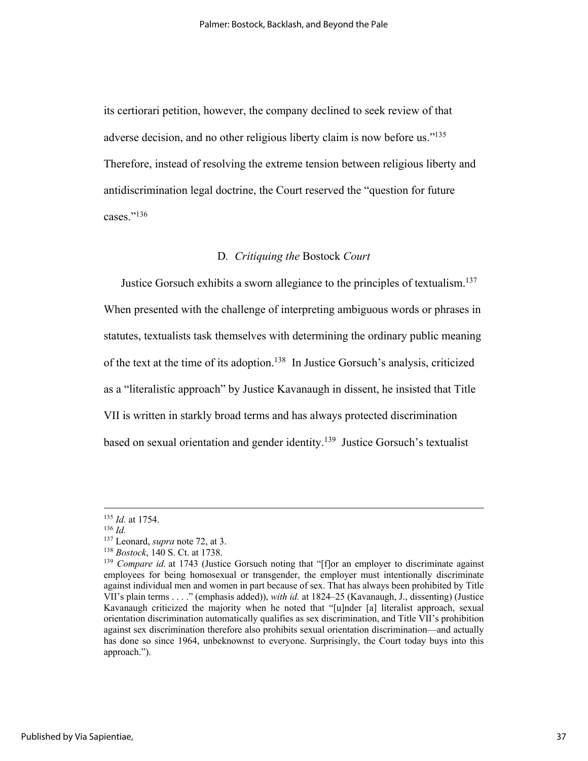its certiorari petition, however, the company declined to seek review of that adverse decision, and no other religious liberty claim is now before us."[135] Therefore, instead of resolving the extreme tension between religious liberty and antidiscrimination legal doctrine, the Court reserved the "question for future cases."[136]

### D. *Critiquing the* Bostock *Court*

Justice Gorsuch exhibits a sworn allegiance to the principles of textualism.[137] When presented with the challenge of interpreting ambiguous words or phrases in statutes, textualists task themselves with determining the ordinary public meaning of the text at the time of its adoption.[138] In Justice Gorsuch's analysis, criticized as a "literalistic approach" by Justice Kavanaugh in dissent, he insisted that Title VII is written in starkly broad terms and has always protected discrimination based on sexual orientation and gender identity.[139] Justice Gorsuch's textualist

---

[135] *Id.* at 1754.

[136] *Id.*

[137] Leonard, *supra* note 72, at 3.

[138] *Bostock*, 140 S. Ct. at 1738.

[139] *Compare id.* at 1743 (Justice Gorsuch noting that "[f]or an employer to discriminate against employees for being homosexual or transgender, the employer must intentionally discriminate against individual men and women in part because of sex. That has always been prohibited by Title VII's plain terms . . . ." (emphasis added)), *with id.* at 1824–25 (Kavanaugh, J., dissenting) (Justice Kavanaugh criticized the majority when he noted that "[u]nder [a] literalist approach, sexual orientation discrimination automatically qualifies as sex discrimination, and Title VII's prohibition against sex discrimination therefore also prohibits sexual orientation discrimination—and actually has done so since 1964, unbeknownst to everyone. Surprisingly, the Court today buys into this approach.").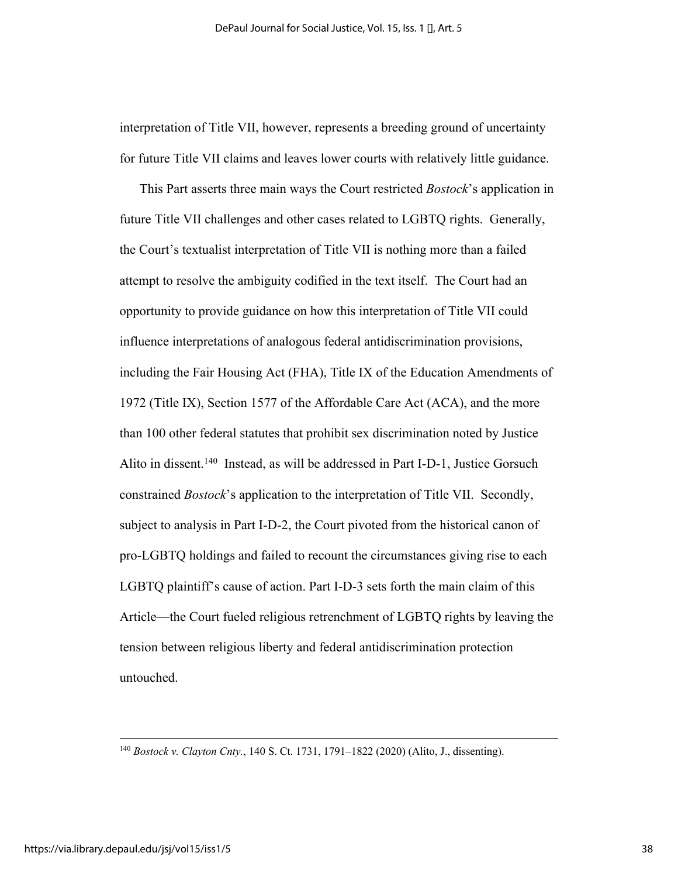interpretation of Title VII, however, represents a breeding ground of uncertainty for future Title VII claims and leaves lower courts with relatively little guidance.

This Part asserts three main ways the Court restricted *Bostock*'s application in future Title VII challenges and other cases related to LGBTQ rights. Generally, the Court's textualist interpretation of Title VII is nothing more than a failed attempt to resolve the ambiguity codified in the text itself. The Court had an opportunity to provide guidance on how this interpretation of Title VII could influence interpretations of analogous federal antidiscrimination provisions, including the Fair Housing Act (FHA), Title IX of the Education Amendments of 1972 (Title IX), Section 1577 of the Affordable Care Act (ACA), and the more than 100 other federal statutes that prohibit sex discrimination noted by Justice Alito in dissent.[140] Instead, as will be addressed in Part I-D-1, Justice Gorsuch constrained *Bostock*'s application to the interpretation of Title VII. Secondly, subject to analysis in Part I-D-2, the Court pivoted from the historical canon of pro-LGBTQ holdings and failed to recount the circumstances giving rise to each LGBTQ plaintiff's cause of action. Part I-D-3 sets forth the main claim of this Article—the Court fueled religious retrenchment of LGBTQ rights by leaving the tension between religious liberty and federal antidiscrimination protection untouched.

---

[140] *Bostock v. Clayton Cnty.*, 140 S. Ct. 1731, 1791–1822 (2020) (Alito, J., dissenting).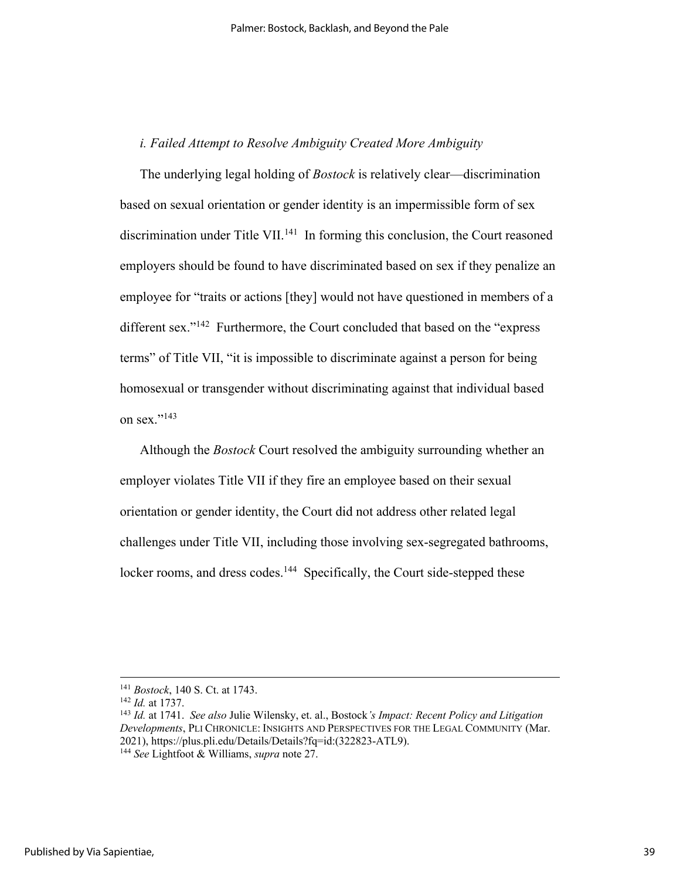### *i. Failed Attempt to Resolve Ambiguity Created More Ambiguity*

The underlying legal holding of *Bostock* is relatively clear—discrimination based on sexual orientation or gender identity is an impermissible form of sex discrimination under Title VII.[141] In forming this conclusion, the Court reasoned employers should be found to have discriminated based on sex if they penalize an employee for "traits or actions [they] would not have questioned in members of a different sex."[142] Furthermore, the Court concluded that based on the "express terms" of Title VII, "it is impossible to discriminate against a person for being homosexual or transgender without discriminating against that individual based on sex."[143]

Although the *Bostock* Court resolved the ambiguity surrounding whether an employer violates Title VII if they fire an employee based on their sexual orientation or gender identity, the Court did not address other related legal challenges under Title VII, including those involving sex-segregated bathrooms, locker rooms, and dress codes.[144] Specifically, the Court side-stepped these

---

[141] *Bostock*, 140 S. Ct. at 1743.

[142] *Id.* at 1737.

[143] *Id.* at 1741. *See also* Julie Wilensky, et. al., Bostock*'s Impact: Recent Policy and Litigation Developments*, PLI CHRONICLE: INSIGHTS AND PERSPECTIVES FOR THE LEGAL COMMUNITY (Mar. 2021), https://plus.pli.edu/Details/Details?fq=id:(322823-ATL9).

[144] *See* Lightfoot & Williams, *supra* note 27.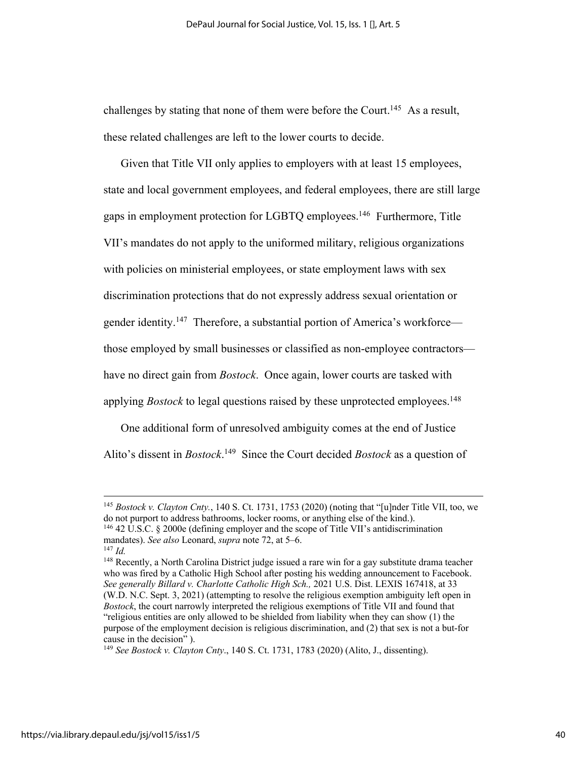challenges by stating that none of them were before the Court.[145] As a result, these related challenges are left to the lower courts to decide.

Given that Title VII only applies to employers with at least 15 employees, state and local government employees, and federal employees, there are still large gaps in employment protection for LGBTQ employees.[146] Furthermore, Title VII's mandates do not apply to the uniformed military, religious organizations with policies on ministerial employees, or state employment laws with sex discrimination protections that do not expressly address sexual orientation or gender identity.[147] Therefore, a substantial portion of America's workforce—those employed by small businesses or classified as non-employee contractors—have no direct gain from *Bostock*. Once again, lower courts are tasked with applying *Bostock* to legal questions raised by these unprotected employees.[148]

One additional form of unresolved ambiguity comes at the end of Justice Alito's dissent in *Bostock*.[149] Since the Court decided *Bostock* as a question of

---

[145] *Bostock v. Clayton Cnty.*, 140 S. Ct. 1731, 1753 (2020) (noting that "[u]nder Title VII, too, we do not purport to address bathrooms, locker rooms, or anything else of the kind.).

[146] 42 U.S.C. § 2000e (defining employer and the scope of Title VII's antidiscrimination mandates). *See also* Leonard, *supra* note 72, at 5–6.

[147] *Id.*

[148] Recently, a North Carolina District judge issued a rare win for a gay substitute drama teacher who was fired by a Catholic High School after posting his wedding announcement to Facebook. *See generally Billard v. Charlotte Catholic High Sch.,* 2021 U.S. Dist. LEXIS 167418, at 33 (W.D. N.C. Sept. 3, 2021) (attempting to resolve the religious exemption ambiguity left open in *Bostock*, the court narrowly interpreted the religious exemptions of Title VII and found that "religious entities are only allowed to be shielded from liability when they can show (1) the purpose of the employment decision is religious discrimination, and (2) that sex is not a but-for cause in the decision" ).

[149] *See Bostock v. Clayton Cnty*., 140 S. Ct. 1731, 1783 (2020) (Alito, J., dissenting).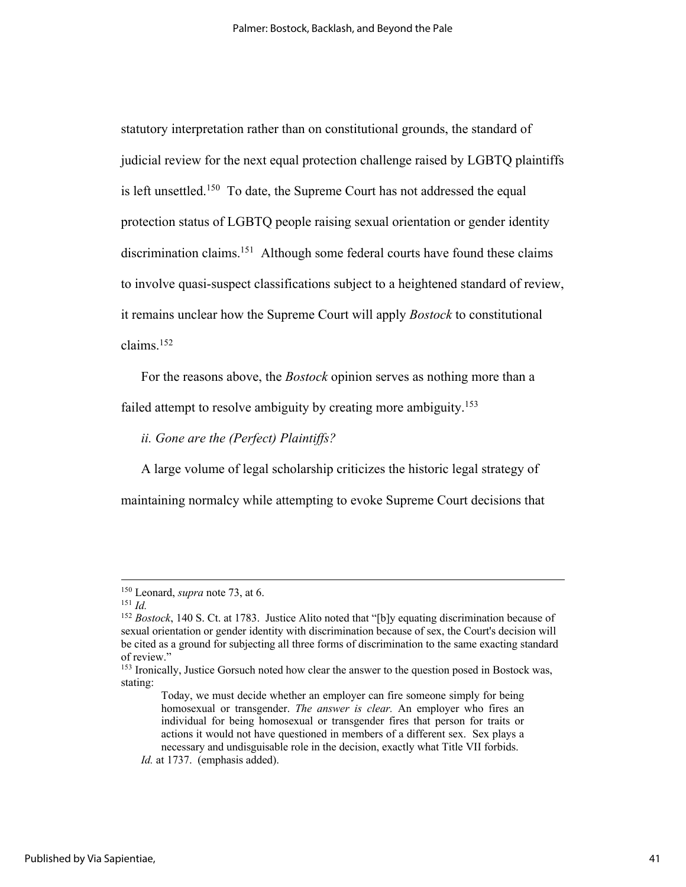statutory interpretation rather than on constitutional grounds, the standard of judicial review for the next equal protection challenge raised by LGBTQ plaintiffs is left unsettled.[150] To date, the Supreme Court has not addressed the equal protection status of LGBTQ people raising sexual orientation or gender identity discrimination claims.[151] Although some federal courts have found these claims to involve quasi-suspect classifications subject to a heightened standard of review, it remains unclear how the Supreme Court will apply *Bostock* to constitutional claims.[152]

For the reasons above, the *Bostock* opinion serves as nothing more than a failed attempt to resolve ambiguity by creating more ambiguity.[153]

*ii. Gone are the (Perfect) Plaintiffs?*

A large volume of legal scholarship criticizes the historic legal strategy of maintaining normalcy while attempting to evoke Supreme Court decisions that

---

[150] Leonard, *supra* note 73, at 6.

[151] *Id.*

[152] *Bostock*, 140 S. Ct. at 1783. Justice Alito noted that "[b]y equating discrimination because of sexual orientation or gender identity with discrimination because of sex, the Court's decision will be cited as a ground for subjecting all three forms of discrimination to the same exacting standard of review."

[153] Ironically, Justice Gorsuch noted how clear the answer to the question posed in Bostock was, stating:

> Today, we must decide whether an employer can fire someone simply for being homosexual or transgender. *The answer is clear.* An employer who fires an individual for being homosexual or transgender fires that person for traits or actions it would not have questioned in members of a different sex. Sex plays a necessary and undisguisable role in the decision, exactly what Title VII forbids.

*Id.* at 1737. (emphasis added).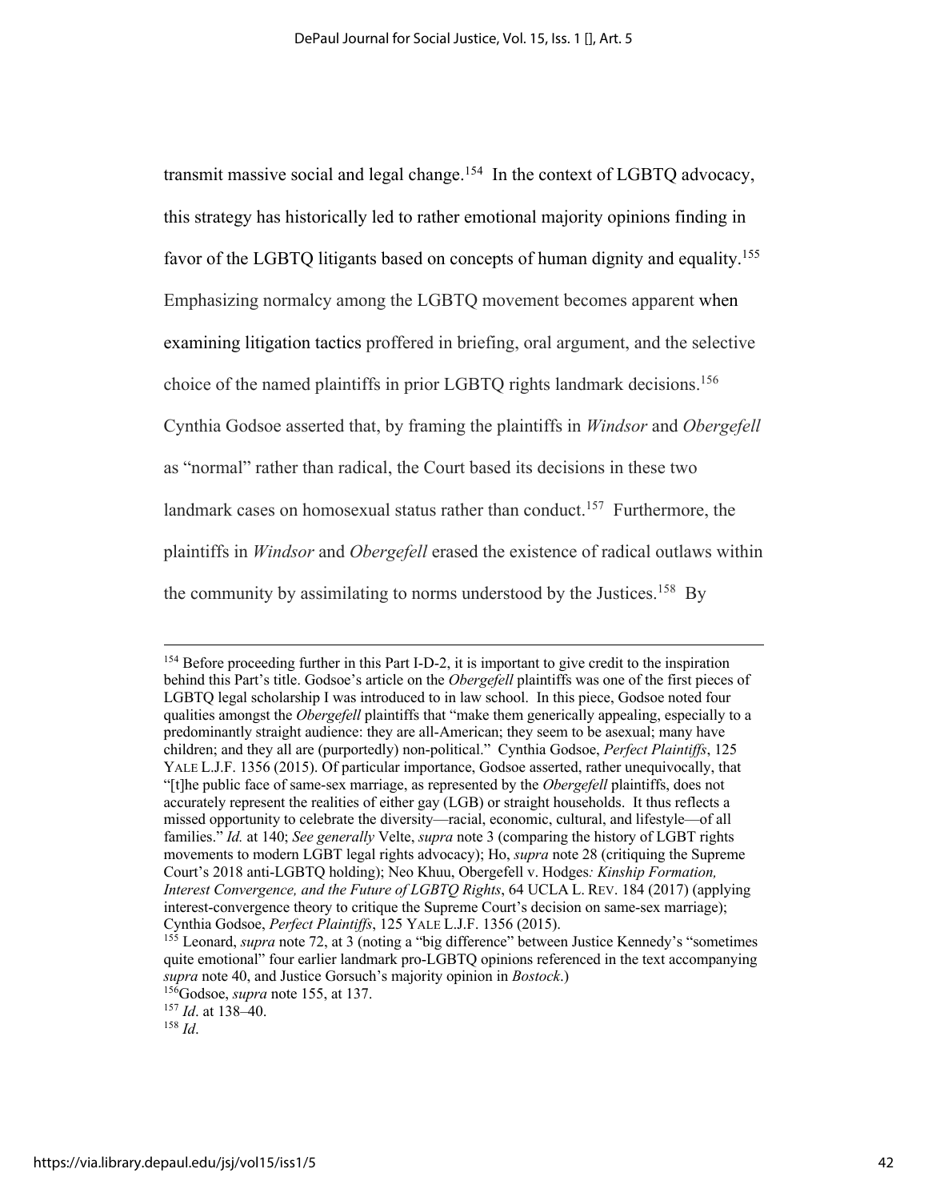transmit massive social and legal change.[154] In the context of LGBTQ advocacy, this strategy has historically led to rather emotional majority opinions finding in favor of the LGBTQ litigants based on concepts of human dignity and equality.[155] Emphasizing normalcy among the LGBTQ movement becomes apparent when examining litigation tactics proffered in briefing, oral argument, and the selective choice of the named plaintiffs in prior LGBTQ rights landmark decisions.[156] Cynthia Godsoe asserted that, by framing the plaintiffs in *Windsor* and *Obergefell* as "normal" rather than radical, the Court based its decisions in these two landmark cases on homosexual status rather than conduct.[157] Furthermore, the plaintiffs in *Windsor* and *Obergefell* erased the existence of radical outlaws within the community by assimilating to norms understood by the Justices.[158] By

---

[154] Before proceeding further in this Part I-D-2, it is important to give credit to the inspiration behind this Part's title. Godsoe's article on the *Obergefell* plaintiffs was one of the first pieces of LGBTQ legal scholarship I was introduced to in law school. In this piece, Godsoe noted four qualities amongst the *Obergefell* plaintiffs that "make them generically appealing, especially to a predominantly straight audience: they are all-American; they seem to be asexual; many have children; and they all are (purportedly) non-political." Cynthia Godsoe, *Perfect Plaintiffs*, 125 YALE L.J.F. 1356 (2015). Of particular importance, Godsoe asserted, rather unequivocally, that "[t]he public face of same-sex marriage, as represented by the *Obergefell* plaintiffs, does not accurately represent the realities of either gay (LGB) or straight households. It thus reflects a missed opportunity to celebrate the diversity—racial, economic, cultural, and lifestyle—of all families." *Id.* at 140; *See generally* Velte, *supra* note 3 (comparing the history of LGBT rights movements to modern LGBT legal rights advocacy); Ho, *supra* note 28 (critiquing the Supreme Court's 2018 anti-LGBTQ holding); Neo Khuu, *Obergefell v. Hodges: Kinship Formation, Interest Convergence, and the Future of LGBTQ Rights*, 64 UCLA L. REV. 184 (2017) (applying interest-convergence theory to critique the Supreme Court's decision on same-sex marriage); Cynthia Godsoe, *Perfect Plaintiffs*, 125 YALE L.J.F. 1356 (2015).

[155] Leonard, *supra* note 72, at 3 (noting a "big difference" between Justice Kennedy's "sometimes quite emotional" four earlier landmark pro-LGBTQ opinions referenced in the text accompanying *supra* note 40, and Justice Gorsuch's majority opinion in *Bostock*.)

[156] Godsoe, *supra* note 155, at 137.

[157] *Id*. at 138–40.

[158] *Id*.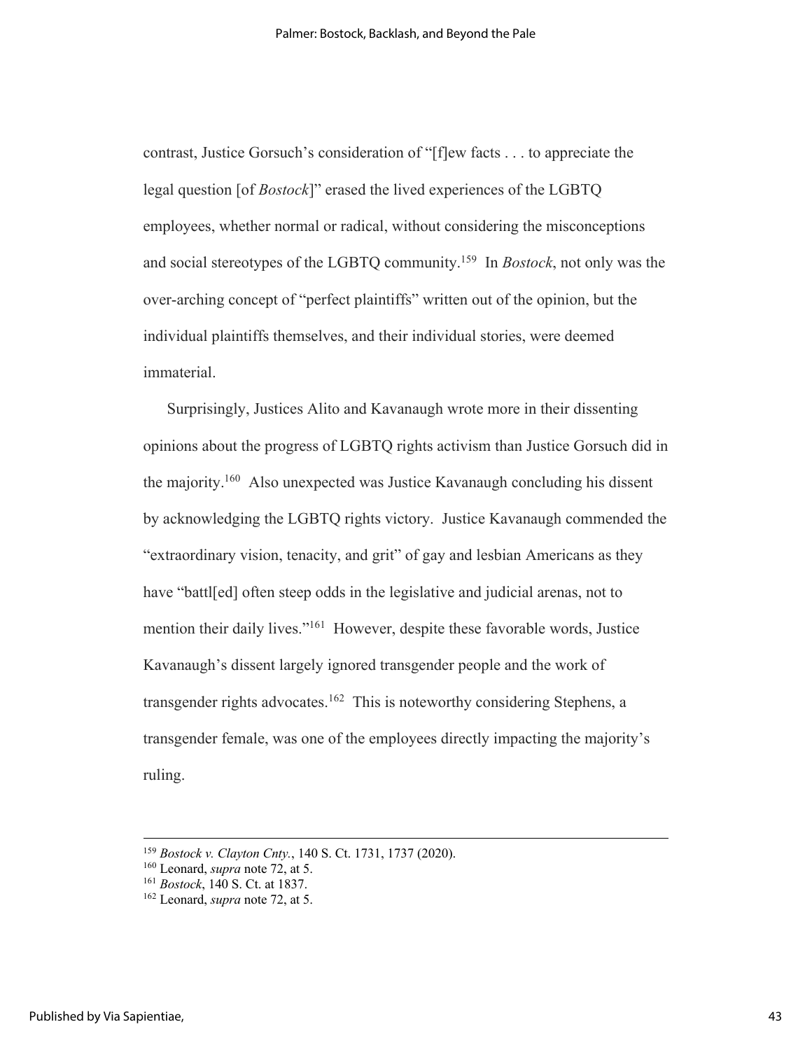contrast, Justice Gorsuch's consideration of "[f]ew facts . . . to appreciate the legal question [of *Bostock*]" erased the lived experiences of the LGBTQ employees, whether normal or radical, without considering the misconceptions and social stereotypes of the LGBTQ community.[159] In *Bostock*, not only was the over-arching concept of "perfect plaintiffs" written out of the opinion, but the individual plaintiffs themselves, and their individual stories, were deemed immaterial.

Surprisingly, Justices Alito and Kavanaugh wrote more in their dissenting opinions about the progress of LGBTQ rights activism than Justice Gorsuch did in the majority.[160] Also unexpected was Justice Kavanaugh concluding his dissent by acknowledging the LGBTQ rights victory. Justice Kavanaugh commended the "extraordinary vision, tenacity, and grit" of gay and lesbian Americans as they have "battl[ed] often steep odds in the legislative and judicial arenas, not to mention their daily lives."[161] However, despite these favorable words, Justice Kavanaugh's dissent largely ignored transgender people and the work of transgender rights advocates.[162] This is noteworthy considering Stephens, a transgender female, was one of the employees directly impacting the majority's ruling.

---

[159] *Bostock v. Clayton Cnty.*, 140 S. Ct. 1731, 1737 (2020).

[160] Leonard, *supra* note 72, at 5.

[161] *Bostock*, 140 S. Ct. at 1837.

[162] Leonard, *supra* note 72, at 5.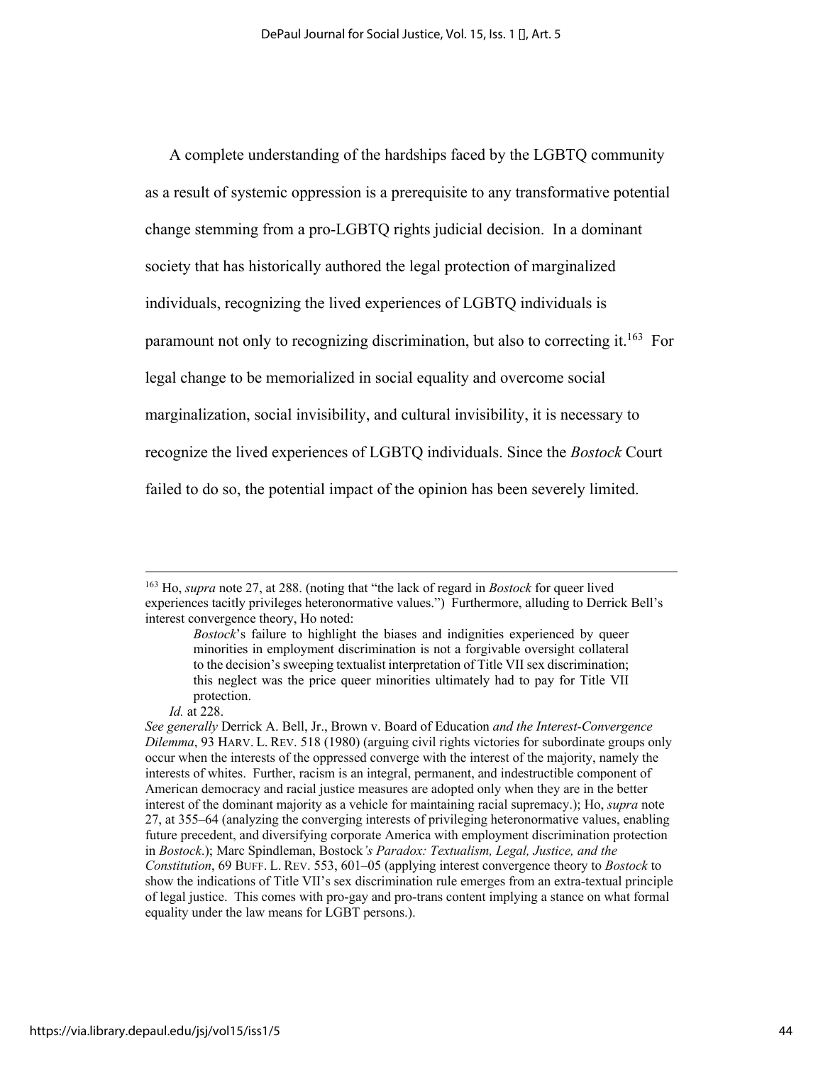A complete understanding of the hardships faced by the LGBTQ community as a result of systemic oppression is a prerequisite to any transformative potential change stemming from a pro-LGBTQ rights judicial decision. In a dominant society that has historically authored the legal protection of marginalized individuals, recognizing the lived experiences of LGBTQ individuals is paramount not only to recognizing discrimination, but also to correcting it.[163] For legal change to be memorialized in social equality and overcome social marginalization, social invisibility, and cultural invisibility, it is necessary to recognize the lived experiences of LGBTQ individuals. Since the *Bostock* Court failed to do so, the potential impact of the opinion has been severely limited.

---

[163] Ho, *supra* note 27, at 288. (noting that "the lack of regard in *Bostock* for queer lived experiences tacitly privileges heteronormative values.") Furthermore, alluding to Derrick Bell's interest convergence theory, Ho noted:

> *Bostock*'s failure to highlight the biases and indignities experienced by queer minorities in employment discrimination is not a forgivable oversight collateral to the decision's sweeping textualist interpretation of Title VII sex discrimination; this neglect was the price queer minorities ultimately had to pay for Title VII protection.

*Id.* at 228.

*See generally* Derrick A. Bell, Jr., Brown v. Board of Education *and the Interest-Convergence Dilemma*, 93 HARV. L. REV. 518 (1980) (arguing civil rights victories for subordinate groups only occur when the interests of the oppressed converge with the interest of the majority, namely the interests of whites. Further, racism is an integral, permanent, and indestructible component of American democracy and racial justice measures are adopted only when they are in the better interest of the dominant majority as a vehicle for maintaining racial supremacy.); Ho, *supra* note 27, at 355–64 (analyzing the converging interests of privileging heteronormative values, enabling future precedent, and diversifying corporate America with employment discrimination protection in *Bostock*.); Marc Spindleman, Bostock*'s Paradox: Textualism, Legal, Justice, and the Constitution*, 69 BUFF. L. REV. 553, 601–05 (applying interest convergence theory to *Bostock* to show the indications of Title VII's sex discrimination rule emerges from an extra-textual principle of legal justice. This comes with pro-gay and pro-trans content implying a stance on what formal equality under the law means for LGBT persons.).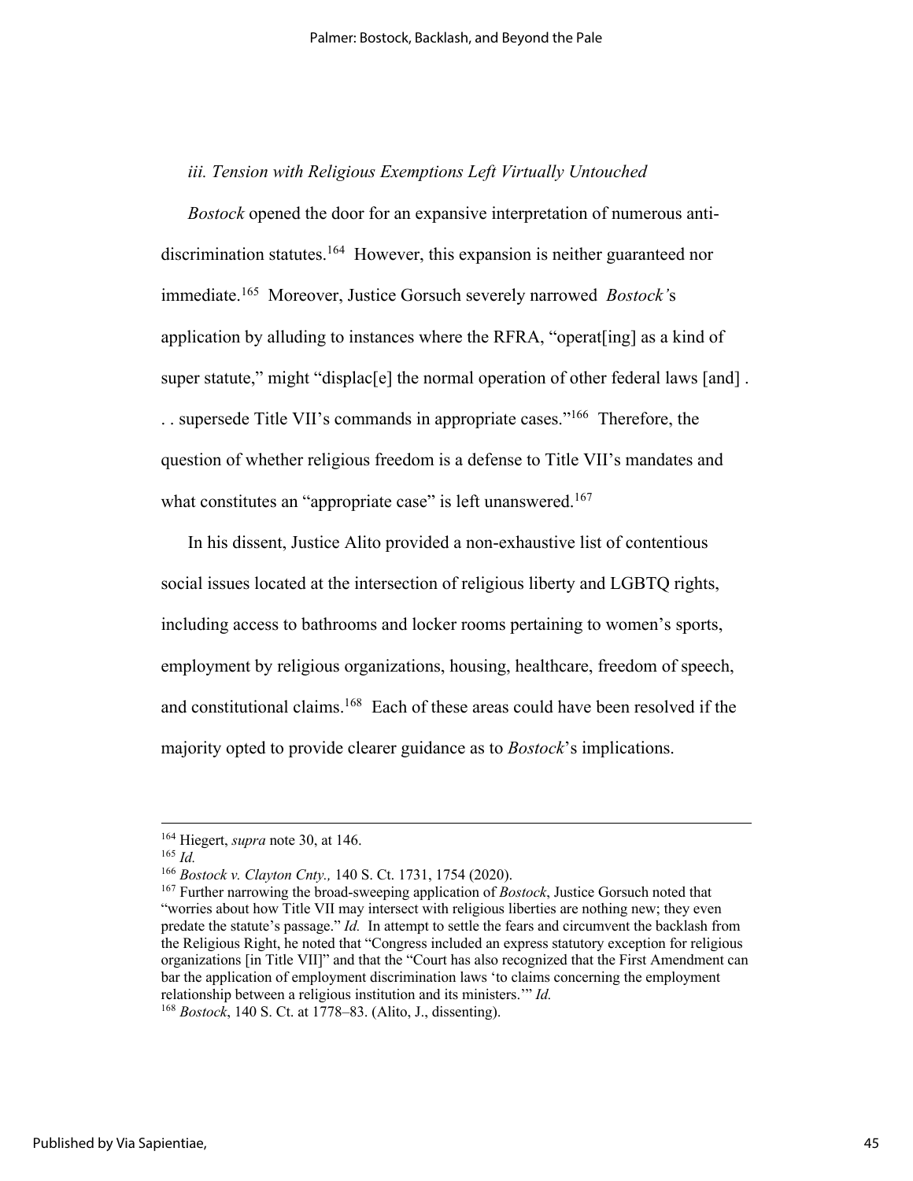*iii. Tension with Religious Exemptions Left Virtually Untouched*

*Bostock* opened the door for an expansive interpretation of numerous anti-discrimination statutes.[164] However, this expansion is neither guaranteed nor immediate.[165] Moreover, Justice Gorsuch severely narrowed *Bostock'*s application by alluding to instances where the RFRA, "operat[ing] as a kind of super statute," might "displac[e] the normal operation of other federal laws [and] . . . supersede Title VII's commands in appropriate cases."[166] Therefore, the question of whether religious freedom is a defense to Title VII's mandates and what constitutes an "appropriate case" is left unanswered.[167]

In his dissent, Justice Alito provided a non-exhaustive list of contentious social issues located at the intersection of religious liberty and LGBTQ rights, including access to bathrooms and locker rooms pertaining to women's sports, employment by religious organizations, housing, healthcare, freedom of speech, and constitutional claims.[168] Each of these areas could have been resolved if the majority opted to provide clearer guidance as to *Bostock*'s implications.

---

[164] Hiegert, *supra* note 30, at 146.

[165] *Id.*

[166] *Bostock v. Clayton Cnty.,* 140 S. Ct. 1731, 1754 (2020).

[167] Further narrowing the broad-sweeping application of *Bostock*, Justice Gorsuch noted that "worries about how Title VII may intersect with religious liberties are nothing new; they even predate the statute's passage." *Id.* In attempt to settle the fears and circumvent the backlash from the Religious Right, he noted that "Congress included an express statutory exception for religious organizations [in Title VII]" and that the "Court has also recognized that the First Amendment can bar the application of employment discrimination laws 'to claims concerning the employment relationship between a religious institution and its ministers.'" *Id.*

[168] *Bostock*, 140 S. Ct. at 1778–83. (Alito, J., dissenting).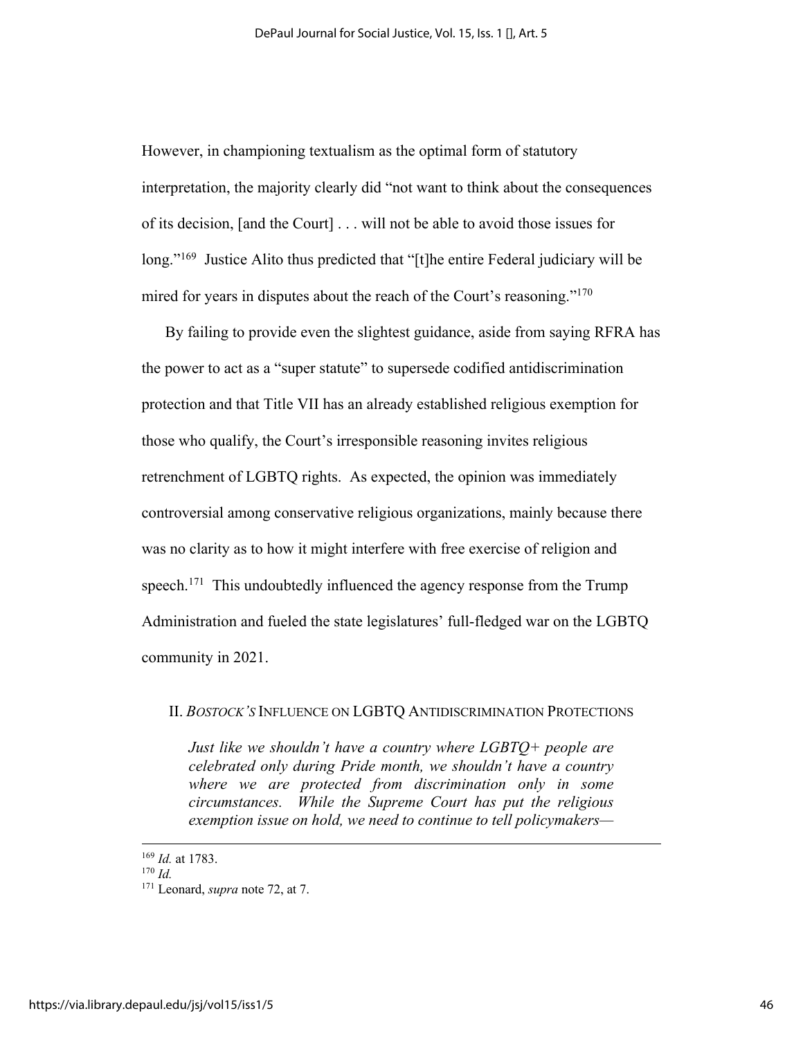However, in championing textualism as the optimal form of statutory interpretation, the majority clearly did "not want to think about the consequences of its decision, [and the Court] . . . will not be able to avoid those issues for long."[169] Justice Alito thus predicted that "[t]he entire Federal judiciary will be mired for years in disputes about the reach of the Court's reasoning."[170]

By failing to provide even the slightest guidance, aside from saying RFRA has the power to act as a "super statute" to supersede codified antidiscrimination protection and that Title VII has an already established religious exemption for those who qualify, the Court's irresponsible reasoning invites religious retrenchment of LGBTQ rights. As expected, the opinion was immediately controversial among conservative religious organizations, mainly because there was no clarity as to how it might interfere with free exercise of religion and speech.[171] This undoubtedly influenced the agency response from the Trump Administration and fueled the state legislatures' full-fledged war on the LGBTQ community in 2021.

## II. *BOSTOCK'S* INFLUENCE ON LGBTQ ANTIDISCRIMINATION PROTECTIONS

> *Just like we shouldn't have a country where LGBTQ+ people are celebrated only during Pride month, we shouldn't have a country where we are protected from discrimination only in some circumstances. While the Supreme Court has put the religious exemption issue on hold, we need to continue to tell policymakers—*

---

[169] *Id.* at 1783.

[170] *Id.*

[171] Leonard, *supra* note 72, at 7.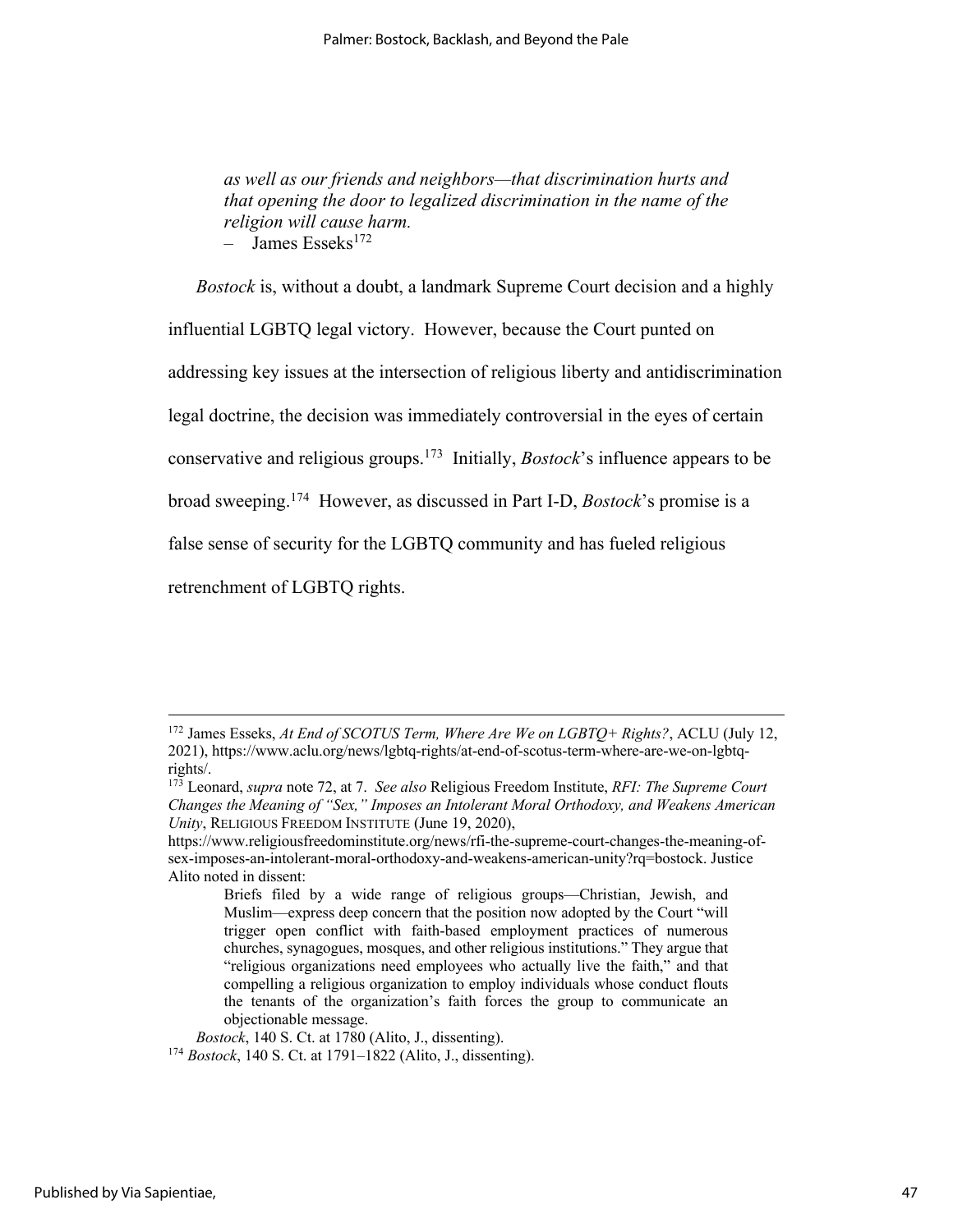*as well as our friends and neighbors—that discrimination hurts and that opening the door to legalized discrimination in the name of the religion will cause harm.*
– James Esseks[172]

*Bostock* is, without a doubt, a landmark Supreme Court decision and a highly influential LGBTQ legal victory. However, because the Court punted on addressing key issues at the intersection of religious liberty and antidiscrimination legal doctrine, the decision was immediately controversial in the eyes of certain conservative and religious groups.[173] Initially, *Bostock*'s influence appears to be broad sweeping.[174] However, as discussed in Part I-D, *Bostock*'s promise is a false sense of security for the LGBTQ community and has fueled religious retrenchment of LGBTQ rights.

---

[172] James Esseks, *At End of SCOTUS Term, Where Are We on LGBTQ+ Rights?*, ACLU (July 12, 2021), https://www.aclu.org/news/lgbtq-rights/at-end-of-scotus-term-where-are-we-on-lgbtq-rights/.

[173] Leonard, *supra* note 72, at 7. *See also* Religious Freedom Institute, *RFI: The Supreme Court Changes the Meaning of "Sex," Imposes an Intolerant Moral Orthodoxy, and Weakens American Unity*, RELIGIOUS FREEDOM INSTITUTE (June 19, 2020), https://www.religiousfreedominstitute.org/news/rfi-the-supreme-court-changes-the-meaning-of-sex-imposes-an-intolerant-moral-orthodoxy-and-weakens-american-unity?rq=bostock. Justice Alito noted in dissent:

> Briefs filed by a wide range of religious groups—Christian, Jewish, and Muslim—express deep concern that the position now adopted by the Court "will trigger open conflict with faith-based employment practices of numerous churches, synagogues, mosques, and other religious institutions." They argue that "religious organizations need employees who actually live the faith," and that compelling a religious organization to employ individuals whose conduct flouts the tenants of the organization's faith forces the group to communicate an objectionable message.

*Bostock*, 140 S. Ct. at 1780 (Alito, J., dissenting).

[174] *Bostock*, 140 S. Ct. at 1791–1822 (Alito, J., dissenting).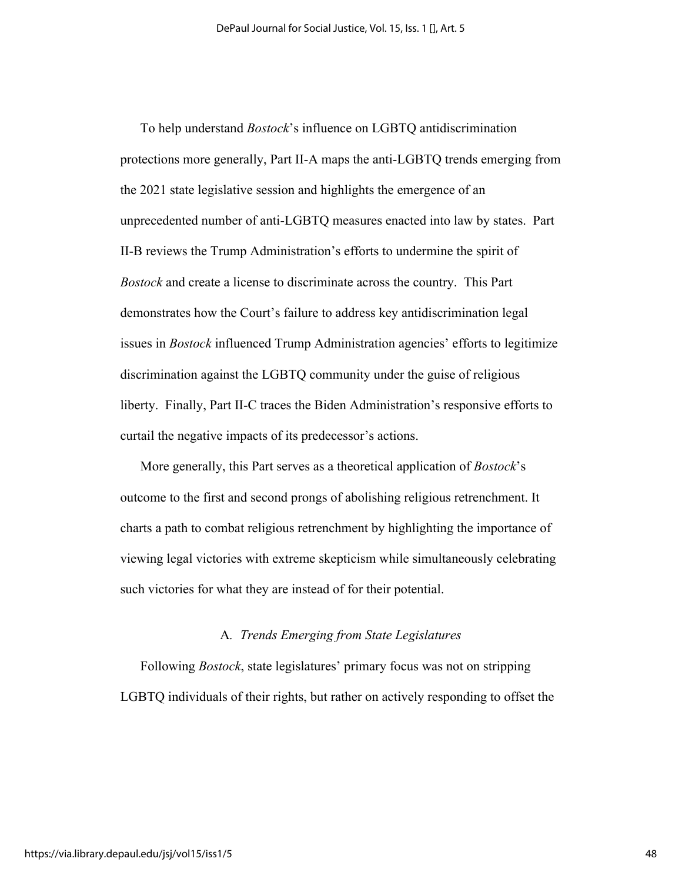To help understand *Bostock*'s influence on LGBTQ antidiscrimination protections more generally, Part II-A maps the anti-LGBTQ trends emerging from the 2021 state legislative session and highlights the emergence of an unprecedented number of anti-LGBTQ measures enacted into law by states. Part II-B reviews the Trump Administration's efforts to undermine the spirit of *Bostock* and create a license to discriminate across the country. This Part demonstrates how the Court's failure to address key antidiscrimination legal issues in *Bostock* influenced Trump Administration agencies' efforts to legitimize discrimination against the LGBTQ community under the guise of religious liberty. Finally, Part II-C traces the Biden Administration's responsive efforts to curtail the negative impacts of its predecessor's actions.

More generally, this Part serves as a theoretical application of *Bostock*'s outcome to the first and second prongs of abolishing religious retrenchment. It charts a path to combat religious retrenchment by highlighting the importance of viewing legal victories with extreme skepticism while simultaneously celebrating such victories for what they are instead of for their potential.

### A. *Trends Emerging from State Legislatures*

Following *Bostock*, state legislatures' primary focus was not on stripping LGBTQ individuals of their rights, but rather on actively responding to offset the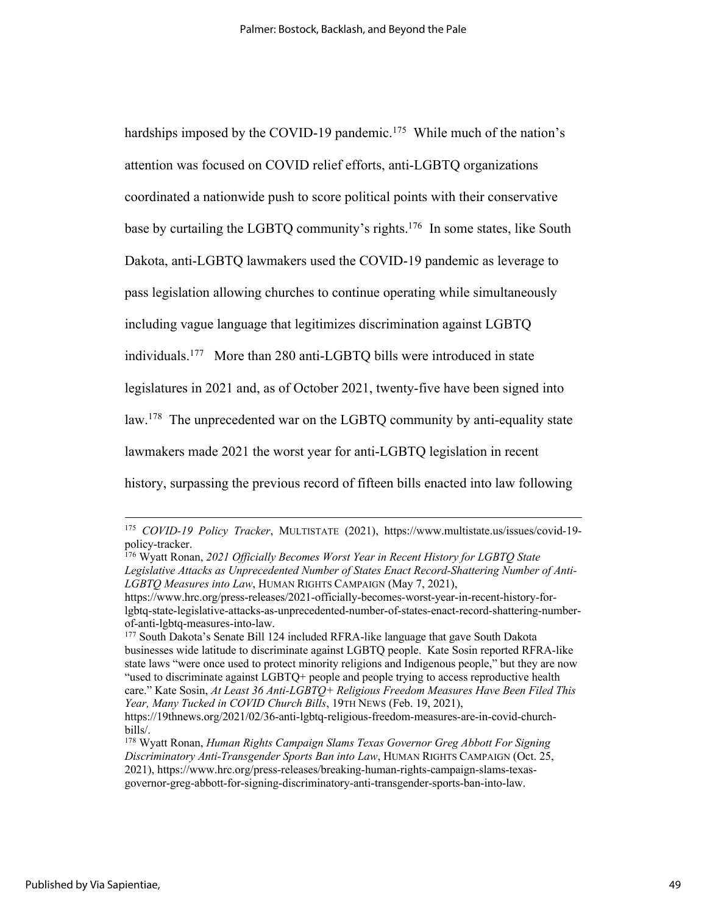hardships imposed by the COVID-19 pandemic.[175] While much of the nation's attention was focused on COVID relief efforts, anti-LGBTQ organizations coordinated a nationwide push to score political points with their conservative base by curtailing the LGBTQ community's rights.[176] In some states, like South Dakota, anti-LGBTQ lawmakers used the COVID-19 pandemic as leverage to pass legislation allowing churches to continue operating while simultaneously including vague language that legitimizes discrimination against LGBTQ individuals.[177] More than 280 anti-LGBTQ bills were introduced in state legislatures in 2021 and, as of October 2021, twenty-five have been signed into law.[178] The unprecedented war on the LGBTQ community by anti-equality state lawmakers made 2021 the worst year for anti-LGBTQ legislation in recent history, surpassing the previous record of fifteen bills enacted into law following

---

[175] *COVID-19 Policy Tracker*, MULTISTATE (2021), https://www.multistate.us/issues/covid-19-policy-tracker.

[176] Wyatt Ronan, *2021 Officially Becomes Worst Year in Recent History for LGBTQ State Legislative Attacks as Unprecedented Number of States Enact Record-Shattering Number of Anti-LGBTQ Measures into Law*, HUMAN RIGHTS CAMPAIGN (May 7, 2021), https://www.hrc.org/press-releases/2021-officially-becomes-worst-year-in-recent-history-for-lgbtq-state-legislative-attacks-as-unprecedented-number-of-states-enact-record-shattering-number-of-anti-lgbtq-measures-into-law.

[177] South Dakota's Senate Bill 124 included RFRA-like language that gave South Dakota businesses wide latitude to discriminate against LGBTQ people. Kate Sosin reported RFRA-like state laws "were once used to protect minority religions and Indigenous people," but they are now "used to discriminate against LGBTQ+ people and people trying to access reproductive health care." Kate Sosin, *At Least 36 Anti-LGBTQ+ Religious Freedom Measures Have Been Filed This Year, Many Tucked in COVID Church Bills*, 19TH NEWS (Feb. 19, 2021), https://19thnews.org/2021/02/36-anti-lgbtq-religious-freedom-measures-are-in-covid-church-bills/.

[178] Wyatt Ronan, *Human Rights Campaign Slams Texas Governor Greg Abbott For Signing Discriminatory Anti-Transgender Sports Ban into Law*, HUMAN RIGHTS CAMPAIGN (Oct. 25, 2021), https://www.hrc.org/press-releases/breaking-human-rights-campaign-slams-texas-governor-greg-abbott-for-signing-discriminatory-anti-transgender-sports-ban-into-law.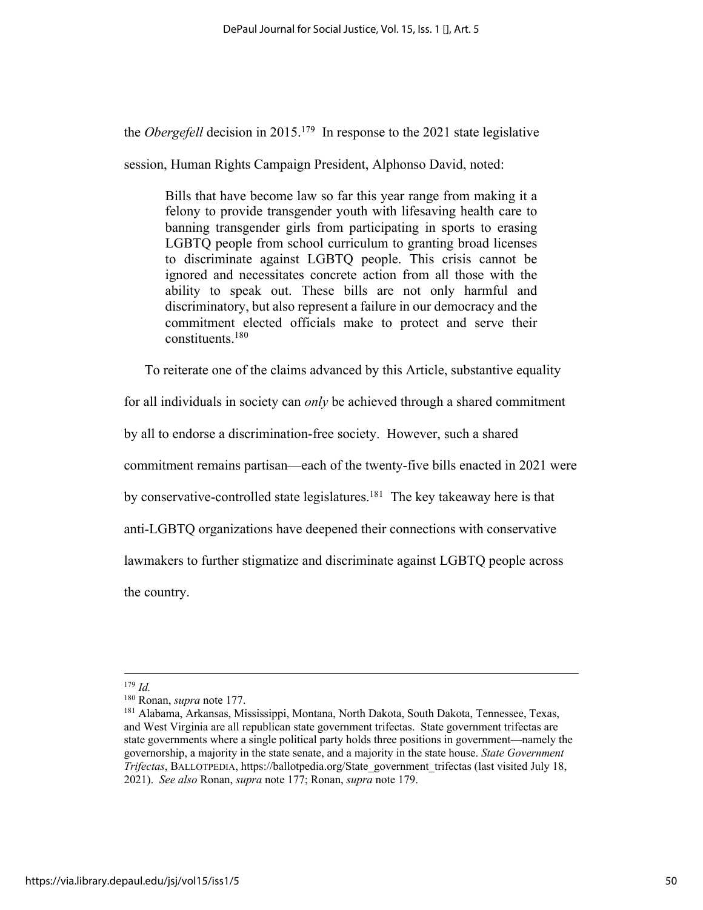the *Obergefell* decision in 2015.[179] In response to the 2021 state legislative session, Human Rights Campaign President, Alphonso David, noted:

> Bills that have become law so far this year range from making it a felony to provide transgender youth with lifesaving health care to banning transgender girls from participating in sports to erasing LGBTQ people from school curriculum to granting broad licenses to discriminate against LGBTQ people. This crisis cannot be ignored and necessitates concrete action from all those with the ability to speak out. These bills are not only harmful and discriminatory, but also represent a failure in our democracy and the commitment elected officials make to protect and serve their constituents.[180]

To reiterate one of the claims advanced by this Article, substantive equality for all individuals in society can *only* be achieved through a shared commitment by all to endorse a discrimination-free society. However, such a shared commitment remains partisan—each of the twenty-five bills enacted in 2021 were by conservative-controlled state legislatures.[181] The key takeaway here is that anti-LGBTQ organizations have deepened their connections with conservative lawmakers to further stigmatize and discriminate against LGBTQ people across the country.

---

[179] *Id.*

[180] Ronan, *supra* note 177.

[181] Alabama, Arkansas, Mississippi, Montana, North Dakota, South Dakota, Tennessee, Texas, and West Virginia are all republican state government trifectas. State government trifectas are state governments where a single political party holds three positions in government—namely the governorship, a majority in the state senate, and a majority in the state house. *State Government Trifectas*, BALLOTPEDIA, https://ballotpedia.org/State_government_trifectas (last visited July 18, 2021). *See also* Ronan, *supra* note 177; Ronan, *supra* note 179.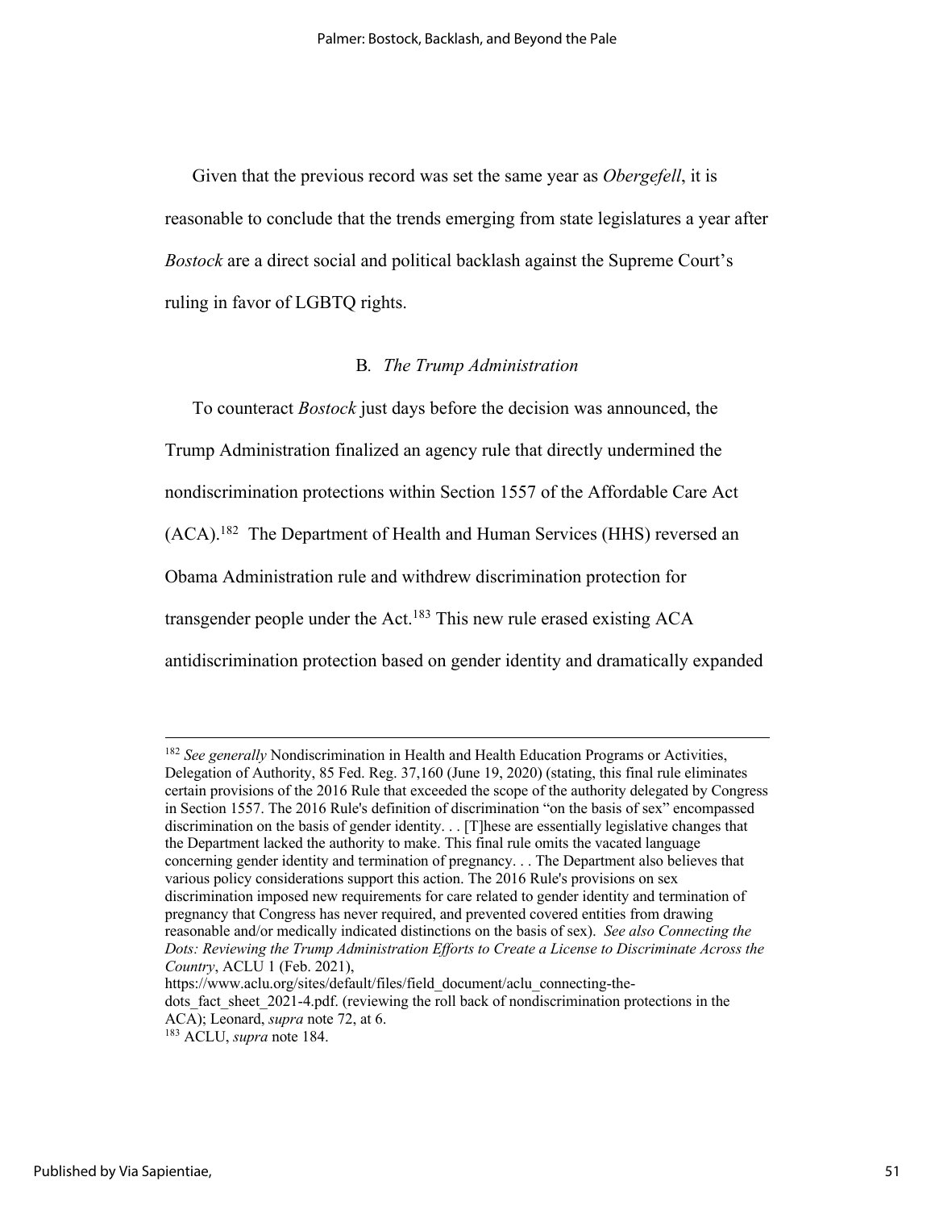Given that the previous record was set the same year as *Obergefell*, it is reasonable to conclude that the trends emerging from state legislatures a year after *Bostock* are a direct social and political backlash against the Supreme Court's ruling in favor of LGBTQ rights.

### B. *The Trump Administration*

To counteract *Bostock* just days before the decision was announced, the Trump Administration finalized an agency rule that directly undermined the nondiscrimination protections within Section 1557 of the Affordable Care Act (ACA).[182] The Department of Health and Human Services (HHS) reversed an Obama Administration rule and withdrew discrimination protection for transgender people under the Act.[183] This new rule erased existing ACA antidiscrimination protection based on gender identity and dramatically expanded

---

[182] *See generally* Nondiscrimination in Health and Health Education Programs or Activities, Delegation of Authority, 85 Fed. Reg. 37,160 (June 19, 2020) (stating, this final rule eliminates certain provisions of the 2016 Rule that exceeded the scope of the authority delegated by Congress in Section 1557. The 2016 Rule's definition of discrimination "on the basis of sex" encompassed discrimination on the basis of gender identity. . . [T]hese are essentially legislative changes that the Department lacked the authority to make. This final rule omits the vacated language concerning gender identity and termination of pregnancy. . . The Department also believes that various policy considerations support this action. The 2016 Rule's provisions on sex discrimination imposed new requirements for care related to gender identity and termination of pregnancy that Congress has never required, and prevented covered entities from drawing reasonable and/or medically indicated distinctions on the basis of sex). *See also Connecting the Dots: Reviewing the Trump Administration Efforts to Create a License to Discriminate Across the Country*, ACLU 1 (Feb. 2021), https://www.aclu.org/sites/default/files/field_document/aclu_connecting-the-dots_fact_sheet_2021-4.pdf. (reviewing the roll back of nondiscrimination protections in the ACA); Leonard, *supra* note 72, at 6.

[183] ACLU, *supra* note 184.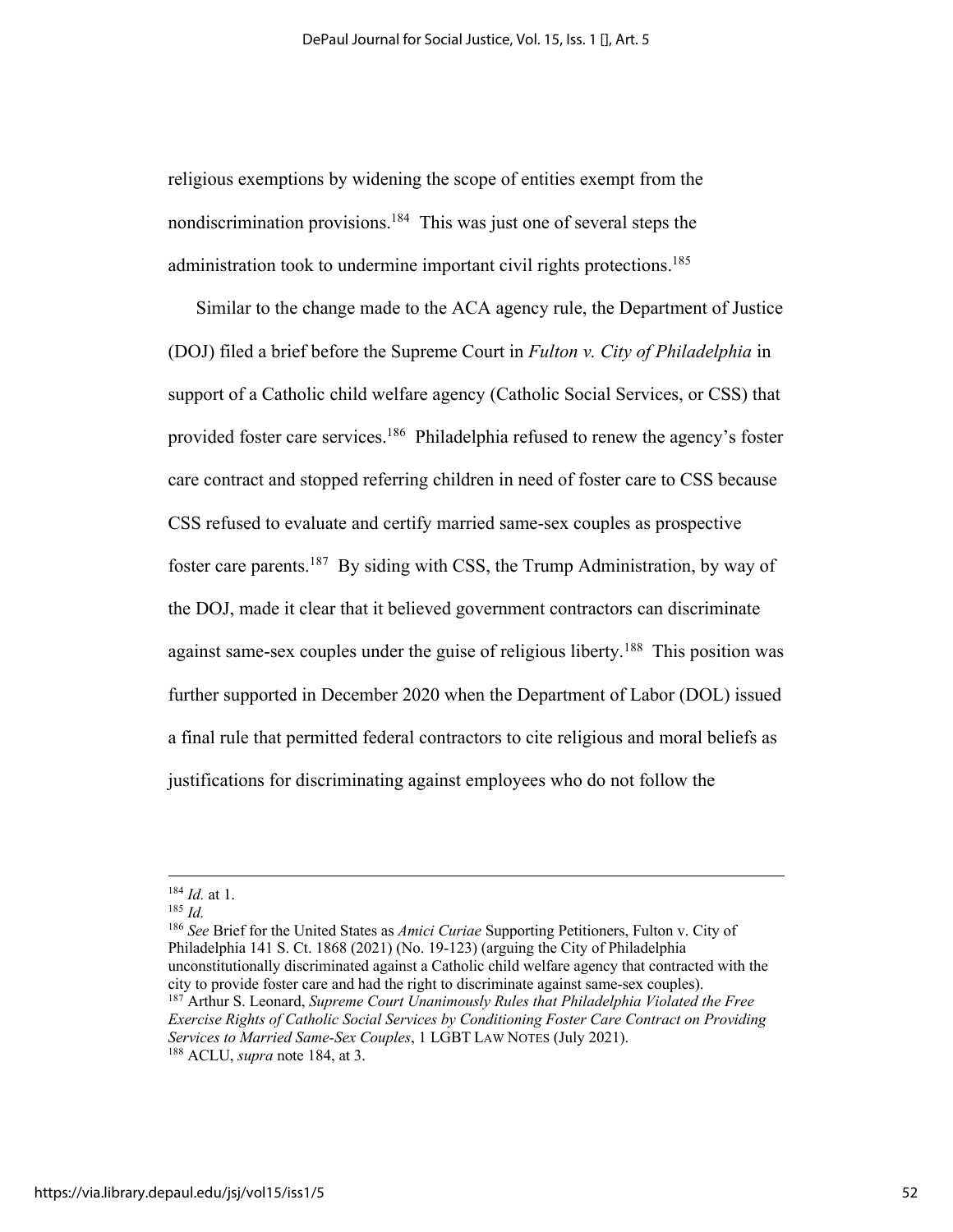religious exemptions by widening the scope of entities exempt from the nondiscrimination provisions.[184] This was just one of several steps the administration took to undermine important civil rights protections.[185]

Similar to the change made to the ACA agency rule, the Department of Justice (DOJ) filed a brief before the Supreme Court in *Fulton v. City of Philadelphia* in support of a Catholic child welfare agency (Catholic Social Services, or CSS) that provided foster care services.[186] Philadelphia refused to renew the agency's foster care contract and stopped referring children in need of foster care to CSS because CSS refused to evaluate and certify married same-sex couples as prospective foster care parents.[187] By siding with CSS, the Trump Administration, by way of the DOJ, made it clear that it believed government contractors can discriminate against same-sex couples under the guise of religious liberty.[188] This position was further supported in December 2020 when the Department of Labor (DOL) issued a final rule that permitted federal contractors to cite religious and moral beliefs as justifications for discriminating against employees who do not follow the

---

[184] *Id.* at 1.

[185] *Id.*

[186] *See* Brief for the United States as *Amici Curiae* Supporting Petitioners, Fulton v. City of Philadelphia 141 S. Ct. 1868 (2021) (No. 19-123) (arguing the City of Philadelphia unconstitutionally discriminated against a Catholic child welfare agency that contracted with the city to provide foster care and had the right to discriminate against same-sex couples).

[187] Arthur S. Leonard, *Supreme Court Unanimously Rules that Philadelphia Violated the Free Exercise Rights of Catholic Social Services by Conditioning Foster Care Contract on Providing Services to Married Same-Sex Couples*, 1 LGBT LAW NOTES (July 2021).

[188] ACLU, *supra* note 184, at 3.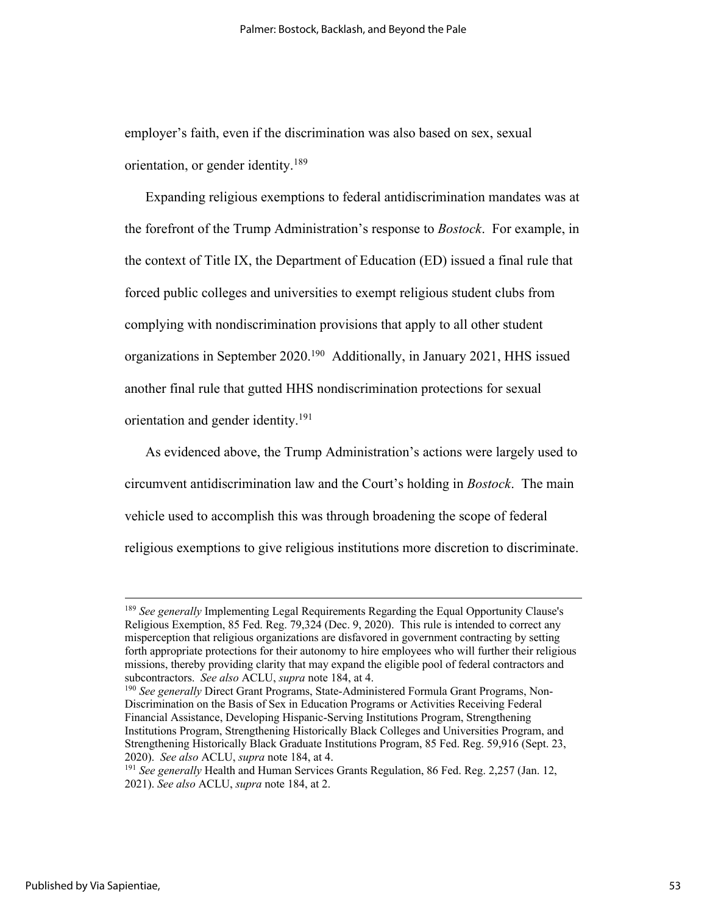employer's faith, even if the discrimination was also based on sex, sexual orientation, or gender identity.[189]

Expanding religious exemptions to federal antidiscrimination mandates was at the forefront of the Trump Administration's response to *Bostock*. For example, in the context of Title IX, the Department of Education (ED) issued a final rule that forced public colleges and universities to exempt religious student clubs from complying with nondiscrimination provisions that apply to all other student organizations in September 2020.[190] Additionally, in January 2021, HHS issued another final rule that gutted HHS nondiscrimination protections for sexual orientation and gender identity.[191]

As evidenced above, the Trump Administration's actions were largely used to circumvent antidiscrimination law and the Court's holding in *Bostock*. The main vehicle used to accomplish this was through broadening the scope of federal religious exemptions to give religious institutions more discretion to discriminate.

---

[189] *See generally* Implementing Legal Requirements Regarding the Equal Opportunity Clause's Religious Exemption, 85 Fed. Reg. 79,324 (Dec. 9, 2020). This rule is intended to correct any misperception that religious organizations are disfavored in government contracting by setting forth appropriate protections for their autonomy to hire employees who will further their religious missions, thereby providing clarity that may expand the eligible pool of federal contractors and subcontractors. *See also* ACLU, *supra* note 184, at 4.

[190] *See generally* Direct Grant Programs, State-Administered Formula Grant Programs, Non-Discrimination on the Basis of Sex in Education Programs or Activities Receiving Federal Financial Assistance, Developing Hispanic-Serving Institutions Program, Strengthening Institutions Program, Strengthening Historically Black Colleges and Universities Program, and Strengthening Historically Black Graduate Institutions Program, 85 Fed. Reg. 59,916 (Sept. 23, 2020). *See also* ACLU, *supra* note 184, at 4.

[191] *See generally* Health and Human Services Grants Regulation, 86 Fed. Reg. 2,257 (Jan. 12, 2021). *See also* ACLU, *supra* note 184, at 2.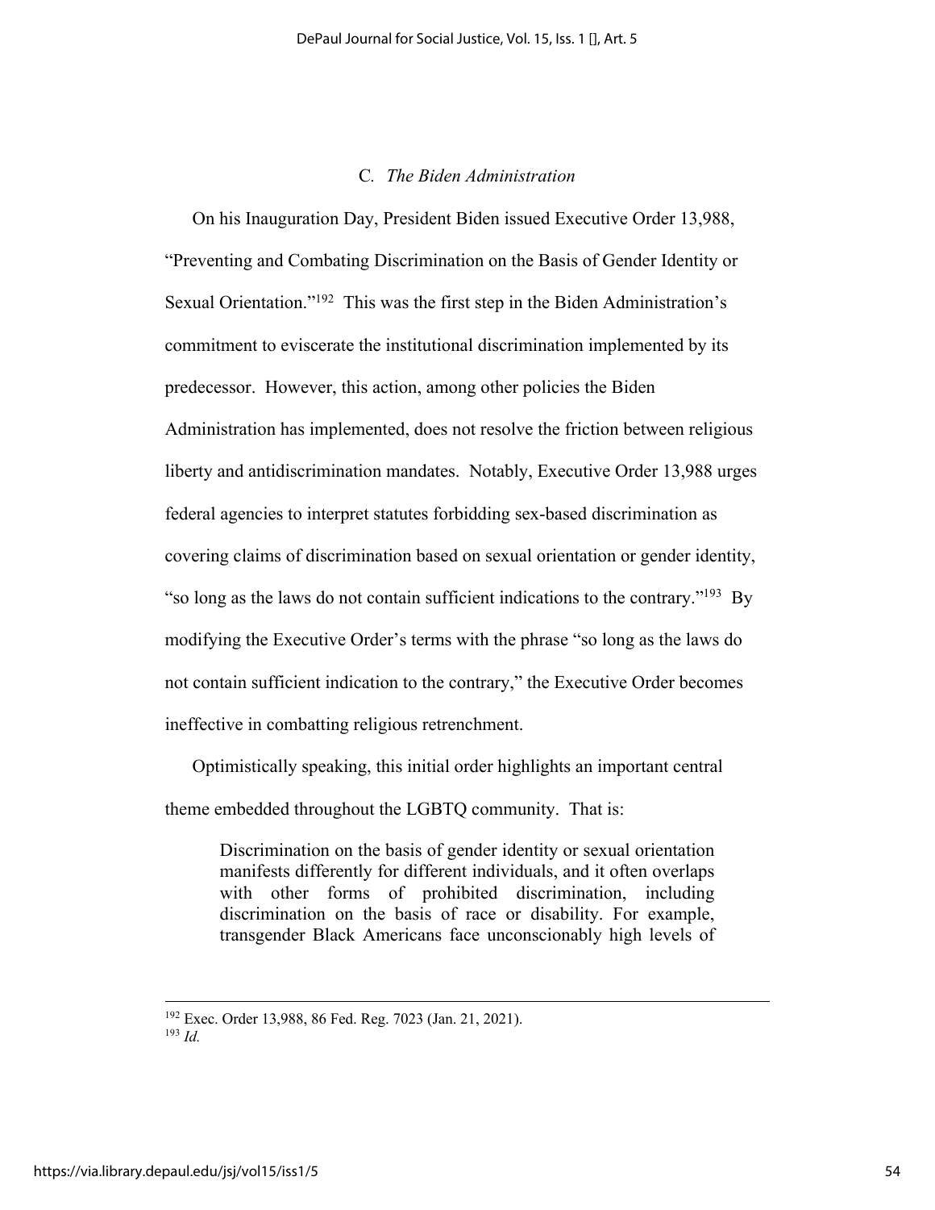### C. *The Biden Administration*

On his Inauguration Day, President Biden issued Executive Order 13,988, "Preventing and Combating Discrimination on the Basis of Gender Identity or Sexual Orientation."[192] This was the first step in the Biden Administration's commitment to eviscerate the institutional discrimination implemented by its predecessor. However, this action, among other policies the Biden Administration has implemented, does not resolve the friction between religious liberty and antidiscrimination mandates. Notably, Executive Order 13,988 urges federal agencies to interpret statutes forbidding sex-based discrimination as covering claims of discrimination based on sexual orientation or gender identity, "so long as the laws do not contain sufficient indications to the contrary."[193] By modifying the Executive Order's terms with the phrase "so long as the laws do not contain sufficient indication to the contrary," the Executive Order becomes ineffective in combatting religious retrenchment.

Optimistically speaking, this initial order highlights an important central theme embedded throughout the LGBTQ community. That is:

> Discrimination on the basis of gender identity or sexual orientation manifests differently for different individuals, and it often overlaps with other forms of prohibited discrimination, including discrimination on the basis of race or disability. For example, transgender Black Americans face unconscionably high levels of

---

[192] Exec. Order 13,988, 86 Fed. Reg. 7023 (Jan. 21, 2021).

[193] *Id.*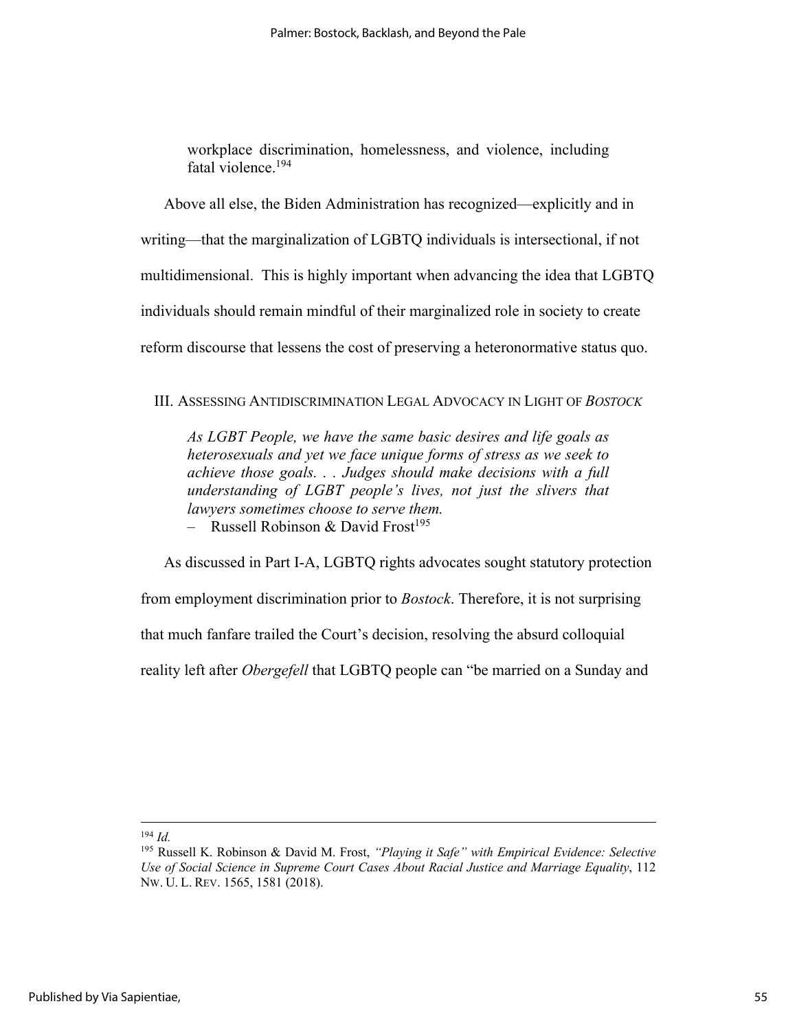> workplace discrimination, homelessness, and violence, including fatal violence.[194]

Above all else, the Biden Administration has recognized—explicitly and in writing—that the marginalization of LGBTQ individuals is intersectional, if not multidimensional. This is highly important when advancing the idea that LGBTQ individuals should remain mindful of their marginalized role in society to create reform discourse that lessens the cost of preserving a heteronormative status quo.

## III. ASSESSING ANTIDISCRIMINATION LEGAL ADVOCACY IN LIGHT OF *BOSTOCK*

> *As LGBT People, we have the same basic desires and life goals as heterosexuals and yet we face unique forms of stress as we seek to achieve those goals. . . Judges should make decisions with a full understanding of LGBT people's lives, not just the slivers that lawyers sometimes choose to serve them.*
> – Russell Robinson & David Frost[195]

As discussed in Part I-A, LGBTQ rights advocates sought statutory protection from employment discrimination prior to *Bostock*. Therefore, it is not surprising that much fanfare trailed the Court's decision, resolving the absurd colloquial reality left after *Obergefell* that LGBTQ people can "be married on a Sunday and

---

[194] *Id.*

[195] Russell K. Robinson & David M. Frost, *"Playing it Safe" with Empirical Evidence: Selective Use of Social Science in Supreme Court Cases About Racial Justice and Marriage Equality*, 112 NW. U. L. REV. 1565, 1581 (2018).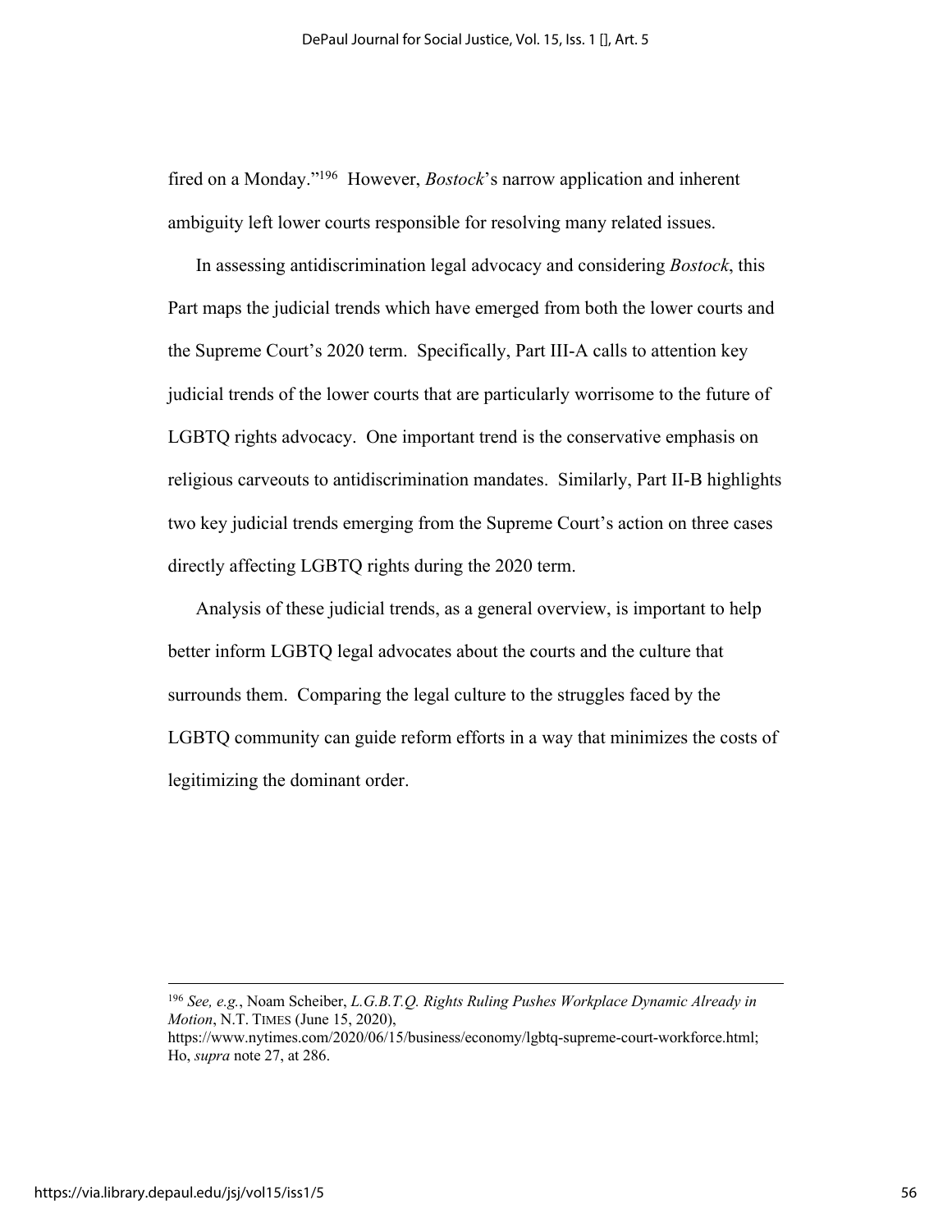fired on a Monday."[196] However, *Bostock*'s narrow application and inherent ambiguity left lower courts responsible for resolving many related issues.

In assessing antidiscrimination legal advocacy and considering *Bostock*, this Part maps the judicial trends which have emerged from both the lower courts and the Supreme Court's 2020 term. Specifically, Part III-A calls to attention key judicial trends of the lower courts that are particularly worrisome to the future of LGBTQ rights advocacy. One important trend is the conservative emphasis on religious carveouts to antidiscrimination mandates. Similarly, Part II-B highlights two key judicial trends emerging from the Supreme Court's action on three cases directly affecting LGBTQ rights during the 2020 term.

Analysis of these judicial trends, as a general overview, is important to help better inform LGBTQ legal advocates about the courts and the culture that surrounds them. Comparing the legal culture to the struggles faced by the LGBTQ community can guide reform efforts in a way that minimizes the costs of legitimizing the dominant order.

---

[196] *See, e.g.*, Noam Scheiber, *L.G.B.T.Q. Rights Ruling Pushes Workplace Dynamic Already in Motion*, N.T. TIMES (June 15, 2020), https://www.nytimes.com/2020/06/15/business/economy/lgbtq-supreme-court-workforce.html; Ho, *supra* note 27, at 286.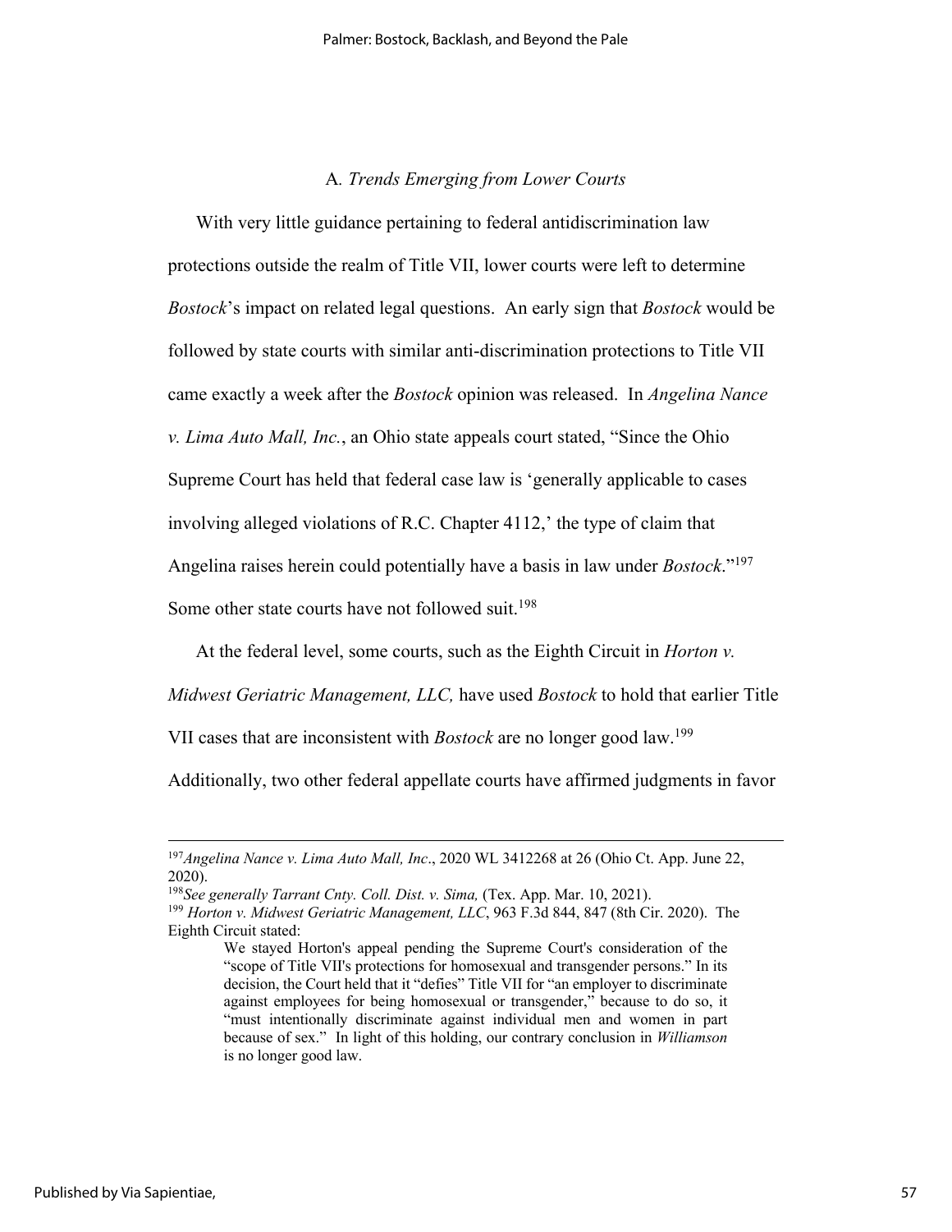### A. *Trends Emerging from Lower Courts*

With very little guidance pertaining to federal antidiscrimination law protections outside the realm of Title VII, lower courts were left to determine *Bostock*'s impact on related legal questions. An early sign that *Bostock* would be followed by state courts with similar anti-discrimination protections to Title VII came exactly a week after the *Bostock* opinion was released. In *Angelina Nance v. Lima Auto Mall, Inc.*, an Ohio state appeals court stated, "Since the Ohio Supreme Court has held that federal case law is 'generally applicable to cases involving alleged violations of R.C. Chapter 4112,' the type of claim that Angelina raises herein could potentially have a basis in law under *Bostock*."[197] Some other state courts have not followed suit.[198]

At the federal level, some courts, such as the Eighth Circuit in *Horton v. Midwest Geriatric Management, LLC,* have used *Bostock* to hold that earlier Title VII cases that are inconsistent with *Bostock* are no longer good law.[199] Additionally, two other federal appellate courts have affirmed judgments in favor

---

[197] *Angelina Nance v. Lima Auto Mall, Inc*., 2020 WL 3412268 at 26 (Ohio Ct. App. June 22, 2020).

[198] *See generally Tarrant Cnty. Coll. Dist. v. Sima,* (Tex. App. Mar. 10, 2021).

[199] *Horton v. Midwest Geriatric Management, LLC*, 963 F.3d 844, 847 (8th Cir. 2020). The Eighth Circuit stated:

> We stayed Horton's appeal pending the Supreme Court's consideration of the "scope of Title VII's protections for homosexual and transgender persons." In its decision, the Court held that it "defies" Title VII for "an employer to discriminate against employees for being homosexual or transgender," because to do so, it "must intentionally discriminate against individual men and women in part because of sex." In light of this holding, our contrary conclusion in *Williamson* is no longer good law.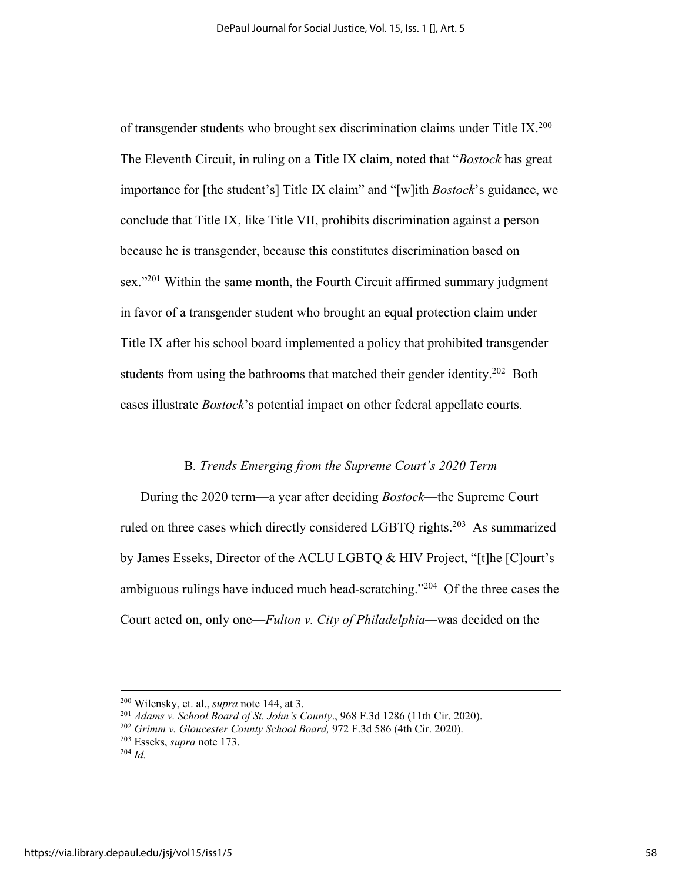of transgender students who brought sex discrimination claims under Title IX.[200] The Eleventh Circuit, in ruling on a Title IX claim, noted that "*Bostock* has great importance for [the student's] Title IX claim" and "[w]ith *Bostock*'s guidance, we conclude that Title IX, like Title VII, prohibits discrimination against a person because he is transgender, because this constitutes discrimination based on sex."[201] Within the same month, the Fourth Circuit affirmed summary judgment in favor of a transgender student who brought an equal protection claim under Title IX after his school board implemented a policy that prohibited transgender students from using the bathrooms that matched their gender identity.[202] Both cases illustrate *Bostock*'s potential impact on other federal appellate courts.

### B. *Trends Emerging from the Supreme Court's 2020 Term*

During the 2020 term—a year after deciding *Bostock*—the Supreme Court ruled on three cases which directly considered LGBTQ rights.[203] As summarized by James Esseks, Director of the ACLU LGBTQ & HIV Project, "[t]he [C]ourt's ambiguous rulings have induced much head-scratching."[204] Of the three cases the Court acted on, only one—*Fulton v. City of Philadelphia*—was decided on the

---

[200] Wilensky, et. al., *supra* note 144, at 3.

[201] *Adams v. School Board of St. John's County*., 968 F.3d 1286 (11th Cir. 2020).

[202] *Grimm v. Gloucester County School Board,* 972 F.3d 586 (4th Cir. 2020).

[203] Esseks, *supra* note 173.

[204] *Id.*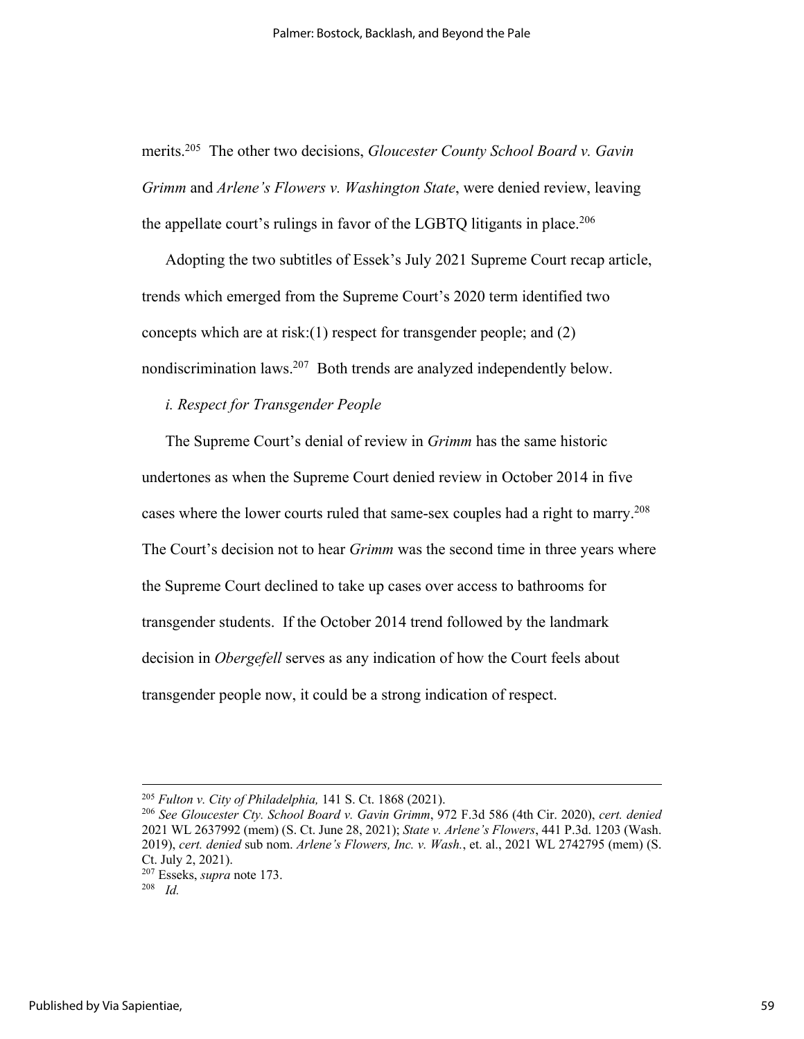merits.[205] The other two decisions, *Gloucester County School Board v. Gavin Grimm* and *Arlene's Flowers v. Washington State*, were denied review, leaving the appellate court's rulings in favor of the LGBTQ litigants in place.[206]

Adopting the two subtitles of Essek's July 2021 Supreme Court recap article, trends which emerged from the Supreme Court's 2020 term identified two concepts which are at risk:(1) respect for transgender people; and (2) nondiscrimination laws.[207] Both trends are analyzed independently below.

*i. Respect for Transgender People*

The Supreme Court's denial of review in *Grimm* has the same historic undertones as when the Supreme Court denied review in October 2014 in five cases where the lower courts ruled that same-sex couples had a right to marry.[208] The Court's decision not to hear *Grimm* was the second time in three years where the Supreme Court declined to take up cases over access to bathrooms for transgender students. If the October 2014 trend followed by the landmark decision in *Obergefell* serves as any indication of how the Court feels about transgender people now, it could be a strong indication of respect.

---

[205] *Fulton v. City of Philadelphia,* 141 S. Ct. 1868 (2021).

[206] *See Gloucester Cty. School Board v. Gavin Grimm*, 972 F.3d 586 (4th Cir. 2020), *cert. denied* 2021 WL 2637992 (mem) (S. Ct. June 28, 2021); *State v. Arlene's Flowers*, 441 P.3d. 1203 (Wash. 2019), *cert. denied* sub nom. *Arlene's Flowers, Inc. v. Wash.*, et. al., 2021 WL 2742795 (mem) (S. Ct. July 2, 2021).

[207] Esseks, *supra* note 173.

[208] *Id.*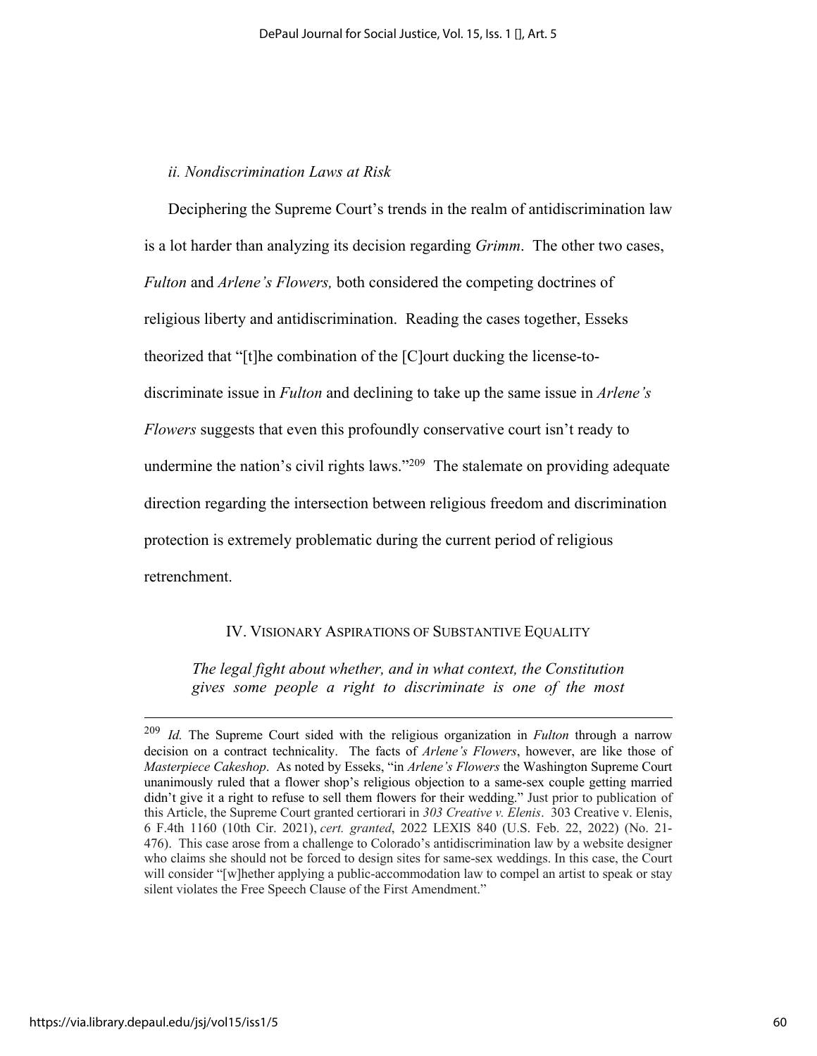### *ii. Nondiscrimination Laws at Risk*

Deciphering the Supreme Court's trends in the realm of antidiscrimination law is a lot harder than analyzing its decision regarding *Grimm*. The other two cases, *Fulton* and *Arlene's Flowers,* both considered the competing doctrines of religious liberty and antidiscrimination. Reading the cases together, Esseks theorized that "[t]he combination of the [C]ourt ducking the license-to-discriminate issue in *Fulton* and declining to take up the same issue in *Arlene's Flowers* suggests that even this profoundly conservative court isn't ready to undermine the nation's civil rights laws."[209] The stalemate on providing adequate direction regarding the intersection between religious freedom and discrimination protection is extremely problematic during the current period of religious retrenchment.

## IV. VISIONARY ASPIRATIONS OF SUBSTANTIVE EQUALITY

*The legal fight about whether, and in what context, the Constitution gives some people a right to discriminate is one of the most*

---

[209] *Id.* The Supreme Court sided with the religious organization in *Fulton* through a narrow decision on a contract technicality. The facts of *Arlene's Flowers*, however, are like those of *Masterpiece Cakeshop*. As noted by Esseks, "in *Arlene's Flowers* the Washington Supreme Court unanimously ruled that a flower shop's religious objection to a same-sex couple getting married didn't give it a right to refuse to sell them flowers for their wedding." Just prior to publication of this Article, the Supreme Court granted certiorari in *303 Creative v. Elenis*. 303 Creative v. Elenis, 6 F.4th 1160 (10th Cir. 2021), *cert. granted*, 2022 LEXIS 840 (U.S. Feb. 22, 2022) (No. 21-476). This case arose from a challenge to Colorado's antidiscrimination law by a website designer who claims she should not be forced to design sites for same-sex weddings. In this case, the Court will consider "[w]hether applying a public-accommodation law to compel an artist to speak or stay silent violates the Free Speech Clause of the First Amendment."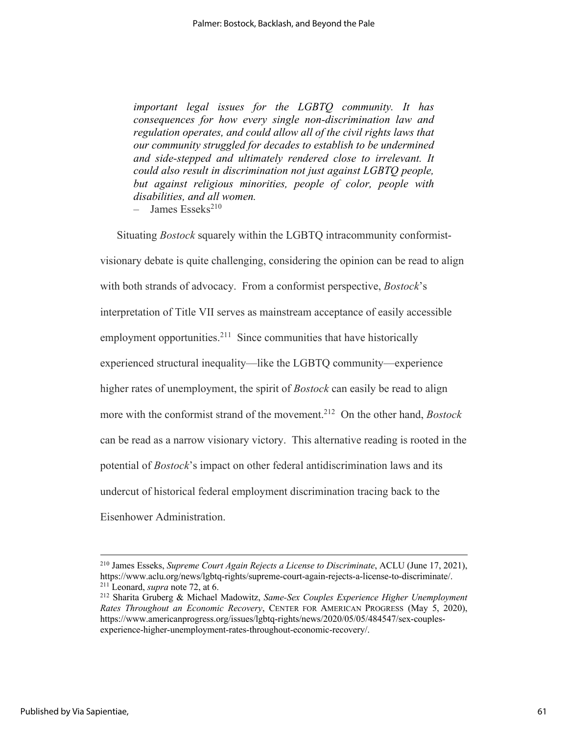*important legal issues for the LGBTQ community. It has consequences for how every single non-discrimination law and regulation operates, and could allow all of the civil rights laws that our community struggled for decades to establish to be undermined and side-stepped and ultimately rendered close to irrelevant. It could also result in discrimination not just against LGBTQ people, but against religious minorities, people of color, people with disabilities, and all women.*

– James Esseks[210]

Situating *Bostock* squarely within the LGBTQ intracommunity conformist-visionary debate is quite challenging, considering the opinion can be read to align with both strands of advocacy. From a conformist perspective, *Bostock*'s interpretation of Title VII serves as mainstream acceptance of easily accessible employment opportunities.[211] Since communities that have historically experienced structural inequality—like the LGBTQ community—experience higher rates of unemployment, the spirit of *Bostock* can easily be read to align more with the conformist strand of the movement.[212] On the other hand, *Bostock* can be read as a narrow visionary victory. This alternative reading is rooted in the potential of *Bostock*'s impact on other federal antidiscrimination laws and its undercut of historical federal employment discrimination tracing back to the Eisenhower Administration.

---

[210] James Esseks, *Supreme Court Again Rejects a License to Discriminate*, ACLU (June 17, 2021), https://www.aclu.org/news/lgbtq-rights/supreme-court-again-rejects-a-license-to-discriminate/.

[211] Leonard, *supra* note 72, at 6.

[212] Sharita Gruberg & Michael Madowitz, *Same-Sex Couples Experience Higher Unemployment Rates Throughout an Economic Recovery*, CENTER FOR AMERICAN PROGRESS (May 5, 2020), https://www.americanprogress.org/issues/lgbtq-rights/news/2020/05/05/484547/sex-couples-experience-higher-unemployment-rates-throughout-economic-recovery/.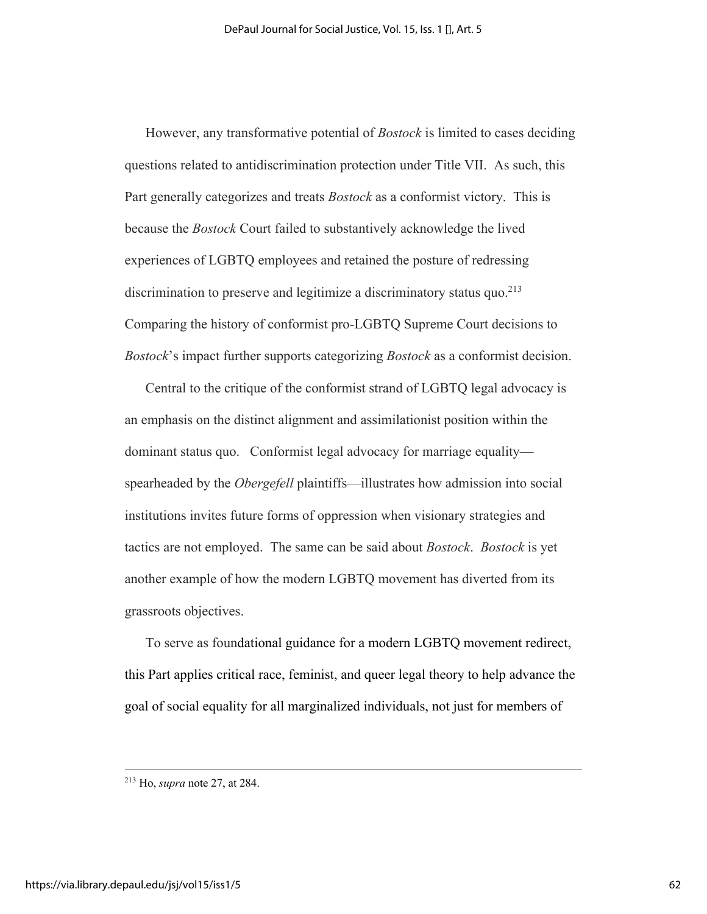However, any transformative potential of *Bostock* is limited to cases deciding questions related to antidiscrimination protection under Title VII. As such, this Part generally categorizes and treats *Bostock* as a conformist victory. This is because the *Bostock* Court failed to substantively acknowledge the lived experiences of LGBTQ employees and retained the posture of redressing discrimination to preserve and legitimize a discriminatory status quo.[213] Comparing the history of conformist pro-LGBTQ Supreme Court decisions to *Bostock*'s impact further supports categorizing *Bostock* as a conformist decision.

Central to the critique of the conformist strand of LGBTQ legal advocacy is an emphasis on the distinct alignment and assimilationist position within the dominant status quo. Conformist legal advocacy for marriage equality—spearheaded by the *Obergefell* plaintiffs—illustrates how admission into social institutions invites future forms of oppression when visionary strategies and tactics are not employed. The same can be said about *Bostock*. *Bostock* is yet another example of how the modern LGBTQ movement has diverted from its grassroots objectives.

To serve as foundational guidance for a modern LGBTQ movement redirect, this Part applies critical race, feminist, and queer legal theory to help advance the goal of social equality for all marginalized individuals, not just for members of

---

[213] Ho, *supra* note 27, at 284.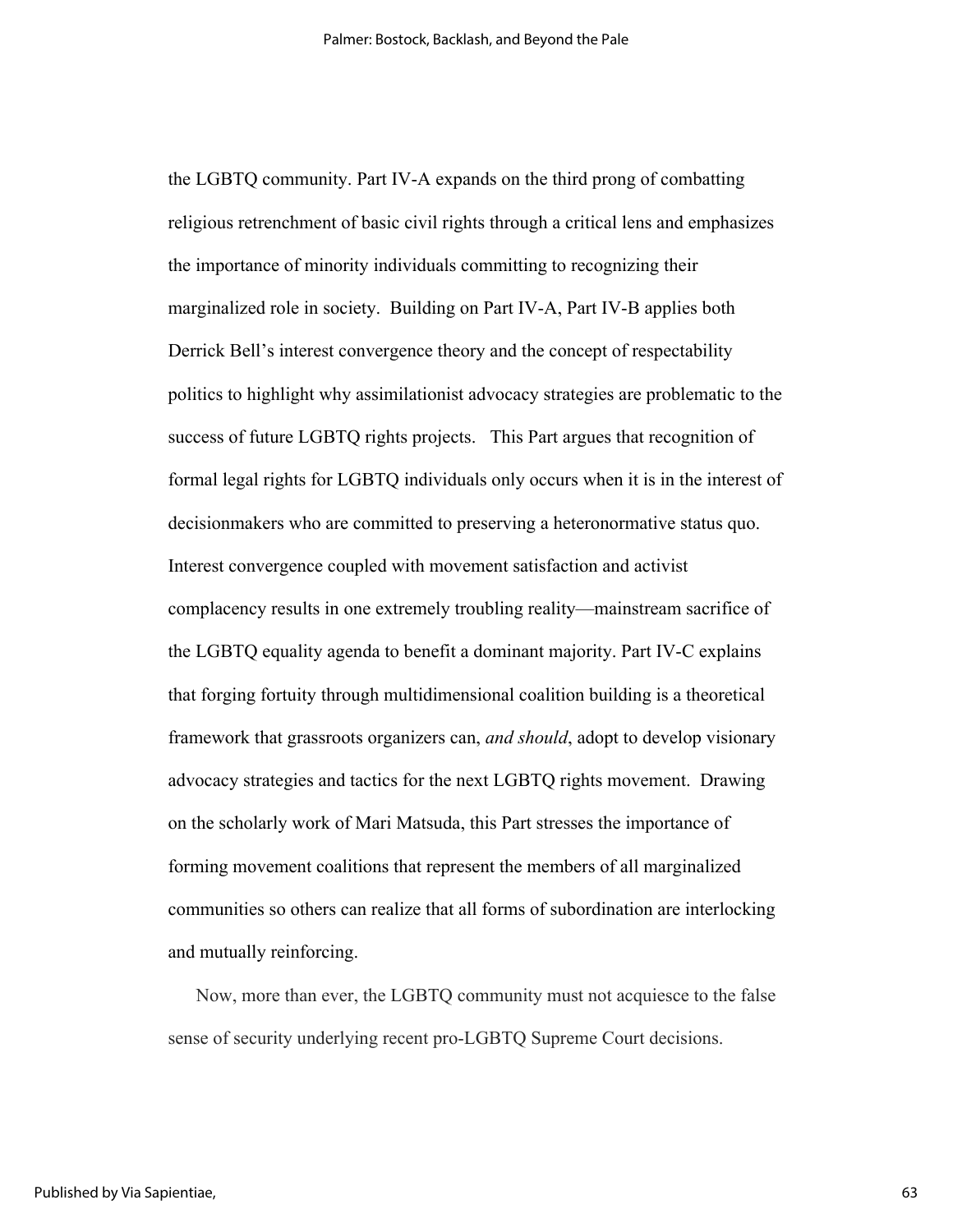the LGBTQ community. Part IV-A expands on the third prong of combatting religious retrenchment of basic civil rights through a critical lens and emphasizes the importance of minority individuals committing to recognizing their marginalized role in society. Building on Part IV-A, Part IV-B applies both Derrick Bell's interest convergence theory and the concept of respectability politics to highlight why assimilationist advocacy strategies are problematic to the success of future LGBTQ rights projects. This Part argues that recognition of formal legal rights for LGBTQ individuals only occurs when it is in the interest of decisionmakers who are committed to preserving a heteronormative status quo. Interest convergence coupled with movement satisfaction and activist complacency results in one extremely troubling reality—mainstream sacrifice of the LGBTQ equality agenda to benefit a dominant majority. Part IV-C explains that forging fortuity through multidimensional coalition building is a theoretical framework that grassroots organizers can, *and should*, adopt to develop visionary advocacy strategies and tactics for the next LGBTQ rights movement. Drawing on the scholarly work of Mari Matsuda, this Part stresses the importance of forming movement coalitions that represent the members of all marginalized communities so others can realize that all forms of subordination are interlocking and mutually reinforcing.

Now, more than ever, the LGBTQ community must not acquiesce to the false sense of security underlying recent pro-LGBTQ Supreme Court decisions.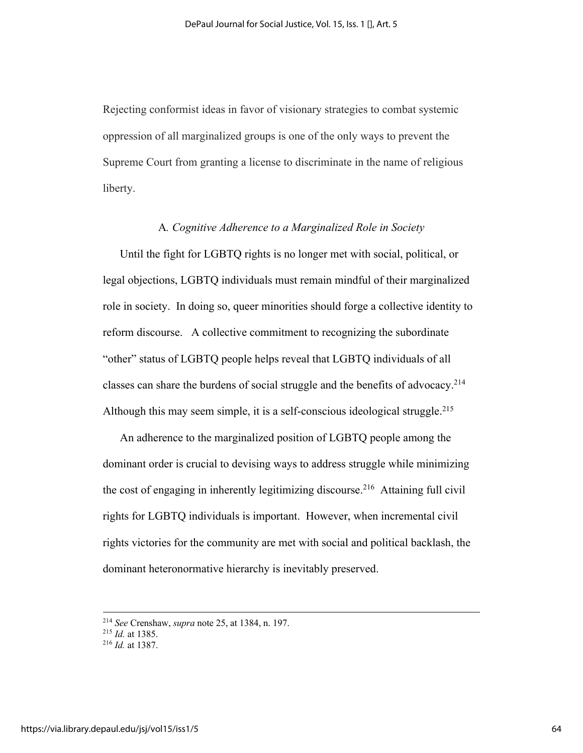Rejecting conformist ideas in favor of visionary strategies to combat systemic oppression of all marginalized groups is one of the only ways to prevent the Supreme Court from granting a license to discriminate in the name of religious liberty.

### A. *Cognitive Adherence to a Marginalized Role in Society*

Until the fight for LGBTQ rights is no longer met with social, political, or legal objections, LGBTQ individuals must remain mindful of their marginalized role in society. In doing so, queer minorities should forge a collective identity to reform discourse. A collective commitment to recognizing the subordinate "other" status of LGBTQ people helps reveal that LGBTQ individuals of all classes can share the burdens of social struggle and the benefits of advocacy.[214] Although this may seem simple, it is a self-conscious ideological struggle.[215]

An adherence to the marginalized position of LGBTQ people among the dominant order is crucial to devising ways to address struggle while minimizing the cost of engaging in inherently legitimizing discourse.[216] Attaining full civil rights for LGBTQ individuals is important. However, when incremental civil rights victories for the community are met with social and political backlash, the dominant heteronormative hierarchy is inevitably preserved.

---

[214] *See* Crenshaw, *supra* note 25, at 1384, n. 197.
[215] *Id.* at 1385.
[216] *Id.* at 1387.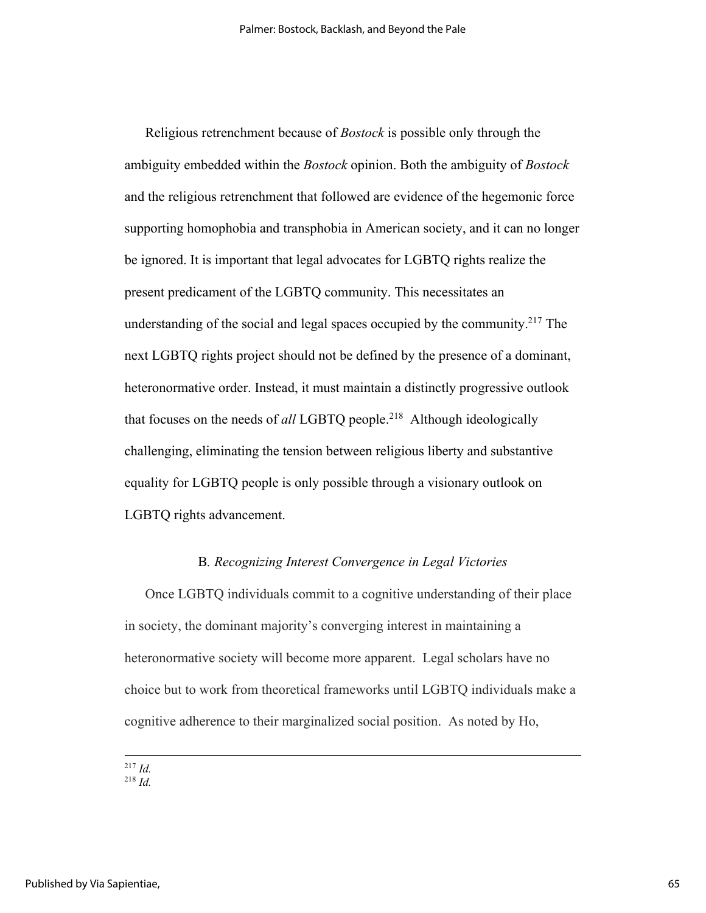Religious retrenchment because of *Bostock* is possible only through the ambiguity embedded within the *Bostock* opinion. Both the ambiguity of *Bostock* and the religious retrenchment that followed are evidence of the hegemonic force supporting homophobia and transphobia in American society, and it can no longer be ignored. It is important that legal advocates for LGBTQ rights realize the present predicament of the LGBTQ community. This necessitates an understanding of the social and legal spaces occupied by the community.[217] The next LGBTQ rights project should not be defined by the presence of a dominant, heteronormative order. Instead, it must maintain a distinctly progressive outlook that focuses on the needs of *all* LGBTQ people.[218] Although ideologically challenging, eliminating the tension between religious liberty and substantive equality for LGBTQ people is only possible through a visionary outlook on LGBTQ rights advancement.

### B. *Recognizing Interest Convergence in Legal Victories*

Once LGBTQ individuals commit to a cognitive understanding of their place in society, the dominant majority's converging interest in maintaining a heteronormative society will become more apparent. Legal scholars have no choice but to work from theoretical frameworks until LGBTQ individuals make a cognitive adherence to their marginalized social position. As noted by Ho,

---

[217] *Id.*
[218] *Id.*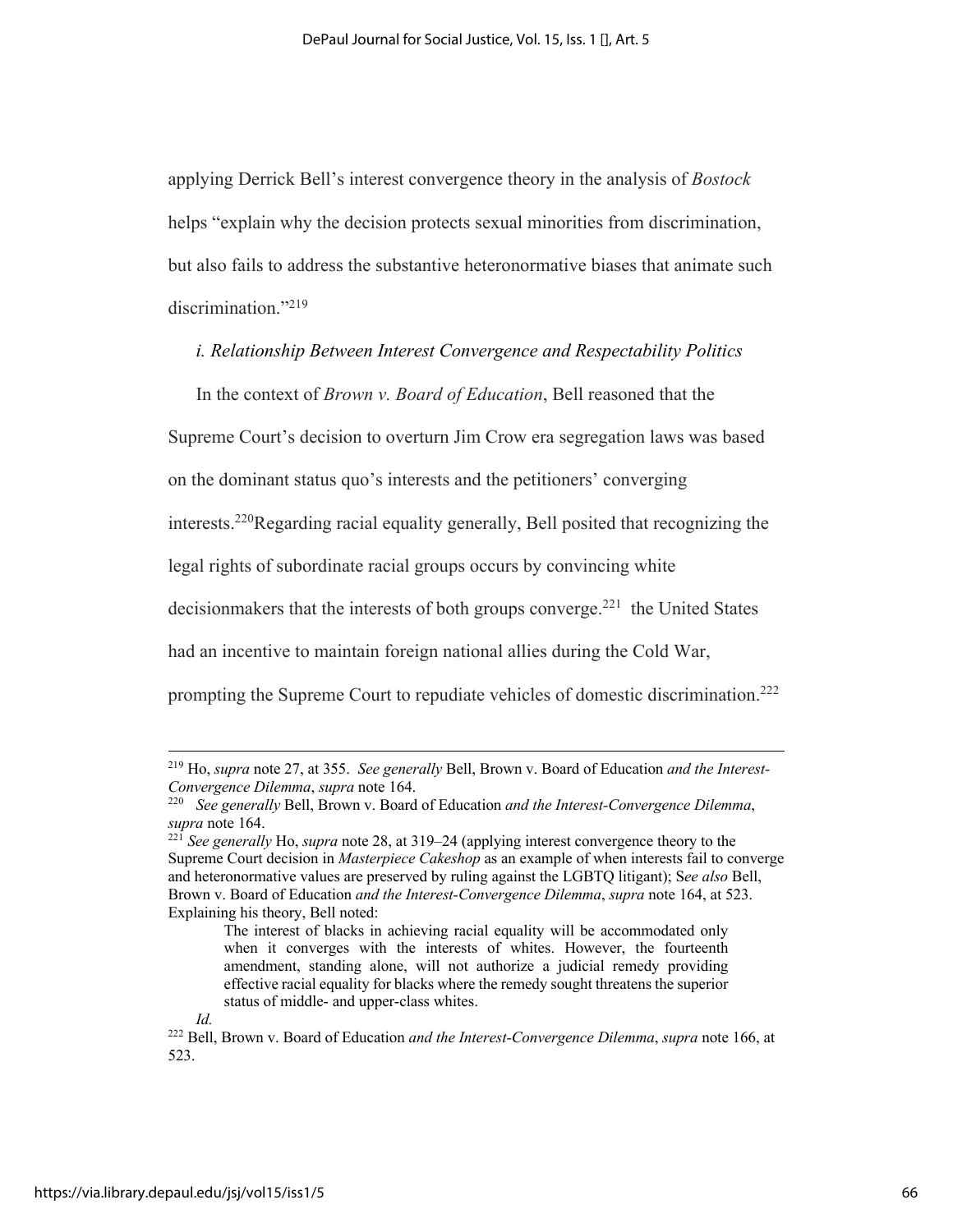applying Derrick Bell's interest convergence theory in the analysis of *Bostock* helps "explain why the decision protects sexual minorities from discrimination, but also fails to address the substantive heteronormative biases that animate such discrimination."[219]

*i. Relationship Between Interest Convergence and Respectability Politics*

In the context of *Brown v. Board of Education*, Bell reasoned that the Supreme Court's decision to overturn Jim Crow era segregation laws was based on the dominant status quo's interests and the petitioners' converging interests.[220]Regarding racial equality generally, Bell posited that recognizing the legal rights of subordinate racial groups occurs by convincing white decisionmakers that the interests of both groups converge.[221] the United States had an incentive to maintain foreign national allies during the Cold War, prompting the Supreme Court to repudiate vehicles of domestic discrimination.[222]

---

[219] Ho, *supra* note 27, at 355. *See generally* Bell, Brown v. Board of Education *and the Interest-Convergence Dilemma*, *supra* note 164.

[220] *See generally* Bell, Brown v. Board of Education *and the Interest-Convergence Dilemma*, *supra* note 164.

[221] *See generally* Ho, *supra* note 28, at 319–24 (applying interest convergence theory to the Supreme Court decision in *Masterpiece Cakeshop* as an example of when interests fail to converge and heteronormative values are preserved by ruling against the LGBTQ litigant); S*ee also* Bell, Brown v. Board of Education *and the Interest-Convergence Dilemma*, *supra* note 164, at 523. Explaining his theory, Bell noted:

> The interest of blacks in achieving racial equality will be accommodated only when it converges with the interests of whites. However, the fourteenth amendment, standing alone, will not authorize a judicial remedy providing effective racial equality for blacks where the remedy sought threatens the superior status of middle- and upper-class whites.

*Id.*

[222] Bell, Brown v. Board of Education *and the Interest-Convergence Dilemma*, *supra* note 166, at 523.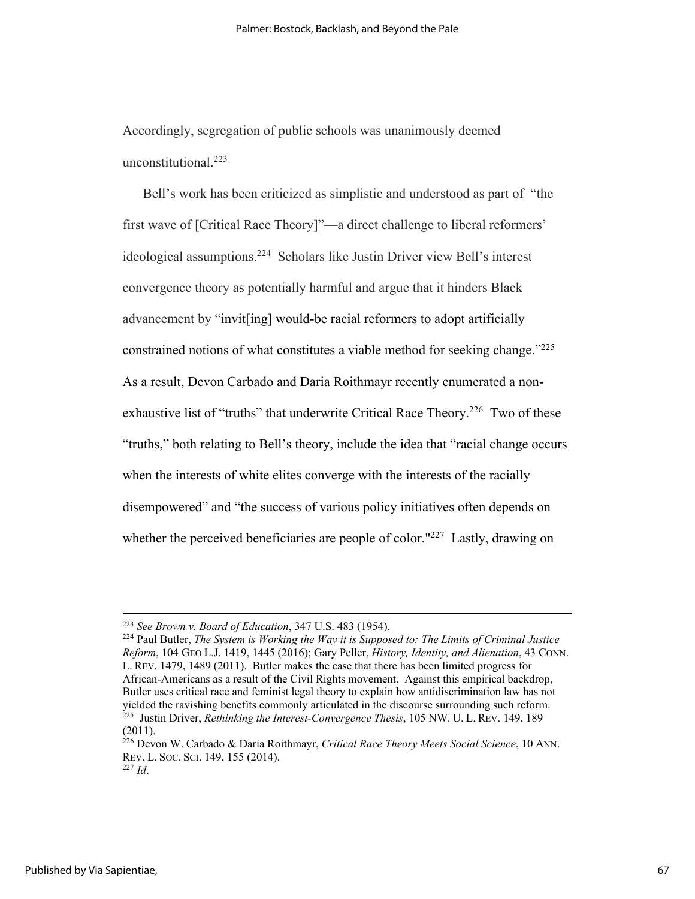Accordingly, segregation of public schools was unanimously deemed unconstitutional.[223]

Bell's work has been criticized as simplistic and understood as part of "the first wave of [Critical Race Theory]"—a direct challenge to liberal reformers' ideological assumptions.[224] Scholars like Justin Driver view Bell's interest convergence theory as potentially harmful and argue that it hinders Black advancement by "invit[ing] would-be racial reformers to adopt artificially constrained notions of what constitutes a viable method for seeking change."[225] As a result, Devon Carbado and Daria Roithmayr recently enumerated a non-exhaustive list of "truths" that underwrite Critical Race Theory.[226] Two of these "truths," both relating to Bell's theory, include the idea that "racial change occurs when the interests of white elites converge with the interests of the racially disempowered" and "the success of various policy initiatives often depends on whether the perceived beneficiaries are people of color."[227] Lastly, drawing on

---

[223] *See Brown v. Board of Education*, 347 U.S. 483 (1954).

[224] Paul Butler, *The System is Working the Way it is Supposed to: The Limits of Criminal Justice Reform*, 104 GEO L.J. 1419, 1445 (2016); Gary Peller, *History, Identity, and Alienation*, 43 CONN. L. REV. 1479, 1489 (2011). Butler makes the case that there has been limited progress for African-Americans as a result of the Civil Rights movement. Against this empirical backdrop, Butler uses critical race and feminist legal theory to explain how antidiscrimination law has not yielded the ravishing benefits commonly articulated in the discourse surrounding such reform.

[225] Justin Driver, *Rethinking the Interest-Convergence Thesis*, 105 NW. U. L. REV. 149, 189 (2011).

[226] Devon W. Carbado & Daria Roithmayr, *Critical Race Theory Meets Social Science*, 10 ANN. REV. L. SOC. SCI. 149, 155 (2014).

[227] *Id*.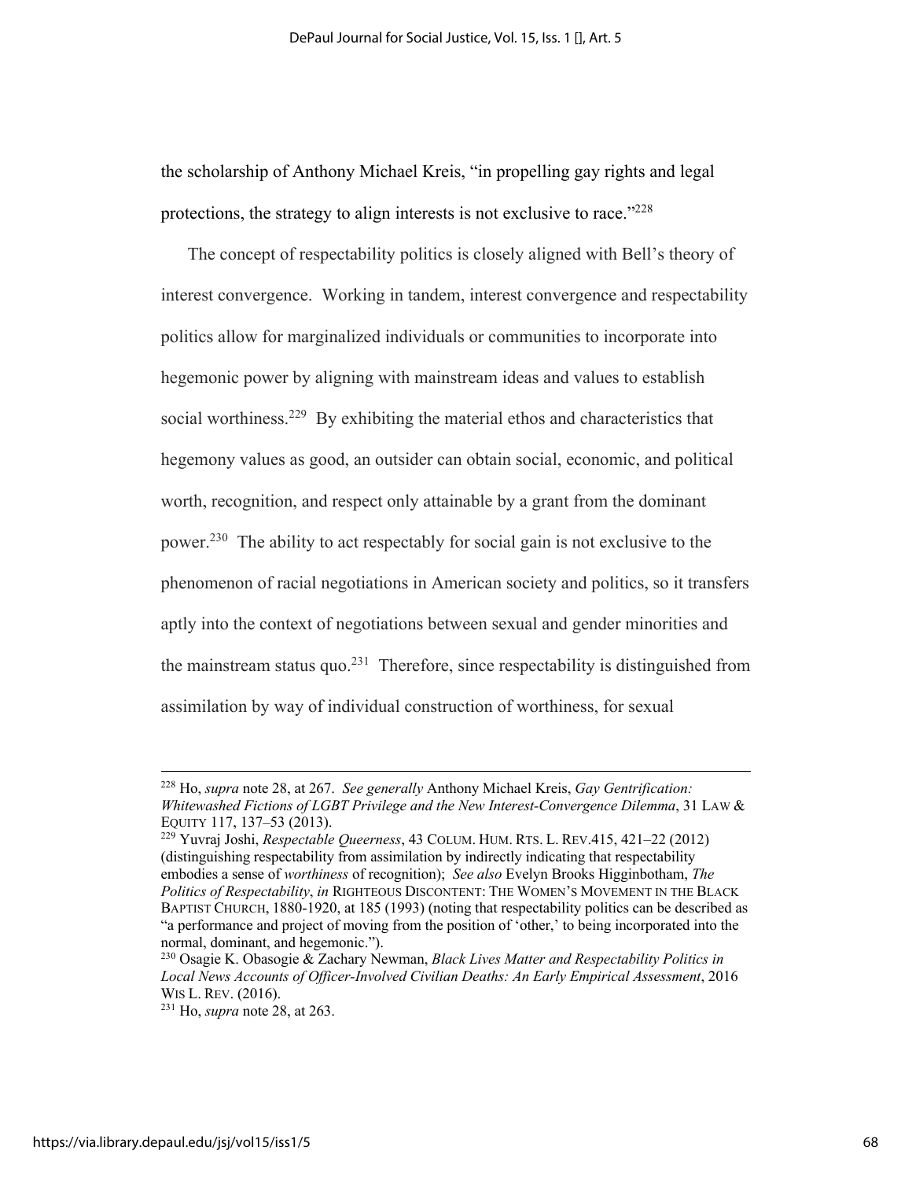the scholarship of Anthony Michael Kreis, "in propelling gay rights and legal protections, the strategy to align interests is not exclusive to race."[228]

The concept of respectability politics is closely aligned with Bell's theory of interest convergence. Working in tandem, interest convergence and respectability politics allow for marginalized individuals or communities to incorporate into hegemonic power by aligning with mainstream ideas and values to establish social worthiness.[229] By exhibiting the material ethos and characteristics that hegemony values as good, an outsider can obtain social, economic, and political worth, recognition, and respect only attainable by a grant from the dominant power.[230] The ability to act respectably for social gain is not exclusive to the phenomenon of racial negotiations in American society and politics, so it transfers aptly into the context of negotiations between sexual and gender minorities and the mainstream status quo.[231] Therefore, since respectability is distinguished from assimilation by way of individual construction of worthiness, for sexual

---

[228] Ho, *supra* note 28, at 267. *See generally* Anthony Michael Kreis, *Gay Gentrification: Whitewashed Fictions of LGBT Privilege and the New Interest-Convergence Dilemma*, 31 LAW & EQUITY 117, 137–53 (2013).

[229] Yuvraj Joshi, *Respectable Queerness*, 43 COLUM. HUM. RTS. L. REV.415, 421–22 (2012) (distinguishing respectability from assimilation by indirectly indicating that respectability embodies a sense of *worthiness* of recognition); *See also* Evelyn Brooks Higginbotham, *The Politics of Respectability*, *in* RIGHTEOUS DISCONTENT: THE WOMEN'S MOVEMENT IN THE BLACK BAPTIST CHURCH, 1880-1920, at 185 (1993) (noting that respectability politics can be described as "a performance and project of moving from the position of 'other,' to being incorporated into the normal, dominant, and hegemonic.").

[230] Osagie K. Obasogie & Zachary Newman, *Black Lives Matter and Respectability Politics in Local News Accounts of Officer-Involved Civilian Deaths: An Early Empirical Assessment*, 2016 WIS L. REV. (2016).

[231] Ho, *supra* note 28, at 263.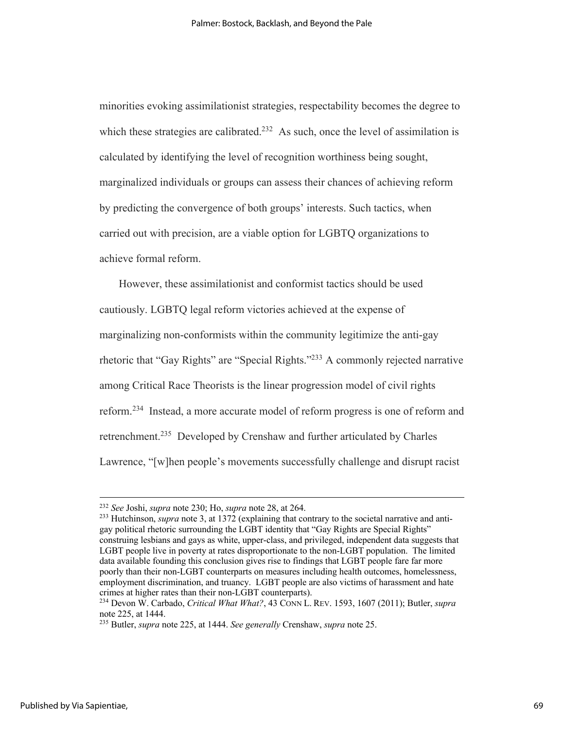minorities evoking assimilationist strategies, respectability becomes the degree to which these strategies are calibrated.[232] As such, once the level of assimilation is calculated by identifying the level of recognition worthiness being sought, marginalized individuals or groups can assess their chances of achieving reform by predicting the convergence of both groups' interests. Such tactics, when carried out with precision, are a viable option for LGBTQ organizations to achieve formal reform.

However, these assimilationist and conformist tactics should be used cautiously. LGBTQ legal reform victories achieved at the expense of marginalizing non-conformists within the community legitimize the anti-gay rhetoric that "Gay Rights" are "Special Rights."[233] A commonly rejected narrative among Critical Race Theorists is the linear progression model of civil rights reform.[234] Instead, a more accurate model of reform progress is one of reform and retrenchment.[235] Developed by Crenshaw and further articulated by Charles Lawrence, "[w]hen people's movements successfully challenge and disrupt racist

---

[232] *See* Joshi, *supra* note 230; Ho, *supra* note 28, at 264.

[233] Hutchinson, *supra* note 3, at 1372 (explaining that contrary to the societal narrative and anti-gay political rhetoric surrounding the LGBT identity that "Gay Rights are Special Rights" construing lesbians and gays as white, upper-class, and privileged, independent data suggests that LGBT people live in poverty at rates disproportionate to the non-LGBT population. The limited data available founding this conclusion gives rise to findings that LGBT people fare far more poorly than their non-LGBT counterparts on measures including health outcomes, homelessness, employment discrimination, and truancy. LGBT people are also victims of harassment and hate crimes at higher rates than their non-LGBT counterparts).

[234] Devon W. Carbado, *Critical What What?*, 43 CONN L. REV. 1593, 1607 (2011); Butler, *supra* note 225, at 1444.

[235] Butler, *supra* note 225, at 1444. *See generally* Crenshaw, *supra* note 25.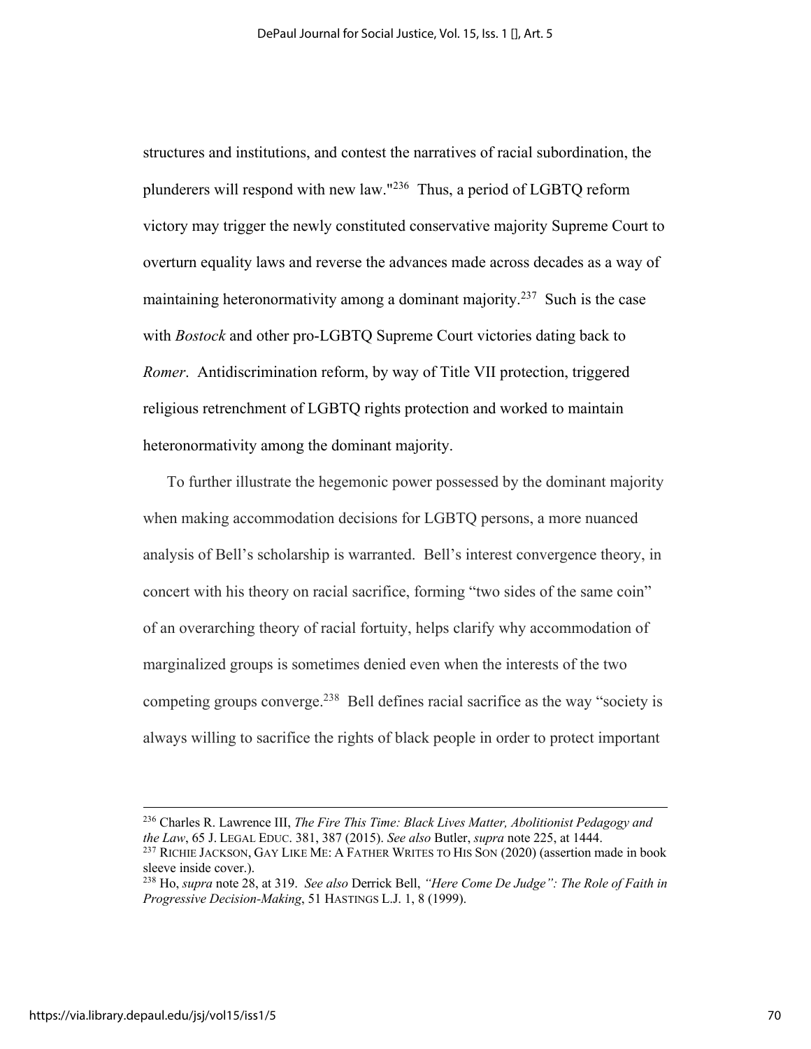structures and institutions, and contest the narratives of racial subordination, the plunderers will respond with new law."[236] Thus, a period of LGBTQ reform victory may trigger the newly constituted conservative majority Supreme Court to overturn equality laws and reverse the advances made across decades as a way of maintaining heteronormativity among a dominant majority.[237] Such is the case with *Bostock* and other pro-LGBTQ Supreme Court victories dating back to *Romer*. Antidiscrimination reform, by way of Title VII protection, triggered religious retrenchment of LGBTQ rights protection and worked to maintain heteronormativity among the dominant majority.

To further illustrate the hegemonic power possessed by the dominant majority when making accommodation decisions for LGBTQ persons, a more nuanced analysis of Bell's scholarship is warranted. Bell's interest convergence theory, in concert with his theory on racial sacrifice, forming "two sides of the same coin" of an overarching theory of racial fortuity, helps clarify why accommodation of marginalized groups is sometimes denied even when the interests of the two competing groups converge.[238] Bell defines racial sacrifice as the way "society is always willing to sacrifice the rights of black people in order to protect important

---

[236] Charles R. Lawrence III, *The Fire This Time: Black Lives Matter, Abolitionist Pedagogy and the Law*, 65 J. LEGAL EDUC. 381, 387 (2015). *See also* Butler, *supra* note 225, at 1444.

[237] RICHIE JACKSON, GAY LIKE ME: A FATHER WRITES TO HIS SON (2020) (assertion made in book sleeve inside cover.).

[238] Ho, *supra* note 28, at 319. *See also* Derrick Bell, *"Here Come De Judge": The Role of Faith in Progressive Decision-Making*, 51 HASTINGS L.J. 1, 8 (1999).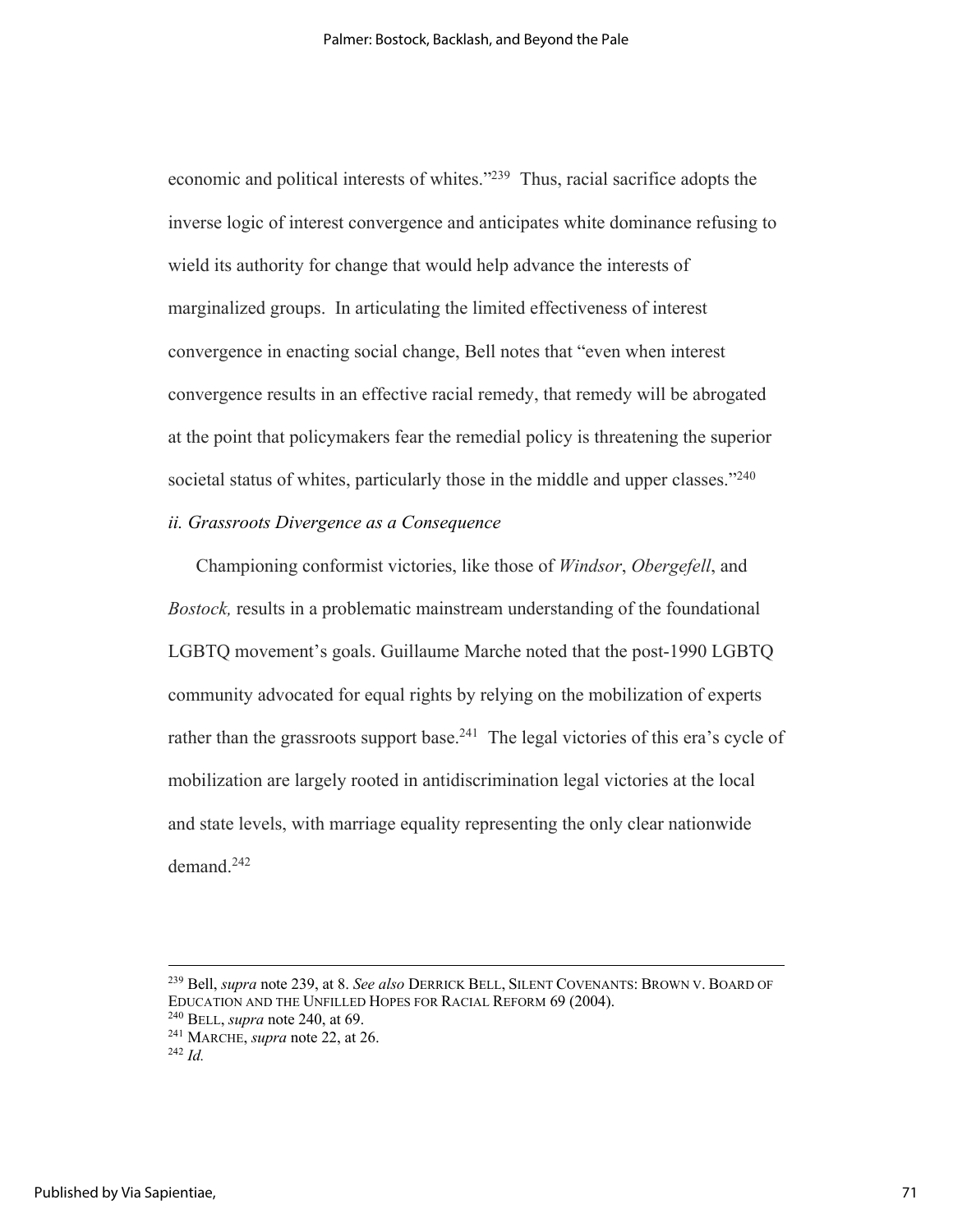economic and political interests of whites."[239] Thus, racial sacrifice adopts the inverse logic of interest convergence and anticipates white dominance refusing to wield its authority for change that would help advance the interests of marginalized groups. In articulating the limited effectiveness of interest convergence in enacting social change, Bell notes that "even when interest convergence results in an effective racial remedy, that remedy will be abrogated at the point that policymakers fear the remedial policy is threatening the superior societal status of whites, particularly those in the middle and upper classes."[240]

*ii. Grassroots Divergence as a Consequence*

Championing conformist victories, like those of *Windsor*, *Obergefell*, and *Bostock,* results in a problematic mainstream understanding of the foundational LGBTQ movement's goals. Guillaume Marche noted that the post-1990 LGBTQ community advocated for equal rights by relying on the mobilization of experts rather than the grassroots support base.[241] The legal victories of this era's cycle of mobilization are largely rooted in antidiscrimination legal victories at the local and state levels, with marriage equality representing the only clear nationwide demand.[242]

---

[239] Bell, *supra* note 239, at 8. *See also* DERRICK BELL, SILENT COVENANTS: BROWN V. BOARD OF EDUCATION AND THE UNFILLED HOPES FOR RACIAL REFORM 69 (2004).

[240] BELL, *supra* note 240, at 69.

[241] MARCHE, *supra* note 22, at 26.

[242] *Id.*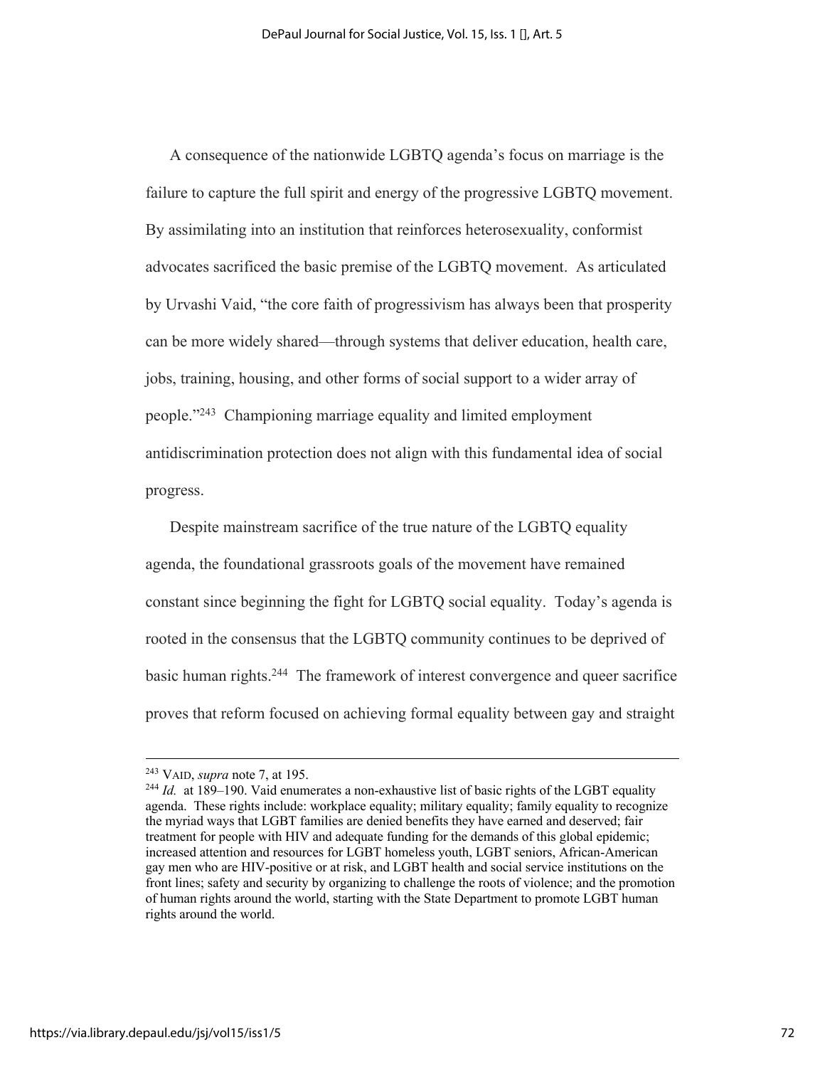A consequence of the nationwide LGBTQ agenda's focus on marriage is the failure to capture the full spirit and energy of the progressive LGBTQ movement. By assimilating into an institution that reinforces heterosexuality, conformist advocates sacrificed the basic premise of the LGBTQ movement. As articulated by Urvashi Vaid, "the core faith of progressivism has always been that prosperity can be more widely shared—through systems that deliver education, health care, jobs, training, housing, and other forms of social support to a wider array of people."[243] Championing marriage equality and limited employment antidiscrimination protection does not align with this fundamental idea of social progress.

Despite mainstream sacrifice of the true nature of the LGBTQ equality agenda, the foundational grassroots goals of the movement have remained constant since beginning the fight for LGBTQ social equality. Today's agenda is rooted in the consensus that the LGBTQ community continues to be deprived of basic human rights.[244] The framework of interest convergence and queer sacrifice proves that reform focused on achieving formal equality between gay and straight

---

[243] VAID, *supra* note 7, at 195.

[244] *Id.* at 189–190. Vaid enumerates a non-exhaustive list of basic rights of the LGBT equality agenda. These rights include: workplace equality; military equality; family equality to recognize the myriad ways that LGBT families are denied benefits they have earned and deserved; fair treatment for people with HIV and adequate funding for the demands of this global epidemic; increased attention and resources for LGBT homeless youth, LGBT seniors, African-American gay men who are HIV-positive or at risk, and LGBT health and social service institutions on the front lines; safety and security by organizing to challenge the roots of violence; and the promotion of human rights around the world, starting with the State Department to promote LGBT human rights around the world.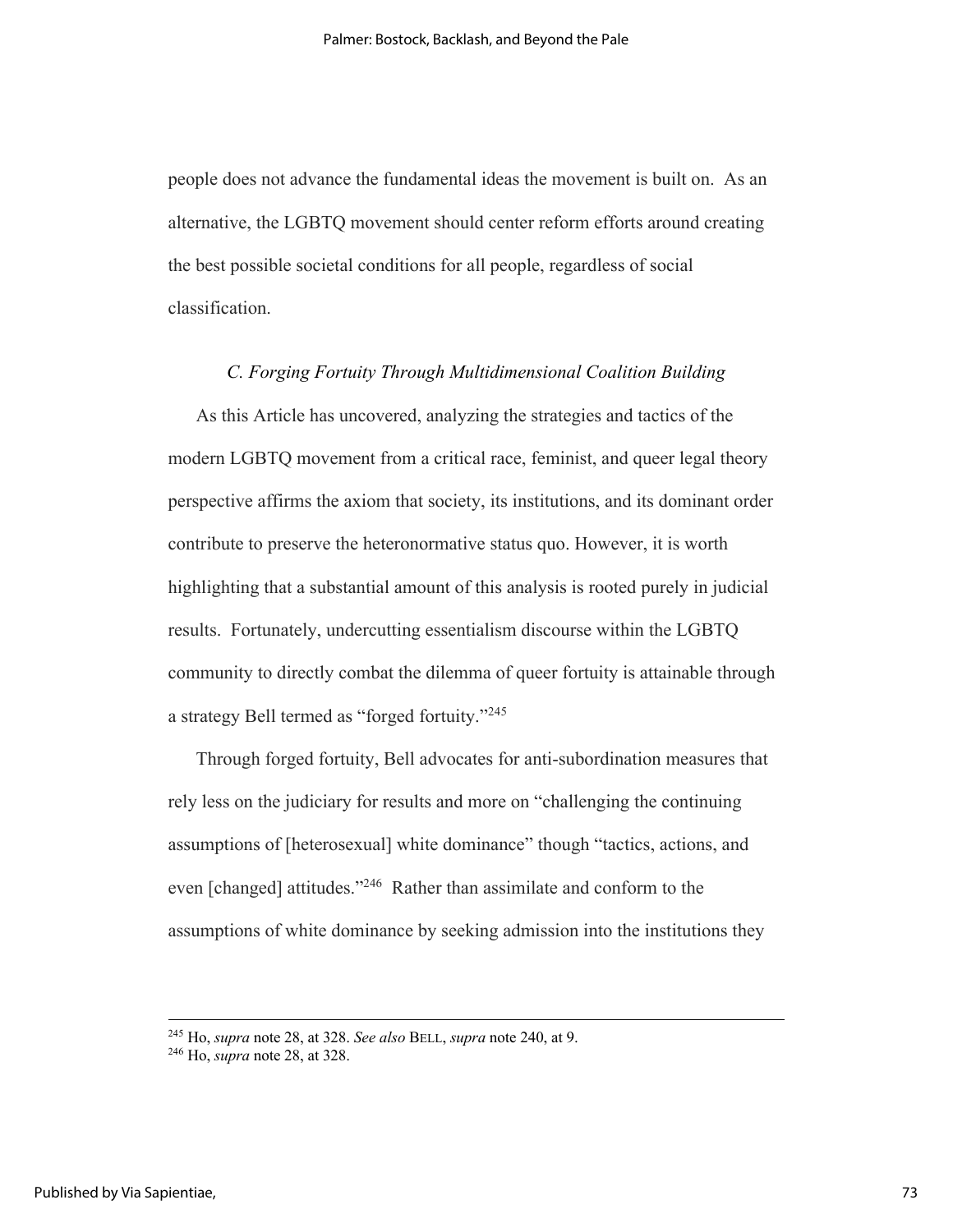people does not advance the fundamental ideas the movement is built on. As an alternative, the LGBTQ movement should center reform efforts around creating the best possible societal conditions for all people, regardless of social classification.

### *C. Forging Fortuity Through Multidimensional Coalition Building*

As this Article has uncovered, analyzing the strategies and tactics of the modern LGBTQ movement from a critical race, feminist, and queer legal theory perspective affirms the axiom that society, its institutions, and its dominant order contribute to preserve the heteronormative status quo. However, it is worth highlighting that a substantial amount of this analysis is rooted purely in judicial results. Fortunately, undercutting essentialism discourse within the LGBTQ community to directly combat the dilemma of queer fortuity is attainable through a strategy Bell termed as "forged fortuity."[245]

Through forged fortuity, Bell advocates for anti-subordination measures that rely less on the judiciary for results and more on "challenging the continuing assumptions of [heterosexual] white dominance" though "tactics, actions, and even [changed] attitudes."[246] Rather than assimilate and conform to the assumptions of white dominance by seeking admission into the institutions they

---

[245] Ho, *supra* note 28, at 328. *See also* BELL, *supra* note 240, at 9.

[246] Ho, *supra* note 28, at 328.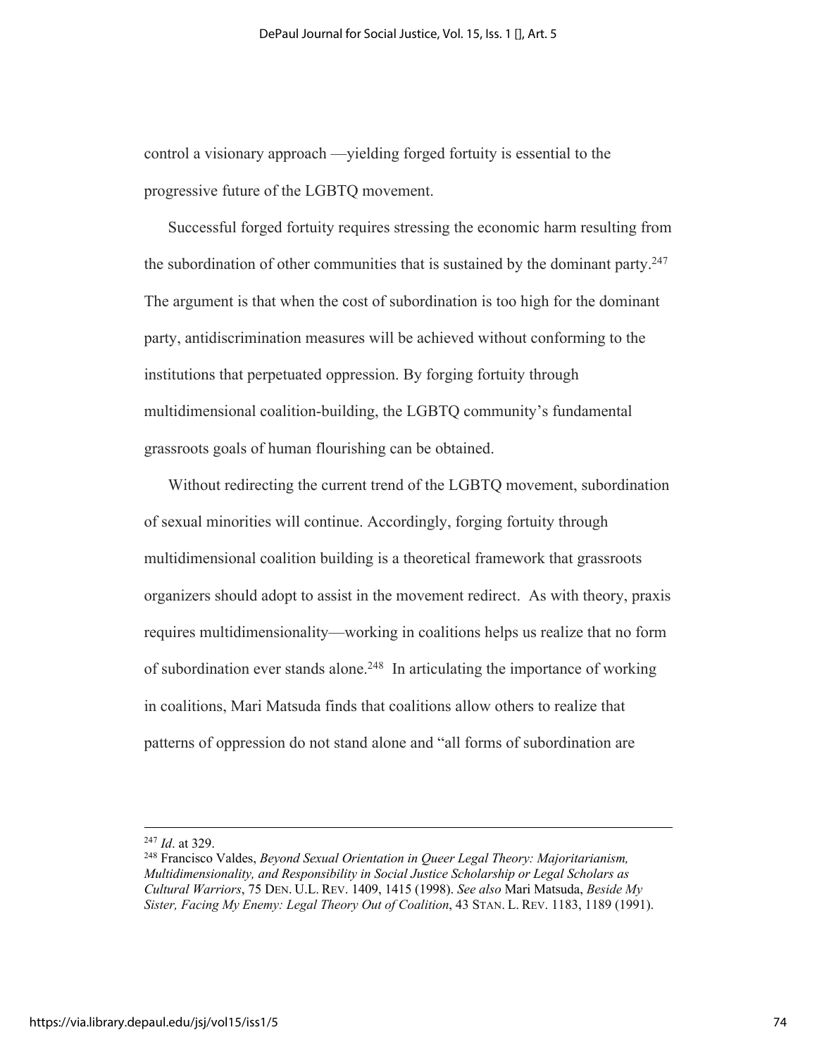control a visionary approach —yielding forged fortuity is essential to the progressive future of the LGBTQ movement.

Successful forged fortuity requires stressing the economic harm resulting from the subordination of other communities that is sustained by the dominant party.[247] The argument is that when the cost of subordination is too high for the dominant party, antidiscrimination measures will be achieved without conforming to the institutions that perpetuated oppression. By forging fortuity through multidimensional coalition-building, the LGBTQ community's fundamental grassroots goals of human flourishing can be obtained.

Without redirecting the current trend of the LGBTQ movement, subordination of sexual minorities will continue. Accordingly, forging fortuity through multidimensional coalition building is a theoretical framework that grassroots organizers should adopt to assist in the movement redirect. As with theory, praxis requires multidimensionality—working in coalitions helps us realize that no form of subordination ever stands alone.[248] In articulating the importance of working in coalitions, Mari Matsuda finds that coalitions allow others to realize that patterns of oppression do not stand alone and "all forms of subordination are

---

[247] *Id*. at 329.

[248] Francisco Valdes, *Beyond Sexual Orientation in Queer Legal Theory: Majoritarianism, Multidimensionality, and Responsibility in Social Justice Scholarship or Legal Scholars as Cultural Warriors*, 75 DEN. U.L. REV. 1409, 1415 (1998). *See also* Mari Matsuda, *Beside My Sister, Facing My Enemy: Legal Theory Out of Coalition*, 43 STAN. L. REV. 1183, 1189 (1991).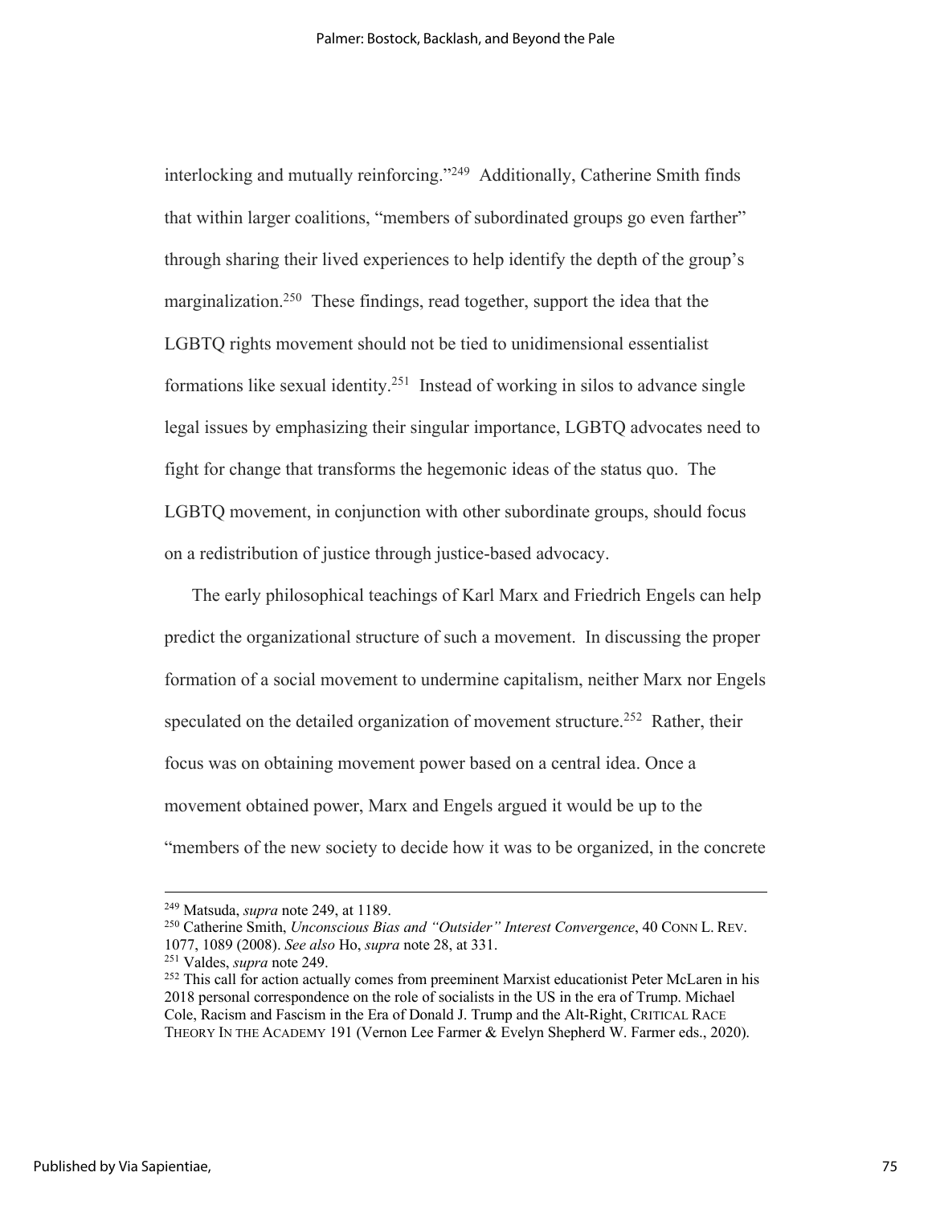interlocking and mutually reinforcing."[249] Additionally, Catherine Smith finds that within larger coalitions, "members of subordinated groups go even farther" through sharing their lived experiences to help identify the depth of the group's marginalization.[250] These findings, read together, support the idea that the LGBTQ rights movement should not be tied to unidimensional essentialist formations like sexual identity.[251] Instead of working in silos to advance single legal issues by emphasizing their singular importance, LGBTQ advocates need to fight for change that transforms the hegemonic ideas of the status quo. The LGBTQ movement, in conjunction with other subordinate groups, should focus on a redistribution of justice through justice-based advocacy.

The early philosophical teachings of Karl Marx and Friedrich Engels can help predict the organizational structure of such a movement. In discussing the proper formation of a social movement to undermine capitalism, neither Marx nor Engels speculated on the detailed organization of movement structure.[252] Rather, their focus was on obtaining movement power based on a central idea. Once a movement obtained power, Marx and Engels argued it would be up to the "members of the new society to decide how it was to be organized, in the concrete

---

[249] Matsuda, *supra* note 249, at 1189.

[250] Catherine Smith, *Unconscious Bias and "Outsider" Interest Convergence*, 40 CONN L. REV. 1077, 1089 (2008). *See also* Ho, *supra* note 28, at 331.

[251] Valdes, *supra* note 249.

[252] This call for action actually comes from preeminent Marxist educationist Peter McLaren in his 2018 personal correspondence on the role of socialists in the US in the era of Trump. Michael Cole, Racism and Fascism in the Era of Donald J. Trump and the Alt-Right, CRITICAL RACE THEORY IN THE ACADEMY 191 (Vernon Lee Farmer & Evelyn Shepherd W. Farmer eds., 2020).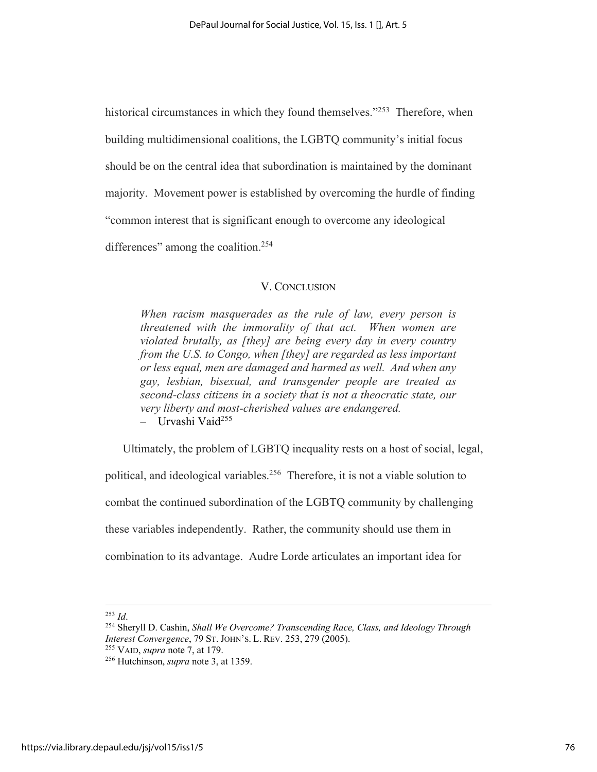historical circumstances in which they found themselves."[253] Therefore, when building multidimensional coalitions, the LGBTQ community's initial focus should be on the central idea that subordination is maintained by the dominant majority. Movement power is established by overcoming the hurdle of finding "common interest that is significant enough to overcome any ideological differences" among the coalition.[254]

## V. Conclusion

> *When racism masquerades as the rule of law, every person is threatened with the immorality of that act. When women are violated brutally, as [they] are being every day in every country from the U.S. to Congo, when [they] are regarded as less important or less equal, men are damaged and harmed as well. And when any gay, lesbian, bisexual, and transgender people are treated as second-class citizens in a society that is not a theocratic state, our very liberty and most-cherished values are endangered.*
> – Urvashi Vaid[255]

Ultimately, the problem of LGBTQ inequality rests on a host of social, legal, political, and ideological variables.[256] Therefore, it is not a viable solution to combat the continued subordination of the LGBTQ community by challenging these variables independently. Rather, the community should use them in combination to its advantage. Audre Lorde articulates an important idea for

---

[253] *Id*.

[254] Sheryll D. Cashin, *Shall We Overcome? Transcending Race, Class, and Ideology Through Interest Convergence*, 79 St. John's L. Rev. 253, 279 (2005).

[255] Vaid, *supra* note 7, at 179.

[256] Hutchinson, *supra* note 3, at 1359.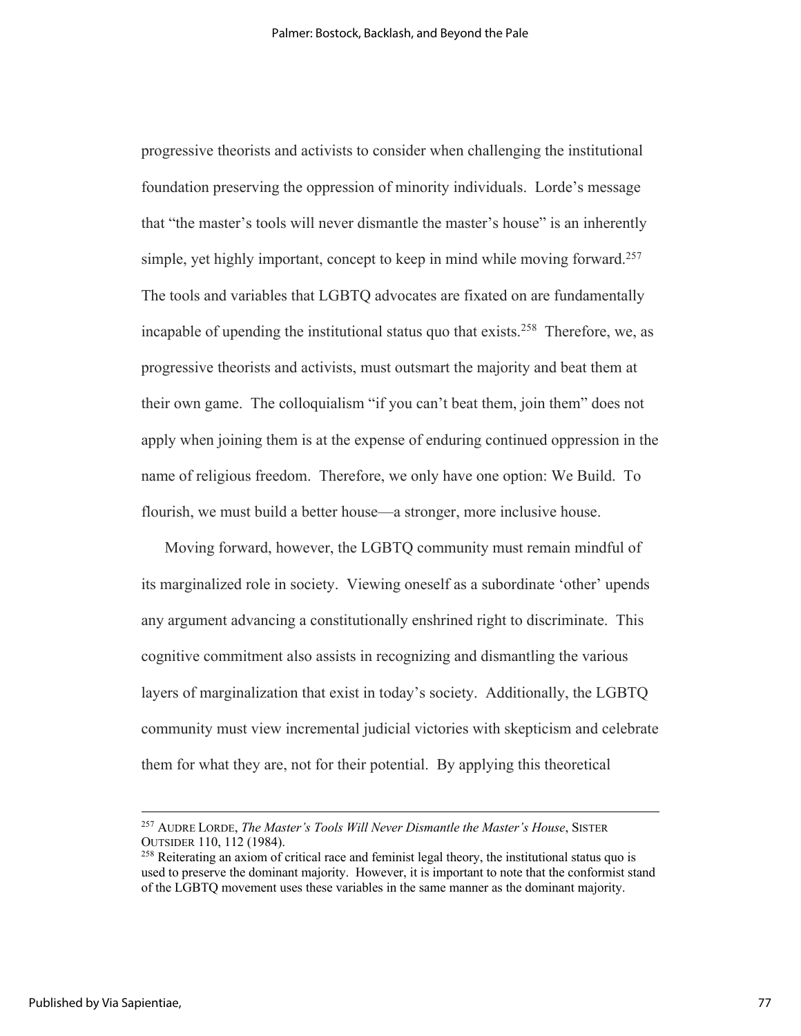progressive theorists and activists to consider when challenging the institutional foundation preserving the oppression of minority individuals. Lorde's message that "the master's tools will never dismantle the master's house" is an inherently simple, yet highly important, concept to keep in mind while moving forward.[257] The tools and variables that LGBTQ advocates are fixated on are fundamentally incapable of upending the institutional status quo that exists.[258] Therefore, we, as progressive theorists and activists, must outsmart the majority and beat them at their own game. The colloquialism "if you can't beat them, join them" does not apply when joining them is at the expense of enduring continued oppression in the name of religious freedom. Therefore, we only have one option: We Build. To flourish, we must build a better house—a stronger, more inclusive house.

Moving forward, however, the LGBTQ community must remain mindful of its marginalized role in society. Viewing oneself as a subordinate 'other' upends any argument advancing a constitutionally enshrined right to discriminate. This cognitive commitment also assists in recognizing and dismantling the various layers of marginalization that exist in today's society. Additionally, the LGBTQ community must view incremental judicial victories with skepticism and celebrate them for what they are, not for their potential. By applying this theoretical

---

[257] AUDRE LORDE, *The Master's Tools Will Never Dismantle the Master's House*, SISTER OUTSIDER 110, 112 (1984).

[258] Reiterating an axiom of critical race and feminist legal theory, the institutional status quo is used to preserve the dominant majority. However, it is important to note that the conformist stand of the LGBTQ movement uses these variables in the same manner as the dominant majority.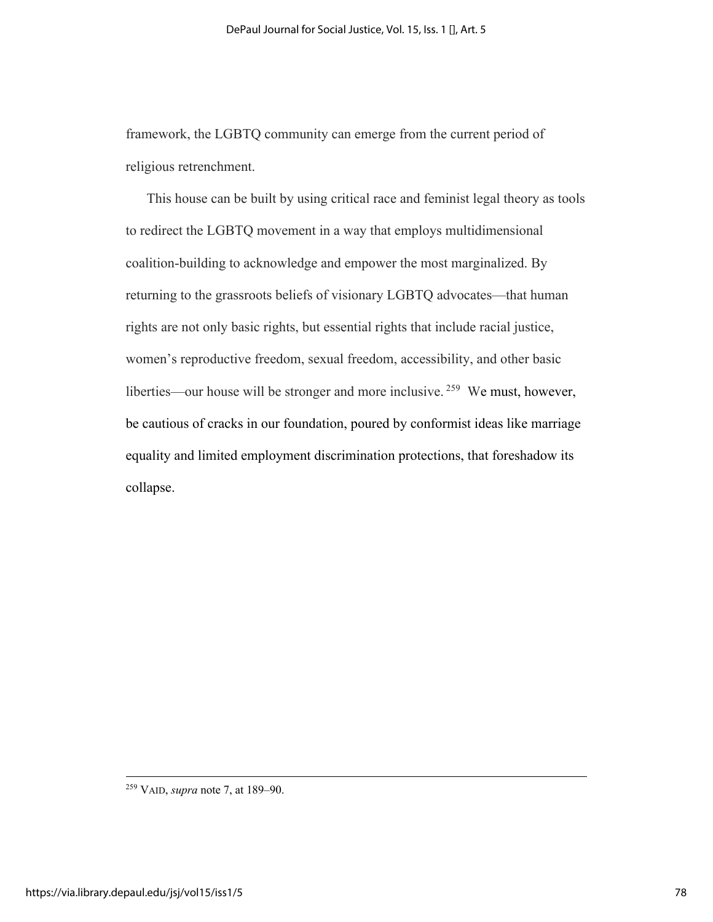framework, the LGBTQ community can emerge from the current period of religious retrenchment.

This house can be built by using critical race and feminist legal theory as tools to redirect the LGBTQ movement in a way that employs multidimensional coalition-building to acknowledge and empower the most marginalized. By returning to the grassroots beliefs of visionary LGBTQ advocates—that human rights are not only basic rights, but essential rights that include racial justice, women's reproductive freedom, sexual freedom, accessibility, and other basic liberties—our house will be stronger and more inclusive.[259] We must, however, be cautious of cracks in our foundation, poured by conformist ideas like marriage equality and limited employment discrimination protections, that foreshadow its collapse.

---

[259] VAID, *supra* note 7, at 189–90.